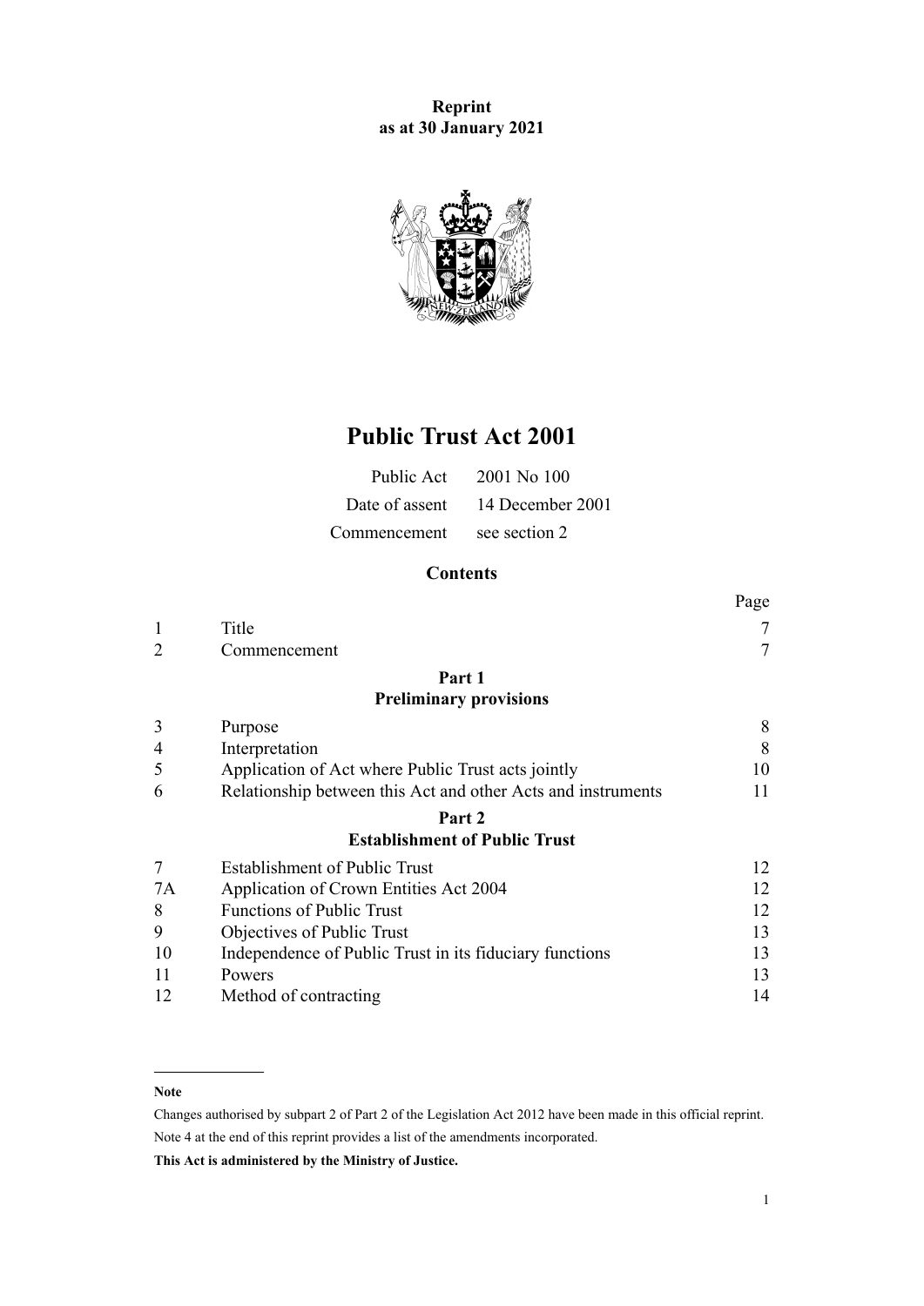**Reprint as at 30 January 2021**

# Public Trust Act 2001

| | |
|---|---|
| Public Act | 2001 No 100 |
| Date of assent | 14 December 2001 |
| Commencement | see section 2 |

## Contents

| | | Page |
|---|---|---|
| 1 | Title | 7 |
| 2 | Commencement | 7 |
| | **Part 1** | |
| | **Preliminary provisions** | |
| 3 | Purpose | 8 |
| 4 | Interpretation | 8 |
| 5 | Application of Act where Public Trust acts jointly | 10 |
| 6 | Relationship between this Act and other Acts and instruments | 11 |
| | **Part 2** | |
| | **Establishment of Public Trust** | |
| 7 | Establishment of Public Trust | 12 |
| 7A | Application of Crown Entities Act 2004 | 12 |
| 8 | Functions of Public Trust | 12 |
| 9 | Objectives of Public Trust | 13 |
| 10 | Independence of Public Trust in its fiduciary functions | 13 |
| 11 | Powers | 13 |
| 12 | Method of contracting | 14 |

---

**Note**

Changes authorised by subpart 2 of Part 2 of the Legislation Act 2012 have been made in this official reprint.

Note 4 at the end of this reprint provides a list of the amendments incorporated.

**This Act is administered by the Ministry of Justice.**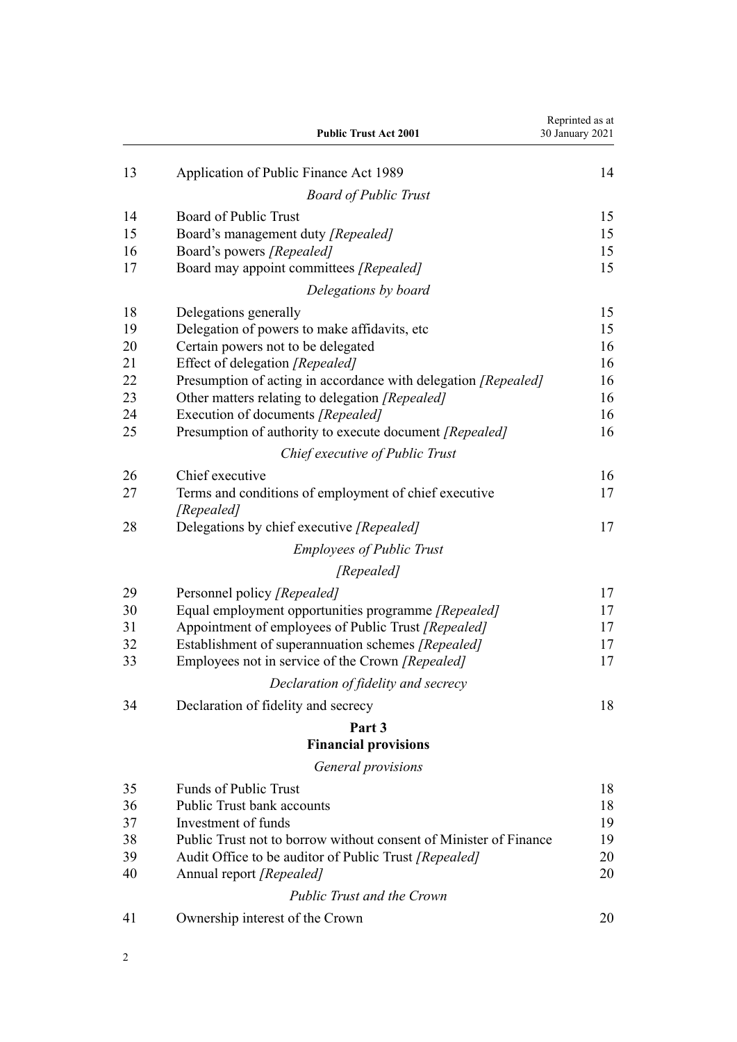| | | |
|---|---|---|
| 13 | Application of Public Finance Act 1989 | 14 |
| | *Board of Public Trust* | |
| 14 | Board of Public Trust | 15 |
| 15 | Board's management duty *[Repealed]* | 15 |
| 16 | Board's powers *[Repealed]* | 15 |
| 17 | Board may appoint committees *[Repealed]* | 15 |
| | *Delegations by board* | |
| 18 | Delegations generally | 15 |
| 19 | Delegation of powers to make affidavits, etc | 15 |
| 20 | Certain powers not to be delegated | 16 |
| 21 | Effect of delegation *[Repealed]* | 16 |
| 22 | Presumption of acting in accordance with delegation *[Repealed]* | 16 |
| 23 | Other matters relating to delegation *[Repealed]* | 16 |
| 24 | Execution of documents *[Repealed]* | 16 |
| 25 | Presumption of authority to execute document *[Repealed]* | 16 |
| | *Chief executive of Public Trust* | |
| 26 | Chief executive | 16 |
| 27 | Terms and conditions of employment of chief executive *[Repealed]* | 17 |
| 28 | Delegations by chief executive *[Repealed]* | 17 |
| | *Employees of Public Trust* | |
| | *[Repealed]* | |
| 29 | Personnel policy *[Repealed]* | 17 |
| 30 | Equal employment opportunities programme *[Repealed]* | 17 |
| 31 | Appointment of employees of Public Trust *[Repealed]* | 17 |
| 32 | Establishment of superannuation schemes *[Repealed]* | 17 |
| 33 | Employees not in service of the Crown *[Repealed]* | 17 |
| | *Declaration of fidelity and secrecy* | |
| 34 | Declaration of fidelity and secrecy | 18 |
| | **Part 3** | |
| | **Financial provisions** | |
| | *General provisions* | |
| 35 | Funds of Public Trust | 18 |
| 36 | Public Trust bank accounts | 18 |
| 37 | Investment of funds | 19 |
| 38 | Public Trust not to borrow without consent of Minister of Finance | 19 |
| 39 | Audit Office to be auditor of Public Trust *[Repealed]* | 20 |
| 40 | Annual report *[Repealed]* | 20 |
| | *Public Trust and the Crown* | |
| 41 | Ownership interest of the Crown | 20 |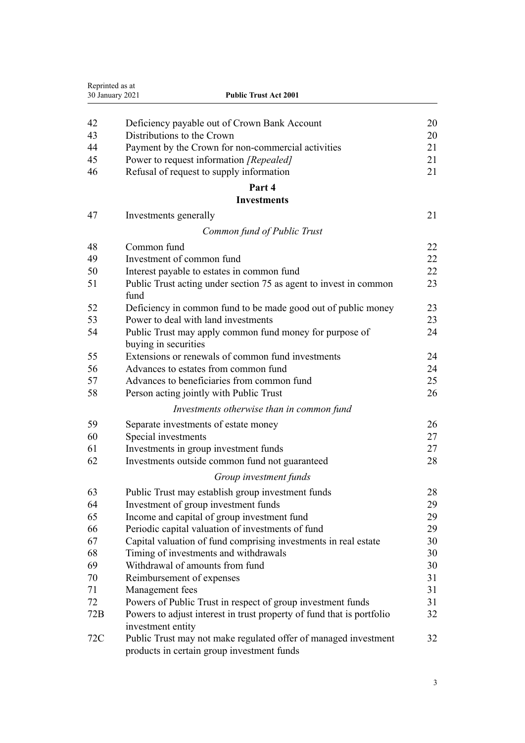| | | |
|---|---|---|
| 42 | Deficiency payable out of Crown Bank Account | 20 |
| 43 | Distributions to the Crown | 20 |
| 44 | Payment by the Crown for non-commercial activities | 21 |
| 45 | Power to request information *[Repealed]* | 21 |
| 46 | Refusal of request to supply information | 21 |

## Part 4
## Investments

| | | |
|---|---|---|
| 47 | Investments generally | 21 |
| | *Common fund of Public Trust* | |
| 48 | Common fund | 22 |
| 49 | Investment of common fund | 22 |
| 50 | Interest payable to estates in common fund | 22 |
| 51 | Public Trust acting under section 75 as agent to invest in common fund | 23 |
| 52 | Deficiency in common fund to be made good out of public money | 23 |
| 53 | Power to deal with land investments | 23 |
| 54 | Public Trust may apply common fund money for purpose of buying in securities | 24 |
| 55 | Extensions or renewals of common fund investments | 24 |
| 56 | Advances to estates from common fund | 24 |
| 57 | Advances to beneficiaries from common fund | 25 |
| 58 | Person acting jointly with Public Trust | 26 |
| | *Investments otherwise than in common fund* | |
| 59 | Separate investments of estate money | 26 |
| 60 | Special investments | 27 |
| 61 | Investments in group investment funds | 27 |
| 62 | Investments outside common fund not guaranteed | 28 |
| | *Group investment funds* | |
| 63 | Public Trust may establish group investment funds | 28 |
| 64 | Investment of group investment funds | 29 |
| 65 | Income and capital of group investment fund | 29 |
| 66 | Periodic capital valuation of investments of fund | 29 |
| 67 | Capital valuation of fund comprising investments in real estate | 30 |
| 68 | Timing of investments and withdrawals | 30 |
| 69 | Withdrawal of amounts from fund | 30 |
| 70 | Reimbursement of expenses | 31 |
| 71 | Management fees | 31 |
| 72 | Powers of Public Trust in respect of group investment funds | 31 |
| 72B | Powers to adjust interest in trust property of fund that is portfolio investment entity | 32 |
| 72C | Public Trust may not make regulated offer of managed investment products in certain group investment funds | 32 |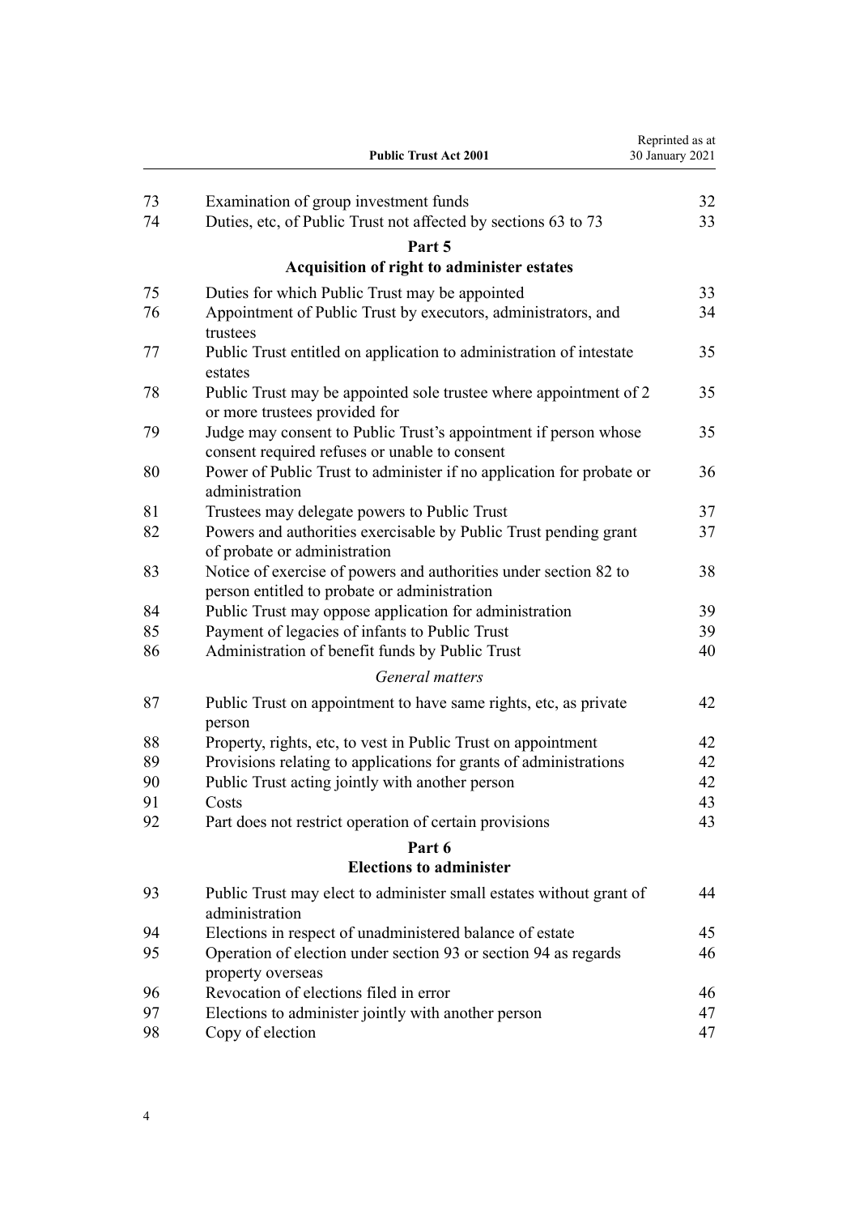| | | |
|---|---|---|
| 73 | Examination of group investment funds | 32 |
| 74 | Duties, etc, of Public Trust not affected by sections 63 to 73 | 33 |

## Part 5
## Acquisition of right to administer estates

| | | |
|---|---|---|
| 75 | Duties for which Public Trust may be appointed | 33 |
| 76 | Appointment of Public Trust by executors, administrators, and trustees | 34 |
| 77 | Public Trust entitled on application to administration of intestate estates | 35 |
| 78 | Public Trust may be appointed sole trustee where appointment of 2 or more trustees provided for | 35 |
| 79 | Judge may consent to Public Trust's appointment if person whose consent required refuses or unable to consent | 35 |
| 80 | Power of Public Trust to administer if no application for probate or administration | 36 |
| 81 | Trustees may delegate powers to Public Trust | 37 |
| 82 | Powers and authorities exercisable by Public Trust pending grant of probate or administration | 37 |
| 83 | Notice of exercise of powers and authorities under section 82 to person entitled to probate or administration | 38 |
| 84 | Public Trust may oppose application for administration | 39 |
| 85 | Payment of legacies of infants to Public Trust | 39 |
| 86 | Administration of benefit funds by Public Trust | 40 |

*General matters*

| | | |
|---|---|---|
| 87 | Public Trust on appointment to have same rights, etc, as private person | 42 |
| 88 | Property, rights, etc, to vest in Public Trust on appointment | 42 |
| 89 | Provisions relating to applications for grants of administrations | 42 |
| 90 | Public Trust acting jointly with another person | 42 |
| 91 | Costs | 43 |
| 92 | Part does not restrict operation of certain provisions | 43 |

## Part 6
## Elections to administer

| | | |
|---|---|---|
| 93 | Public Trust may elect to administer small estates without grant of administration | 44 |
| 94 | Elections in respect of unadministered balance of estate | 45 |
| 95 | Operation of election under section 93 or section 94 as regards property overseas | 46 |
| 96 | Revocation of elections filed in error | 46 |
| 97 | Elections to administer jointly with another person | 47 |
| 98 | Copy of election | 47 |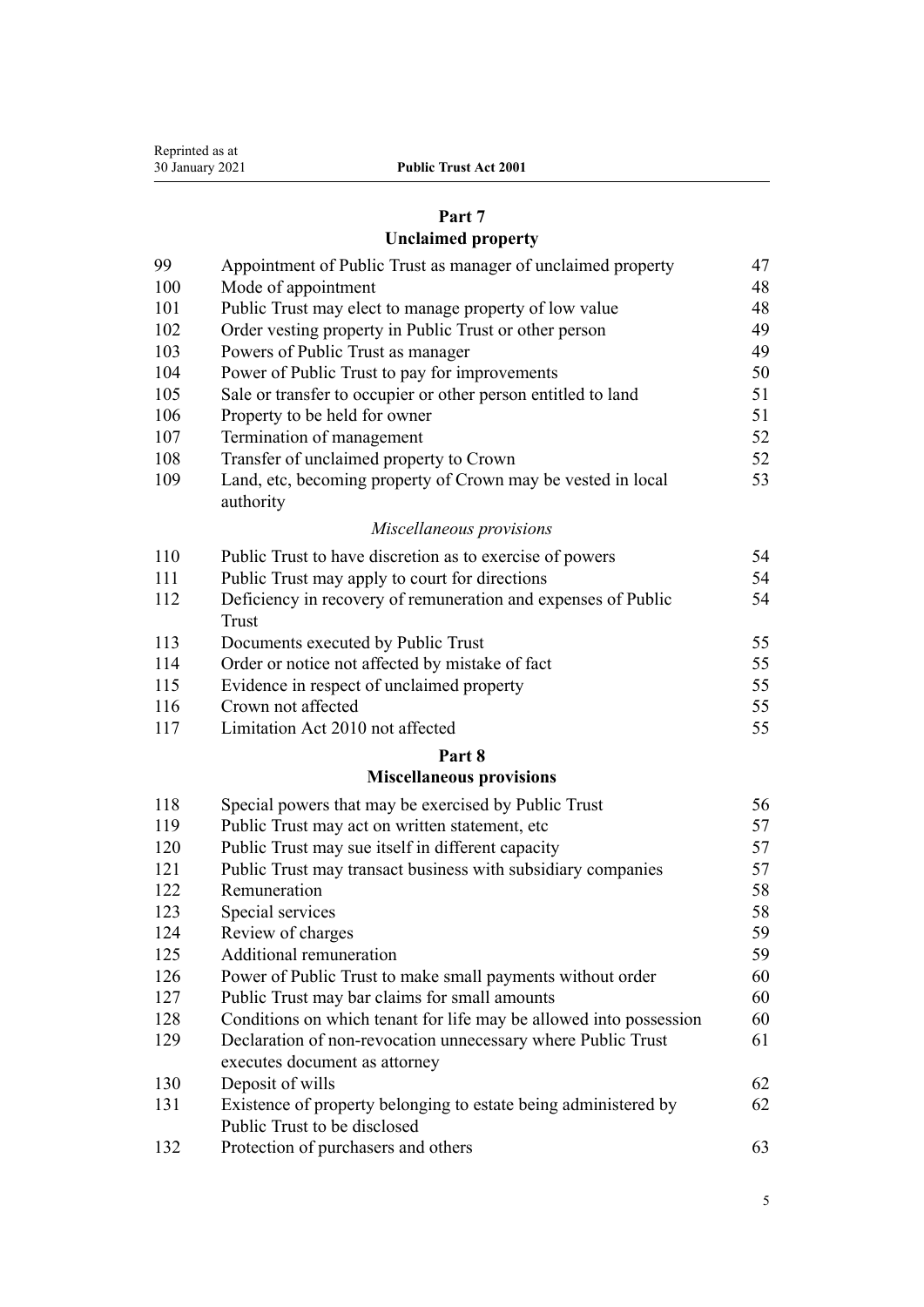## Part 7
## Unclaimed property

| | | |
|---|---|---|
| 99 | Appointment of Public Trust as manager of unclaimed property | 47 |
| 100 | Mode of appointment | 48 |
| 101 | Public Trust may elect to manage property of low value | 48 |
| 102 | Order vesting property in Public Trust or other person | 49 |
| 103 | Powers of Public Trust as manager | 49 |
| 104 | Power of Public Trust to pay for improvements | 50 |
| 105 | Sale or transfer to occupier or other person entitled to land | 51 |
| 106 | Property to be held for owner | 51 |
| 107 | Termination of management | 52 |
| 108 | Transfer of unclaimed property to Crown | 52 |
| 109 | Land, etc, becoming property of Crown may be vested in local authority | 53 |

*Miscellaneous provisions*

| | | |
|---|---|---|
| 110 | Public Trust to have discretion as to exercise of powers | 54 |
| 111 | Public Trust may apply to court for directions | 54 |
| 112 | Deficiency in recovery of remuneration and expenses of Public Trust | 54 |
| 113 | Documents executed by Public Trust | 55 |
| 114 | Order or notice not affected by mistake of fact | 55 |
| 115 | Evidence in respect of unclaimed property | 55 |
| 116 | Crown not affected | 55 |
| 117 | Limitation Act 2010 not affected | 55 |

## Part 8
## Miscellaneous provisions

| | | |
|---|---|---|
| 118 | Special powers that may be exercised by Public Trust | 56 |
| 119 | Public Trust may act on written statement, etc | 57 |
| 120 | Public Trust may sue itself in different capacity | 57 |
| 121 | Public Trust may transact business with subsidiary companies | 57 |
| 122 | Remuneration | 58 |
| 123 | Special services | 58 |
| 124 | Review of charges | 59 |
| 125 | Additional remuneration | 59 |
| 126 | Power of Public Trust to make small payments without order | 60 |
| 127 | Public Trust may bar claims for small amounts | 60 |
| 128 | Conditions on which tenant for life may be allowed into possession | 60 |
| 129 | Declaration of non-revocation unnecessary where Public Trust executes document as attorney | 61 |
| 130 | Deposit of wills | 62 |
| 131 | Existence of property belonging to estate being administered by Public Trust to be disclosed | 62 |
| 132 | Protection of purchasers and others | 63 |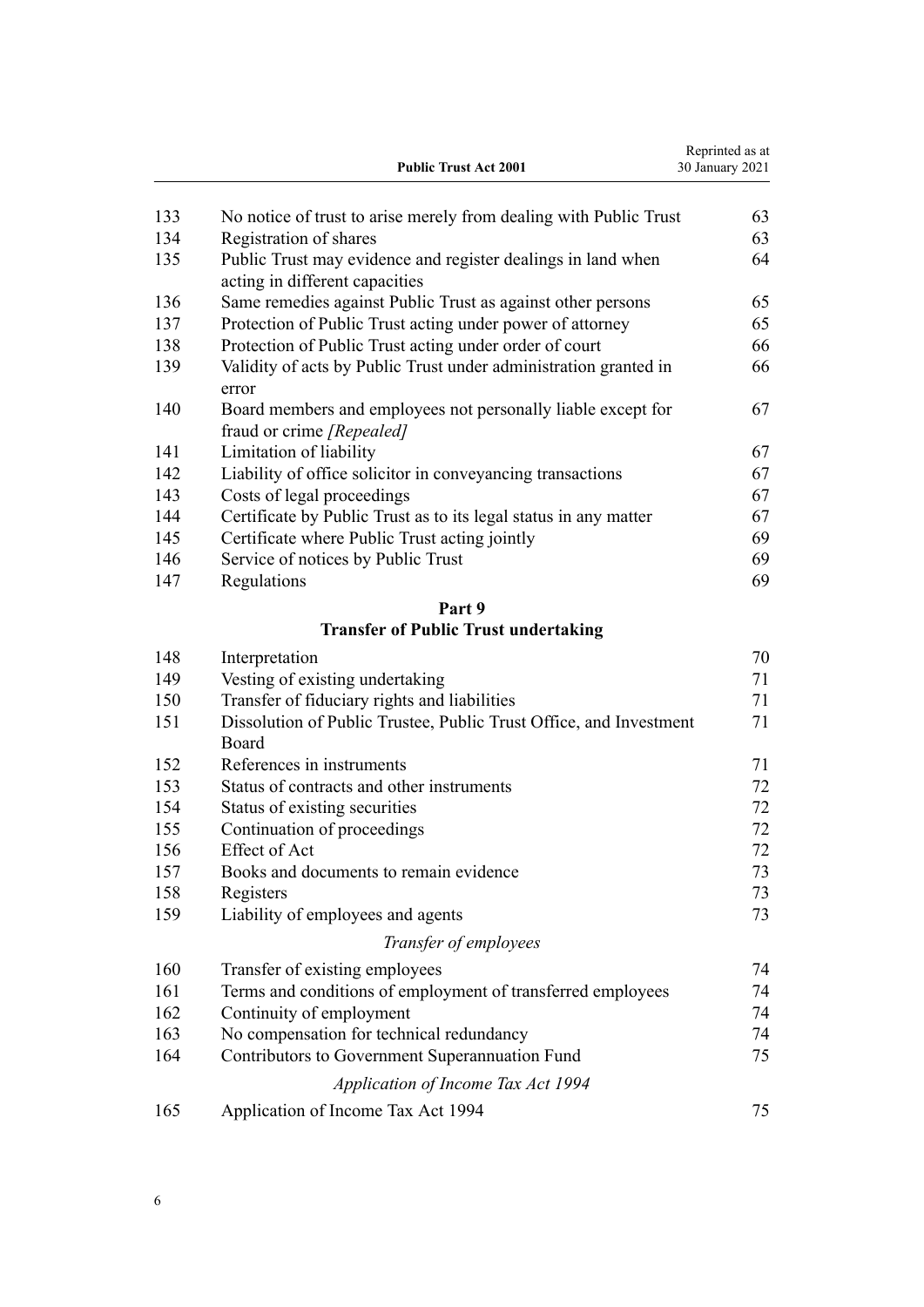| | | |
|---|---|---|
| 133 | No notice of trust to arise merely from dealing with Public Trust | 63 |
| 134 | Registration of shares | 63 |
| 135 | Public Trust may evidence and register dealings in land when acting in different capacities | 64 |
| 136 | Same remedies against Public Trust as against other persons | 65 |
| 137 | Protection of Public Trust acting under power of attorney | 65 |
| 138 | Protection of Public Trust acting under order of court | 66 |
| 139 | Validity of acts by Public Trust under administration granted in error | 66 |
| 140 | Board members and employees not personally liable except for fraud or crime *[Repealed]* | 67 |
| 141 | Limitation of liability | 67 |
| 142 | Liability of office solicitor in conveyancing transactions | 67 |
| 143 | Costs of legal proceedings | 67 |
| 144 | Certificate by Public Trust as to its legal status in any matter | 67 |
| 145 | Certificate where Public Trust acting jointly | 69 |
| 146 | Service of notices by Public Trust | 69 |
| 147 | Regulations | 69 |

## Part 9
## Transfer of Public Trust undertaking

| | | |
|---|---|---|
| 148 | Interpretation | 70 |
| 149 | Vesting of existing undertaking | 71 |
| 150 | Transfer of fiduciary rights and liabilities | 71 |
| 151 | Dissolution of Public Trustee, Public Trust Office, and Investment Board | 71 |
| 152 | References in instruments | 71 |
| 153 | Status of contracts and other instruments | 72 |
| 154 | Status of existing securities | 72 |
| 155 | Continuation of proceedings | 72 |
| 156 | Effect of Act | 72 |
| 157 | Books and documents to remain evidence | 73 |
| 158 | Registers | 73 |
| 159 | Liability of employees and agents | 73 |

*Transfer of employees*

| | | |
|---|---|---|
| 160 | Transfer of existing employees | 74 |
| 161 | Terms and conditions of employment of transferred employees | 74 |
| 162 | Continuity of employment | 74 |
| 163 | No compensation for technical redundancy | 74 |
| 164 | Contributors to Government Superannuation Fund | 75 |

*Application of Income Tax Act 1994*

| | | |
|---|---|---|
| 165 | Application of Income Tax Act 1994 | 75 |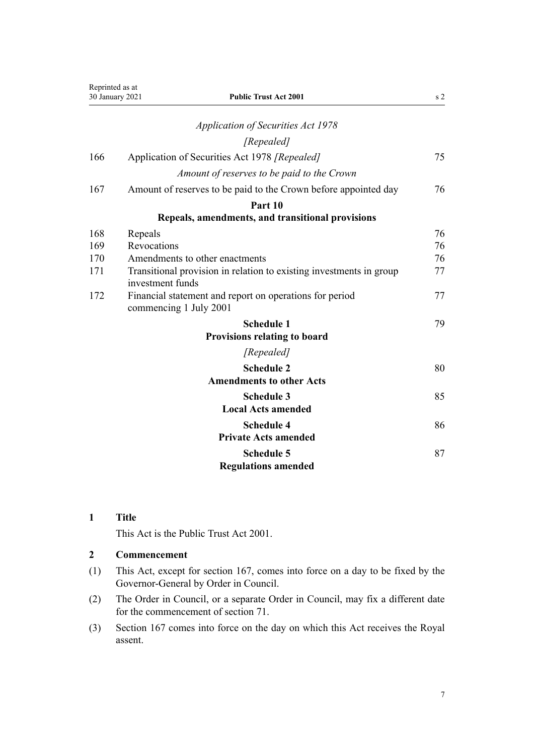*Application of Securities Act 1978*

*[Repealed]*

| | | |
|---|---|---|
| 166 | Application of Securities Act 1978 *[Repealed]* | 75 |
| | *Amount of reserves to be paid to the Crown* | |
| 167 | Amount of reserves to be paid to the Crown before appointed day | 76 |
| | **Part 10** **Repeals, amendments, and transitional provisions** | |
| 168 | Repeals | 76 |
| 169 | Revocations | 76 |
| 170 | Amendments to other enactments | 76 |
| 171 | Transitional provision in relation to existing investments in group investment funds | 77 |
| 172 | Financial statement and report on operations for period commencing 1 July 2001 | 77 |
| | **Schedule 1** **Provisions relating to board** *[Repealed]* | 79 |
| | **Schedule 2** **Amendments to other Acts** | 80 |
| | **Schedule 3** **Local Acts amended** | 85 |
| | **Schedule 4** **Private Acts amended** | 86 |
| | **Schedule 5** **Regulations amended** | 87 |

**1 Title**

This Act is the Public Trust Act 2001.

**2 Commencement**

(1) This Act, except for section 167, comes into force on a day to be fixed by the Governor-General by Order in Council.

(2) The Order in Council, or a separate Order in Council, may fix a different date for the commencement of section 71.

(3) Section 167 comes into force on the day on which this Act receives the Royal assent.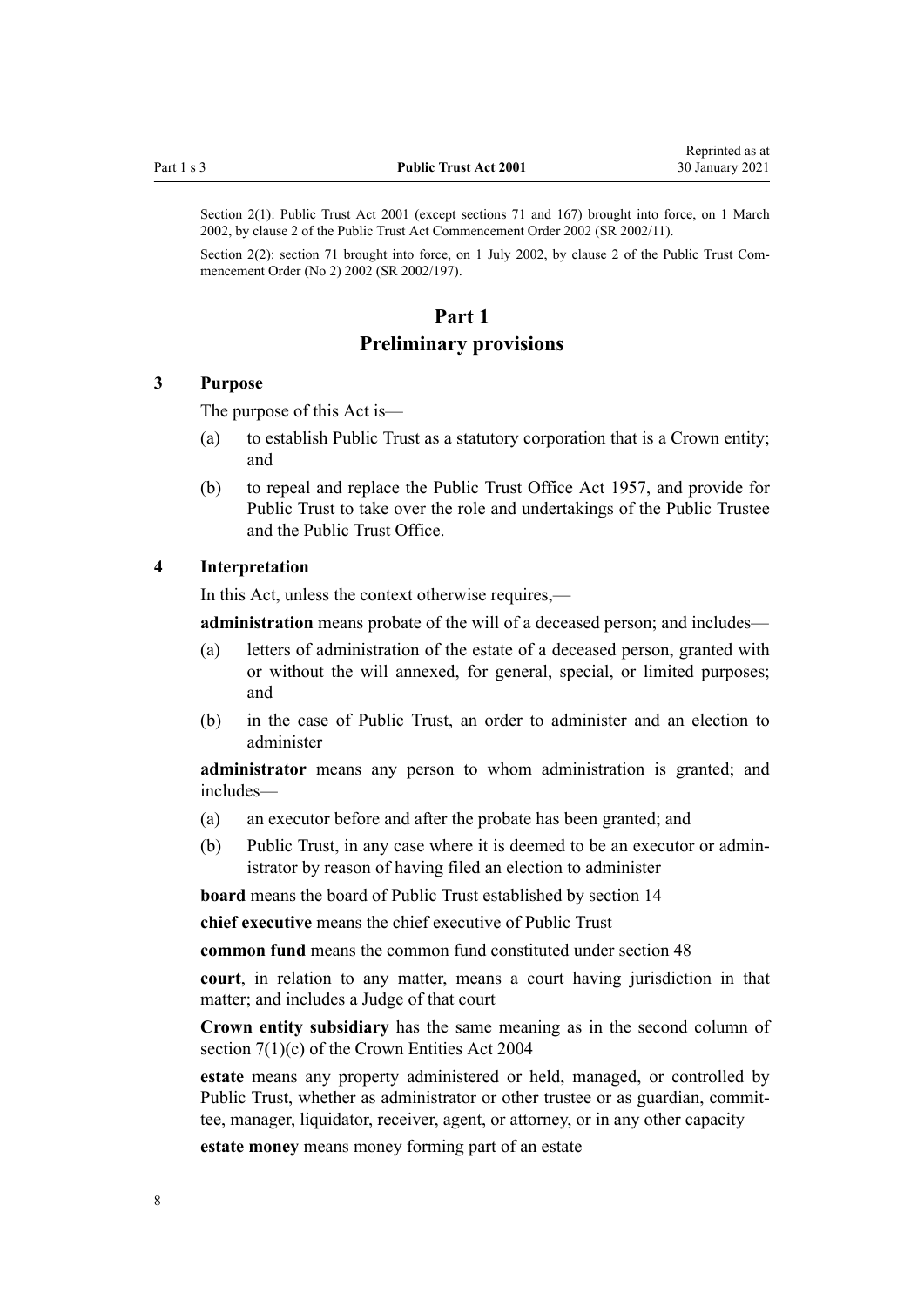Section 2(1): Public Trust Act 2001 (except sections 71 and 167) brought into force, on 1 March 2002, by clause 2 of the Public Trust Act Commencement Order 2002 (SR 2002/11).

Section 2(2): section 71 brought into force, on 1 July 2002, by clause 2 of the Public Trust Commencement Order (No 2) 2002 (SR 2002/197).

# Part 1
# Preliminary provisions

### 3 Purpose

The purpose of this Act is—

(a) to establish Public Trust as a statutory corporation that is a Crown entity; and

(b) to repeal and replace the Public Trust Office Act 1957, and provide for Public Trust to take over the role and undertakings of the Public Trustee and the Public Trust Office.

### 4 Interpretation

In this Act, unless the context otherwise requires,—

**administration** means probate of the will of a deceased person; and includes—

(a) letters of administration of the estate of a deceased person, granted with or without the will annexed, for general, special, or limited purposes; and

(b) in the case of Public Trust, an order to administer and an election to administer

**administrator** means any person to whom administration is granted; and includes—

(a) an executor before and after the probate has been granted; and

(b) Public Trust, in any case where it is deemed to be an executor or administrator by reason of having filed an election to administer

**board** means the board of Public Trust established by section 14

**chief executive** means the chief executive of Public Trust

**common fund** means the common fund constituted under section 48

**court**, in relation to any matter, means a court having jurisdiction in that matter; and includes a Judge of that court

**Crown entity subsidiary** has the same meaning as in the second column of section 7(1)(c) of the Crown Entities Act 2004

**estate** means any property administered or held, managed, or controlled by Public Trust, whether as administrator or other trustee or as guardian, committee, manager, liquidator, receiver, agent, or attorney, or in any other capacity

**estate money** means money forming part of an estate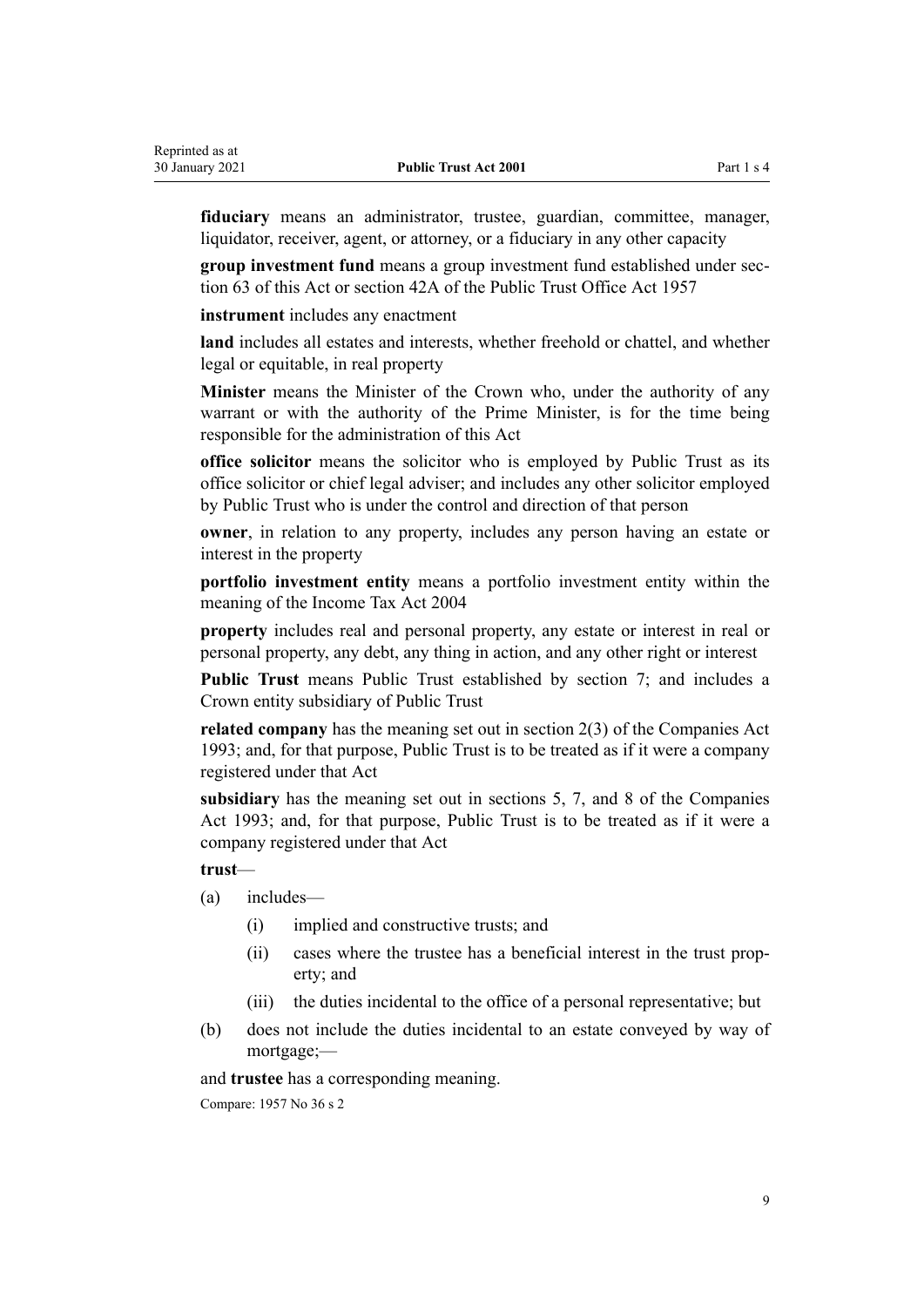**fiduciary** means an administrator, trustee, guardian, committee, manager, liquidator, receiver, agent, or attorney, or a fiduciary in any other capacity

**group investment fund** means a group investment fund established under section 63 of this Act or section 42A of the Public Trust Office Act 1957

**instrument** includes any enactment

**land** includes all estates and interests, whether freehold or chattel, and whether legal or equitable, in real property

**Minister** means the Minister of the Crown who, under the authority of any warrant or with the authority of the Prime Minister, is for the time being responsible for the administration of this Act

**office solicitor** means the solicitor who is employed by Public Trust as its office solicitor or chief legal adviser; and includes any other solicitor employed by Public Trust who is under the control and direction of that person

**owner**, in relation to any property, includes any person having an estate or interest in the property

**portfolio investment entity** means a portfolio investment entity within the meaning of the Income Tax Act 2004

**property** includes real and personal property, any estate or interest in real or personal property, any debt, any thing in action, and any other right or interest

**Public Trust** means Public Trust established by section 7; and includes a Crown entity subsidiary of Public Trust

**related company** has the meaning set out in section 2(3) of the Companies Act 1993; and, for that purpose, Public Trust is to be treated as if it were a company registered under that Act

**subsidiary** has the meaning set out in sections 5, 7, and 8 of the Companies Act 1993; and, for that purpose, Public Trust is to be treated as if it were a company registered under that Act

**trust**—

(a) includes—

  (i) implied and constructive trusts; and

  (ii) cases where the trustee has a beneficial interest in the trust property; and

  (iii) the duties incidental to the office of a personal representative; but

(b) does not include the duties incidental to an estate conveyed by way of mortgage;—

and **trustee** has a corresponding meaning.

Compare: 1957 No 36 s 2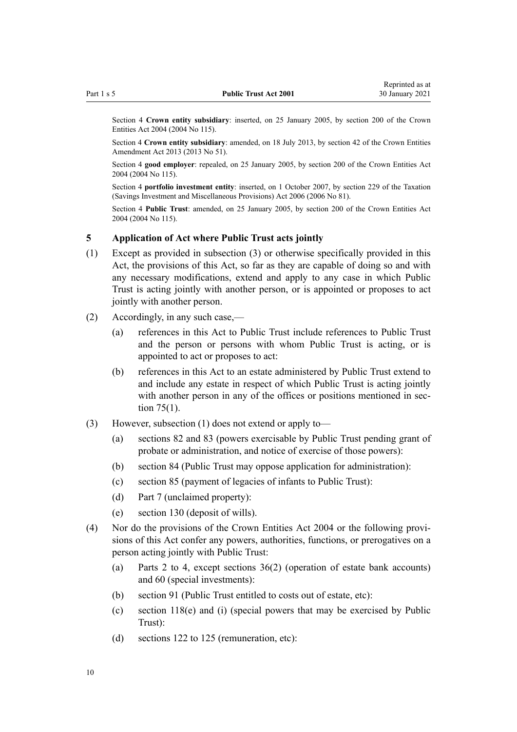Section 4 **Crown entity subsidiary**: inserted, on 25 January 2005, by section 200 of the Crown Entities Act 2004 (2004 No 115).

Section 4 **Crown entity subsidiary**: amended, on 18 July 2013, by section 42 of the Crown Entities Amendment Act 2013 (2013 No 51).

Section 4 **good employer**: repealed, on 25 January 2005, by section 200 of the Crown Entities Act 2004 (2004 No 115).

Section 4 **portfolio investment entity**: inserted, on 1 October 2007, by section 229 of the Taxation (Savings Investment and Miscellaneous Provisions) Act 2006 (2006 No 81).

Section 4 **Public Trust**: amended, on 25 January 2005, by section 200 of the Crown Entities Act 2004 (2004 No 115).

### 5 Application of Act where Public Trust acts jointly

(1) Except as provided in subsection (3) or otherwise specifically provided in this Act, the provisions of this Act, so far as they are capable of doing so and with any necessary modifications, extend and apply to any case in which Public Trust is acting jointly with another person, or is appointed or proposes to act jointly with another person.

(2) Accordingly, in any such case,—

- (a) references in this Act to Public Trust include references to Public Trust and the person or persons with whom Public Trust is acting, or is appointed to act or proposes to act:
- (b) references in this Act to an estate administered by Public Trust extend to and include any estate in respect of which Public Trust is acting jointly with another person in any of the offices or positions mentioned in section 75(1).

(3) However, subsection (1) does not extend or apply to—

- (a) sections 82 and 83 (powers exercisable by Public Trust pending grant of probate or administration, and notice of exercise of those powers):
- (b) section 84 (Public Trust may oppose application for administration):
- (c) section 85 (payment of legacies of infants to Public Trust):
- (d) Part 7 (unclaimed property):
- (e) section 130 (deposit of wills).

(4) Nor do the provisions of the Crown Entities Act 2004 or the following provisions of this Act confer any powers, authorities, functions, or prerogatives on a person acting jointly with Public Trust:

- (a) Parts 2 to 4, except sections 36(2) (operation of estate bank accounts) and 60 (special investments):
- (b) section 91 (Public Trust entitled to costs out of estate, etc):
- (c) section 118(e) and (i) (special powers that may be exercised by Public Trust):
- (d) sections 122 to 125 (remuneration, etc):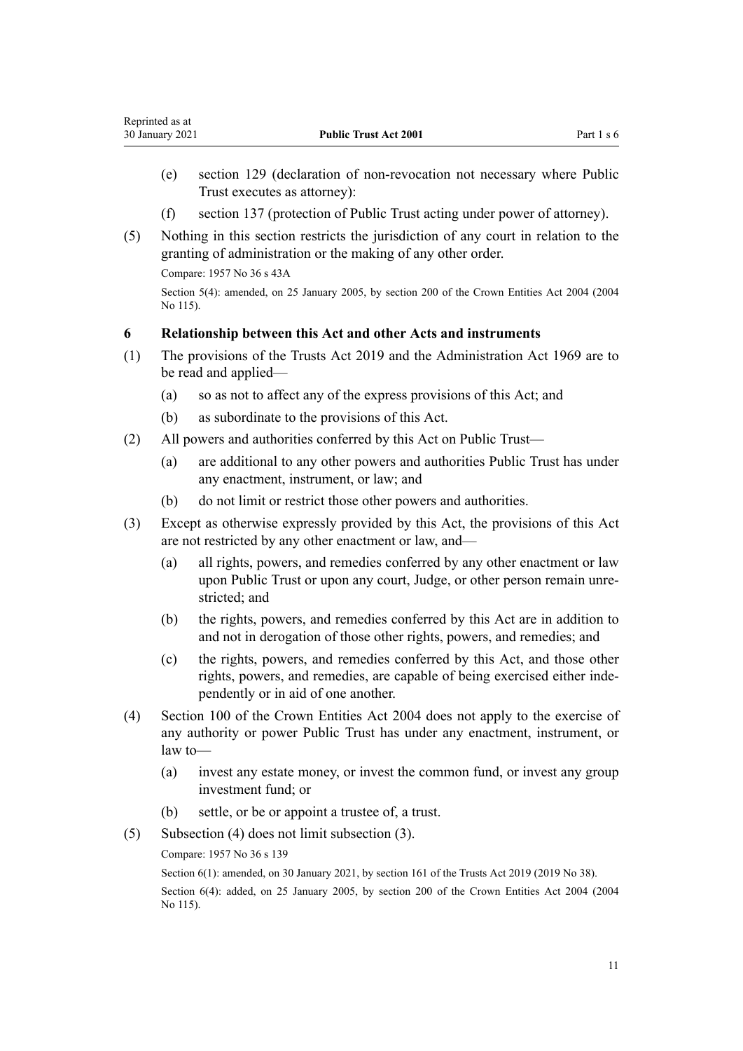(e) section 129 (declaration of non-revocation not necessary where Public Trust executes as attorney):

(f) section 137 (protection of Public Trust acting under power of attorney).

(5) Nothing in this section restricts the jurisdiction of any court in relation to the granting of administration or the making of any other order.

Compare: 1957 No 36 s 43A

Section 5(4): amended, on 25 January 2005, by section 200 of the Crown Entities Act 2004 (2004 No 115).

### 6 Relationship between this Act and other Acts and instruments

(1) The provisions of the Trusts Act 2019 and the Administration Act 1969 are to be read and applied—

(a) so as not to affect any of the express provisions of this Act; and

(b) as subordinate to the provisions of this Act.

(2) All powers and authorities conferred by this Act on Public Trust—

(a) are additional to any other powers and authorities Public Trust has under any enactment, instrument, or law; and

(b) do not limit or restrict those other powers and authorities.

(3) Except as otherwise expressly provided by this Act, the provisions of this Act are not restricted by any other enactment or law, and—

(a) all rights, powers, and remedies conferred by any other enactment or law upon Public Trust or upon any court, Judge, or other person remain unrestricted; and

(b) the rights, powers, and remedies conferred by this Act are in addition to and not in derogation of those other rights, powers, and remedies; and

(c) the rights, powers, and remedies conferred by this Act, and those other rights, powers, and remedies, are capable of being exercised either independently or in aid of one another.

(4) Section 100 of the Crown Entities Act 2004 does not apply to the exercise of any authority or power Public Trust has under any enactment, instrument, or law to—

(a) invest any estate money, or invest the common fund, or invest any group investment fund; or

(b) settle, or be or appoint a trustee of, a trust.

(5) Subsection (4) does not limit subsection (3).

Compare: 1957 No 36 s 139

Section 6(1): amended, on 30 January 2021, by section 161 of the Trusts Act 2019 (2019 No 38).

Section 6(4): added, on 25 January 2005, by section 200 of the Crown Entities Act 2004 (2004 No 115).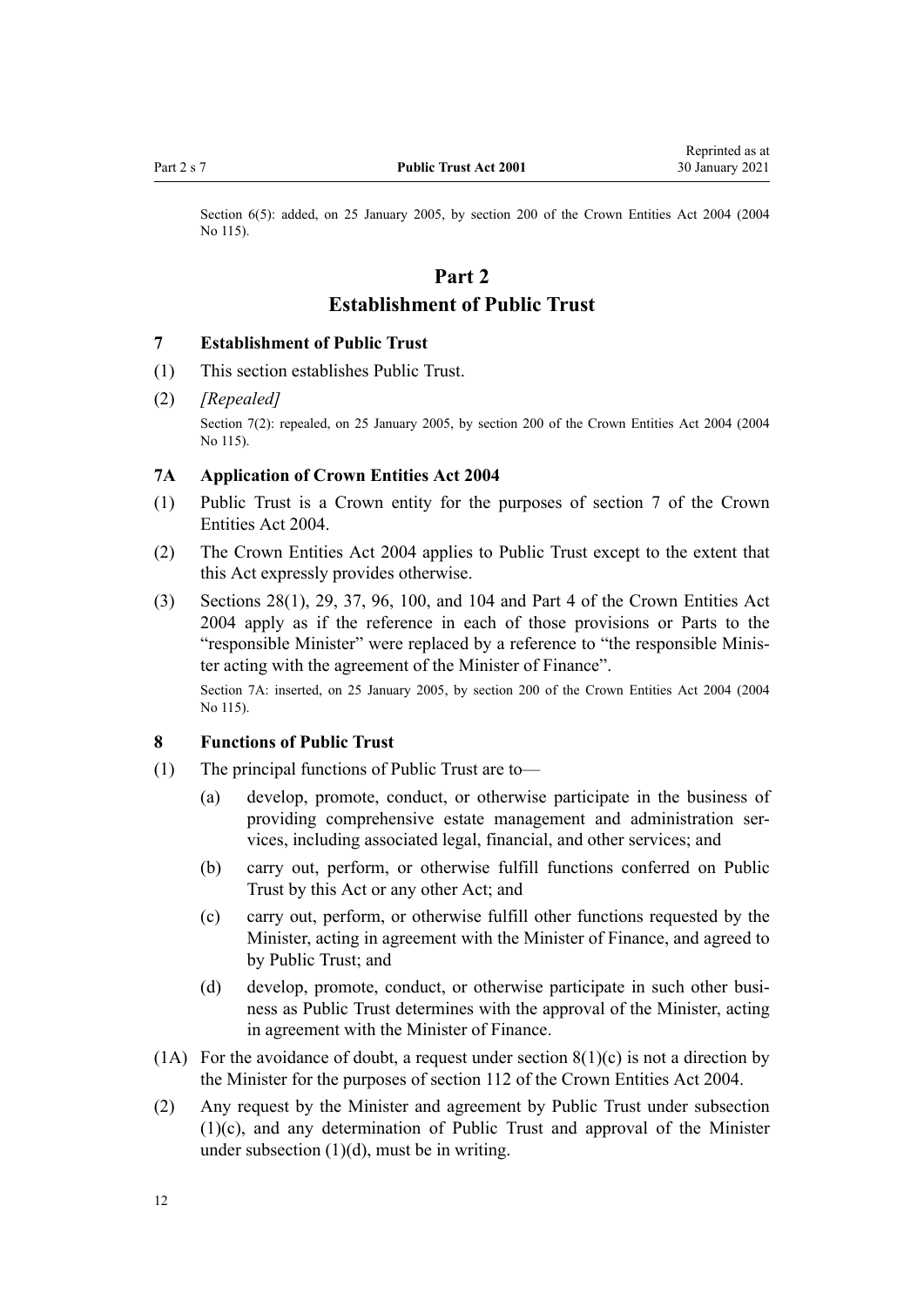Section 6(5): added, on 25 January 2005, by section 200 of the Crown Entities Act 2004 (2004 No 115).

# Part 2
# Establishment of Public Trust

### 7 Establishment of Public Trust

(1) This section establishes Public Trust.

(2) *[Repealed]*

Section 7(2): repealed, on 25 January 2005, by section 200 of the Crown Entities Act 2004 (2004 No 115).

### 7A Application of Crown Entities Act 2004

(1) Public Trust is a Crown entity for the purposes of section 7 of the Crown Entities Act 2004.

(2) The Crown Entities Act 2004 applies to Public Trust except to the extent that this Act expressly provides otherwise.

(3) Sections 28(1), 29, 37, 96, 100, and 104 and Part 4 of the Crown Entities Act 2004 apply as if the reference in each of those provisions or Parts to the "responsible Minister" were replaced by a reference to "the responsible Minister acting with the agreement of the Minister of Finance".

Section 7A: inserted, on 25 January 2005, by section 200 of the Crown Entities Act 2004 (2004 No 115).

### 8 Functions of Public Trust

(1) The principal functions of Public Trust are to—

(a) develop, promote, conduct, or otherwise participate in the business of providing comprehensive estate management and administration services, including associated legal, financial, and other services; and

(b) carry out, perform, or otherwise fulfill functions conferred on Public Trust by this Act or any other Act; and

(c) carry out, perform, or otherwise fulfill other functions requested by the Minister, acting in agreement with the Minister of Finance, and agreed to by Public Trust; and

(d) develop, promote, conduct, or otherwise participate in such other business as Public Trust determines with the approval of the Minister, acting in agreement with the Minister of Finance.

(1A) For the avoidance of doubt, a request under section 8(1)(c) is not a direction by the Minister for the purposes of section 112 of the Crown Entities Act 2004.

(2) Any request by the Minister and agreement by Public Trust under subsection (1)(c), and any determination of Public Trust and approval of the Minister under subsection (1)(d), must be in writing.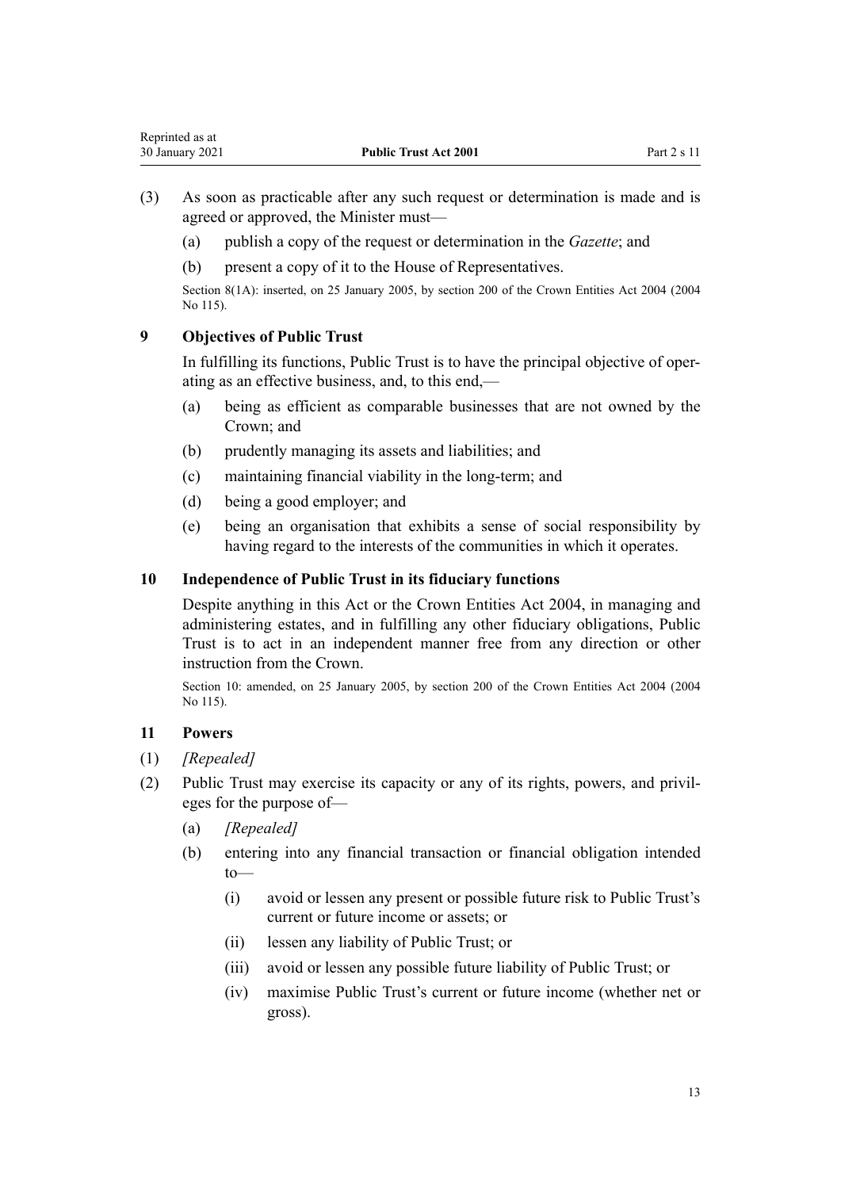(3) As soon as practicable after any such request or determination is made and is agreed or approved, the Minister must—

(a) publish a copy of the request or determination in the *Gazette*; and

(b) present a copy of it to the House of Representatives.

Section 8(1A): inserted, on 25 January 2005, by section 200 of the Crown Entities Act 2004 (2004 No 115).

### 9 Objectives of Public Trust

In fulfilling its functions, Public Trust is to have the principal objective of operating as an effective business, and, to this end,—

(a) being as efficient as comparable businesses that are not owned by the Crown; and

(b) prudently managing its assets and liabilities; and

(c) maintaining financial viability in the long-term; and

(d) being a good employer; and

(e) being an organisation that exhibits a sense of social responsibility by having regard to the interests of the communities in which it operates.

### 10 Independence of Public Trust in its fiduciary functions

Despite anything in this Act or the Crown Entities Act 2004, in managing and administering estates, and in fulfilling any other fiduciary obligations, Public Trust is to act in an independent manner free from any direction or other instruction from the Crown.

Section 10: amended, on 25 January 2005, by section 200 of the Crown Entities Act 2004 (2004 No 115).

### 11 Powers

(1) *[Repealed]*

(2) Public Trust may exercise its capacity or any of its rights, powers, and privileges for the purpose of—

(a) *[Repealed]*

(b) entering into any financial transaction or financial obligation intended to—

(i) avoid or lessen any present or possible future risk to Public Trust's current or future income or assets; or

(ii) lessen any liability of Public Trust; or

(iii) avoid or lessen any possible future liability of Public Trust; or

(iv) maximise Public Trust's current or future income (whether net or gross).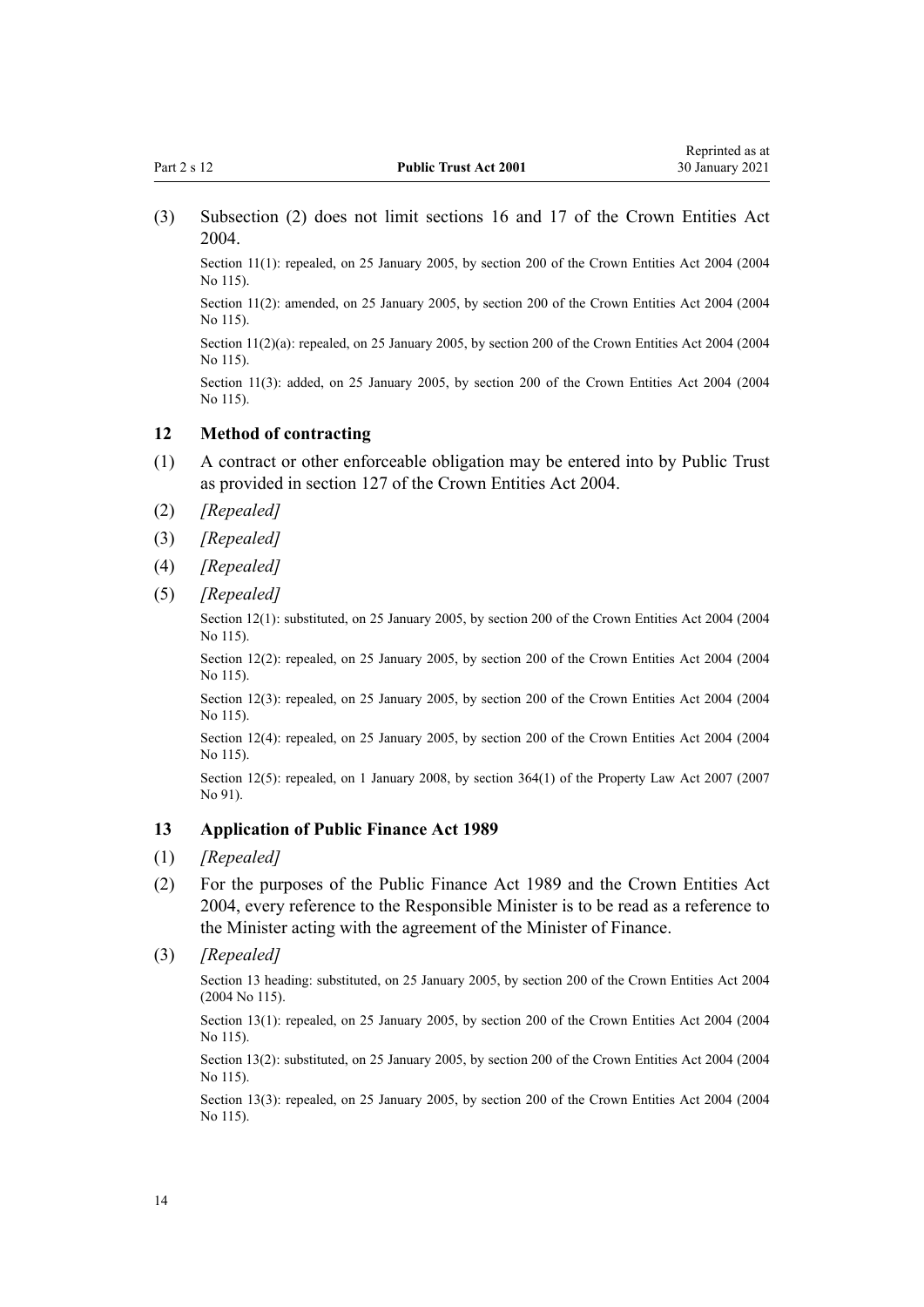(3) Subsection (2) does not limit sections 16 and 17 of the Crown Entities Act 2004.

Section 11(1): repealed, on 25 January 2005, by section 200 of the Crown Entities Act 2004 (2004 No 115).

Section 11(2): amended, on 25 January 2005, by section 200 of the Crown Entities Act 2004 (2004 No 115).

Section 11(2)(a): repealed, on 25 January 2005, by section 200 of the Crown Entities Act 2004 (2004 No 115).

Section 11(3): added, on 25 January 2005, by section 200 of the Crown Entities Act 2004 (2004 No 115).

### 12 Method of contracting

(1) A contract or other enforceable obligation may be entered into by Public Trust as provided in section 127 of the Crown Entities Act 2004.

(2) *[Repealed]*

(3) *[Repealed]*

(4) *[Repealed]*

(5) *[Repealed]*

Section 12(1): substituted, on 25 January 2005, by section 200 of the Crown Entities Act 2004 (2004 No 115).

Section 12(2): repealed, on 25 January 2005, by section 200 of the Crown Entities Act 2004 (2004 No 115).

Section 12(3): repealed, on 25 January 2005, by section 200 of the Crown Entities Act 2004 (2004 No 115).

Section 12(4): repealed, on 25 January 2005, by section 200 of the Crown Entities Act 2004 (2004 No 115).

Section 12(5): repealed, on 1 January 2008, by section 364(1) of the Property Law Act 2007 (2007 No 91).

### 13 Application of Public Finance Act 1989

(1) *[Repealed]*

(2) For the purposes of the Public Finance Act 1989 and the Crown Entities Act 2004, every reference to the Responsible Minister is to be read as a reference to the Minister acting with the agreement of the Minister of Finance.

(3) *[Repealed]*

Section 13 heading: substituted, on 25 January 2005, by section 200 of the Crown Entities Act 2004 (2004 No 115).

Section 13(1): repealed, on 25 January 2005, by section 200 of the Crown Entities Act 2004 (2004 No 115).

Section 13(2): substituted, on 25 January 2005, by section 200 of the Crown Entities Act 2004 (2004 No 115).

Section 13(3): repealed, on 25 January 2005, by section 200 of the Crown Entities Act 2004 (2004 No 115).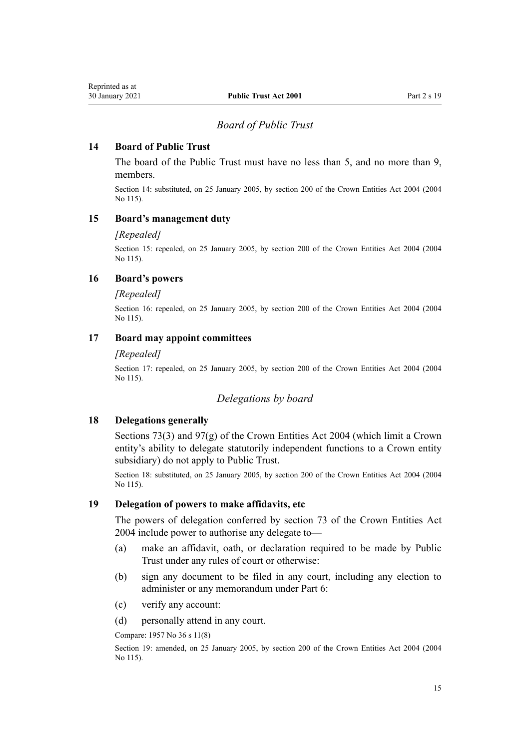## *Board of Public Trust*

### 14 Board of Public Trust

The board of the Public Trust must have no less than 5, and no more than 9, members.

Section 14: substituted, on 25 January 2005, by section 200 of the Crown Entities Act 2004 (2004 No 115).

### 15 Board's management duty

*[Repealed]*

Section 15: repealed, on 25 January 2005, by section 200 of the Crown Entities Act 2004 (2004 No 115).

### 16 Board's powers

*[Repealed]*

Section 16: repealed, on 25 January 2005, by section 200 of the Crown Entities Act 2004 (2004 No 115).

### 17 Board may appoint committees

*[Repealed]*

Section 17: repealed, on 25 January 2005, by section 200 of the Crown Entities Act 2004 (2004 No 115).

## *Delegations by board*

### 18 Delegations generally

Sections 73(3) and 97(g) of the Crown Entities Act 2004 (which limit a Crown entity's ability to delegate statutorily independent functions to a Crown entity subsidiary) do not apply to Public Trust.

Section 18: substituted, on 25 January 2005, by section 200 of the Crown Entities Act 2004 (2004 No 115).

### 19 Delegation of powers to make affidavits, etc

The powers of delegation conferred by section 73 of the Crown Entities Act 2004 include power to authorise any delegate to—

(a) make an affidavit, oath, or declaration required to be made by Public Trust under any rules of court or otherwise:

(b) sign any document to be filed in any court, including any election to administer or any memorandum under Part 6:

(c) verify any account:

(d) personally attend in any court.

Compare: 1957 No 36 s 11(8)

Section 19: amended, on 25 January 2005, by section 200 of the Crown Entities Act 2004 (2004 No 115).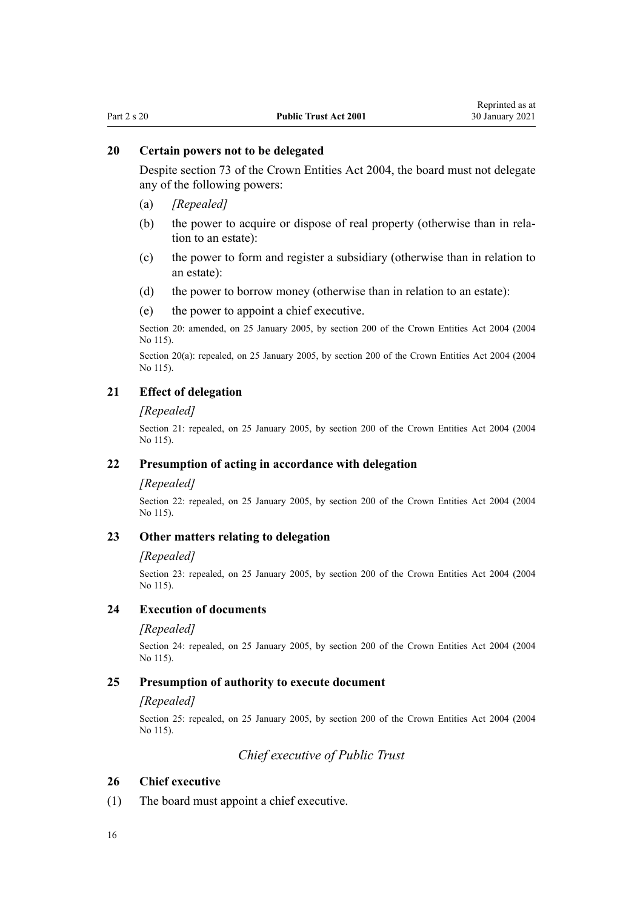### 20 Certain powers not to be delegated

Despite section 73 of the Crown Entities Act 2004, the board must not delegate any of the following powers:

(a) *[Repealed]*

(b) the power to acquire or dispose of real property (otherwise than in relation to an estate):

(c) the power to form and register a subsidiary (otherwise than in relation to an estate):

(d) the power to borrow money (otherwise than in relation to an estate):

(e) the power to appoint a chief executive.

Section 20: amended, on 25 January 2005, by section 200 of the Crown Entities Act 2004 (2004 No 115).

Section 20(a): repealed, on 25 January 2005, by section 200 of the Crown Entities Act 2004 (2004 No 115).

### 21 Effect of delegation

*[Repealed]*

Section 21: repealed, on 25 January 2005, by section 200 of the Crown Entities Act 2004 (2004 No 115).

### 22 Presumption of acting in accordance with delegation

*[Repealed]*

Section 22: repealed, on 25 January 2005, by section 200 of the Crown Entities Act 2004 (2004 No 115).

### 23 Other matters relating to delegation

*[Repealed]*

Section 23: repealed, on 25 January 2005, by section 200 of the Crown Entities Act 2004 (2004 No 115).

### 24 Execution of documents

*[Repealed]*

Section 24: repealed, on 25 January 2005, by section 200 of the Crown Entities Act 2004 (2004 No 115).

### 25 Presumption of authority to execute document

*[Repealed]*

Section 25: repealed, on 25 January 2005, by section 200 of the Crown Entities Act 2004 (2004 No 115).

## *Chief executive of Public Trust*

### 26 Chief executive

(1) The board must appoint a chief executive.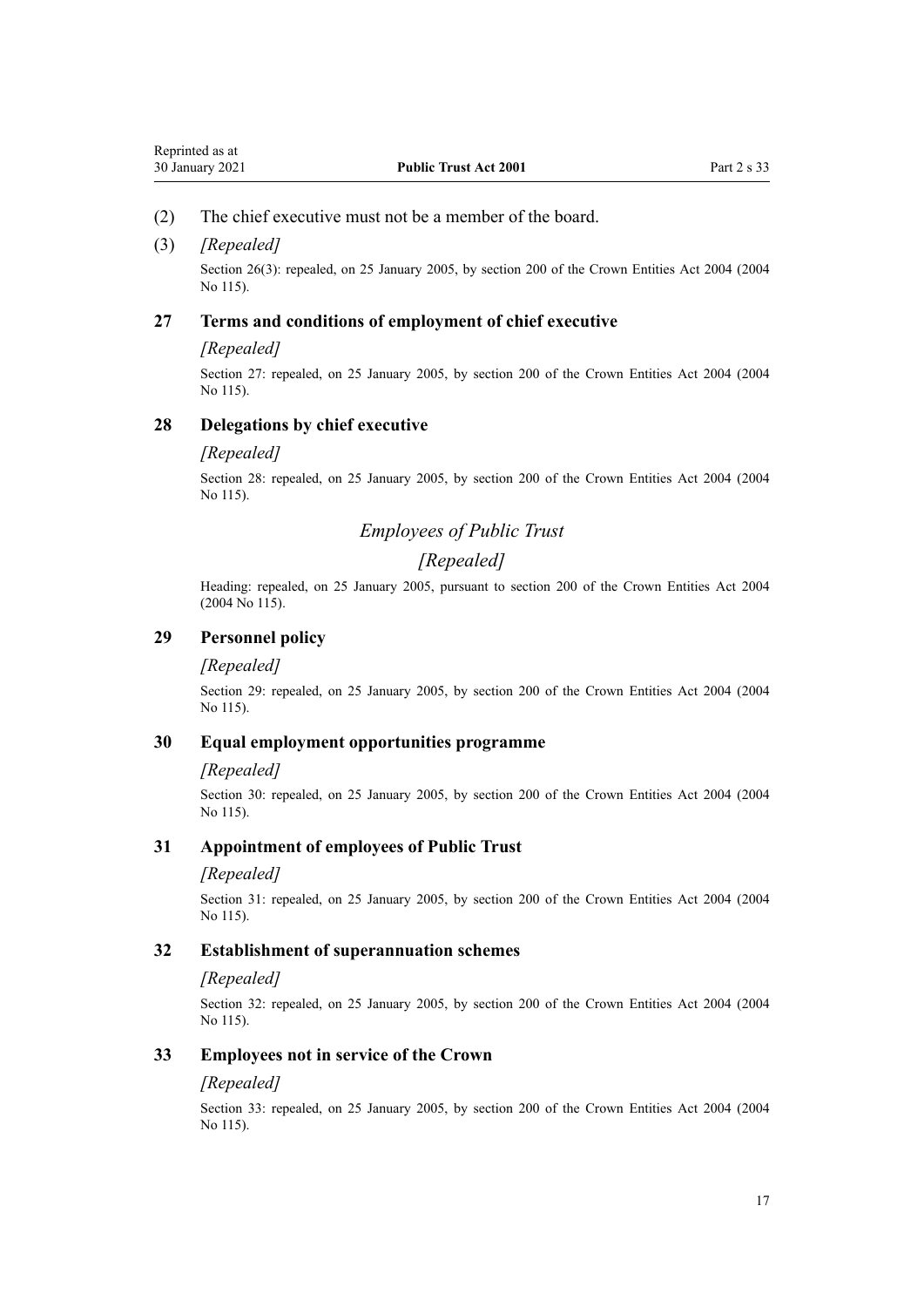(2) The chief executive must not be a member of the board.

(3) *[Repealed]*

Section 26(3): repealed, on 25 January 2005, by section 200 of the Crown Entities Act 2004 (2004 No 115).

### 27 Terms and conditions of employment of chief executive

*[Repealed]*

Section 27: repealed, on 25 January 2005, by section 200 of the Crown Entities Act 2004 (2004 No 115).

### 28 Delegations by chief executive

*[Repealed]*

Section 28: repealed, on 25 January 2005, by section 200 of the Crown Entities Act 2004 (2004 No 115).

## *Employees of Public Trust*

## *[Repealed]*

Heading: repealed, on 25 January 2005, pursuant to section 200 of the Crown Entities Act 2004 (2004 No 115).

### 29 Personnel policy

*[Repealed]*

Section 29: repealed, on 25 January 2005, by section 200 of the Crown Entities Act 2004 (2004 No 115).

### 30 Equal employment opportunities programme

*[Repealed]*

Section 30: repealed, on 25 January 2005, by section 200 of the Crown Entities Act 2004 (2004 No 115).

### 31 Appointment of employees of Public Trust

*[Repealed]*

Section 31: repealed, on 25 January 2005, by section 200 of the Crown Entities Act 2004 (2004 No 115).

### 32 Establishment of superannuation schemes

*[Repealed]*

Section 32: repealed, on 25 January 2005, by section 200 of the Crown Entities Act 2004 (2004 No 115).

### 33 Employees not in service of the Crown

*[Repealed]*

Section 33: repealed, on 25 January 2005, by section 200 of the Crown Entities Act 2004 (2004 No 115).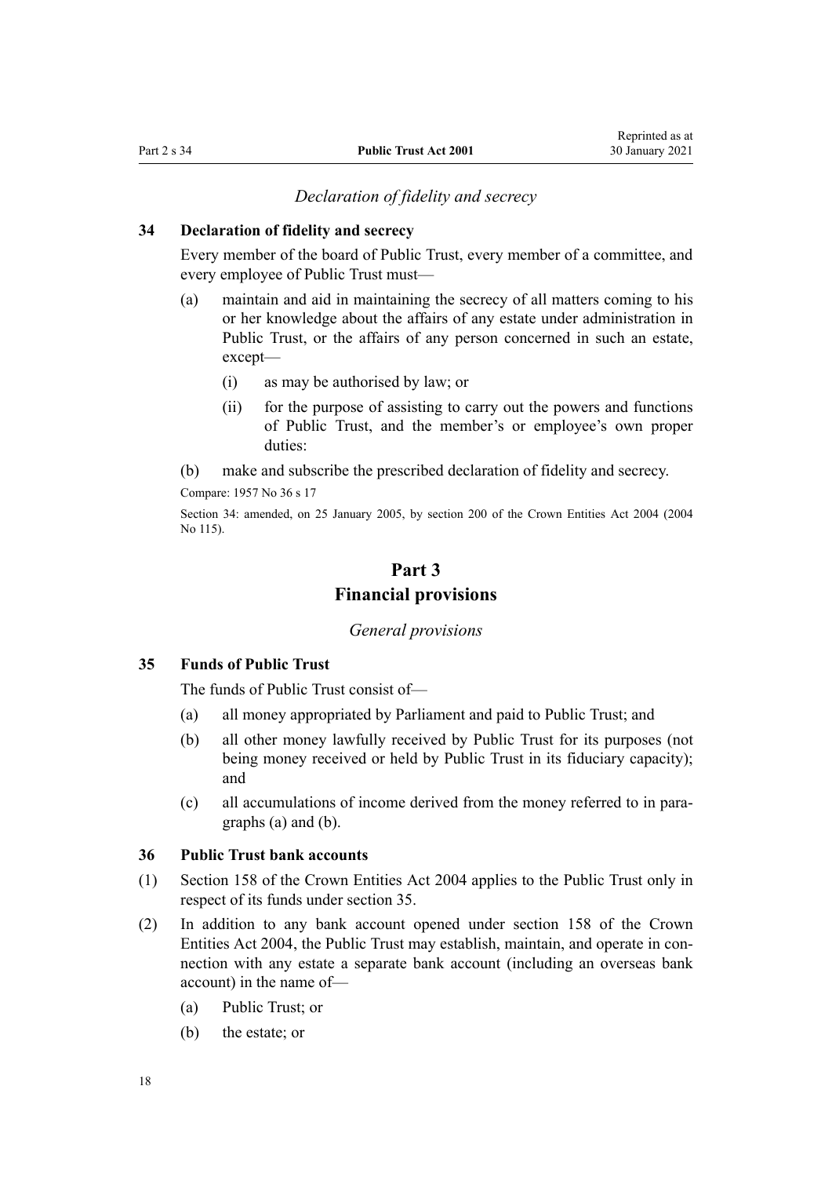*Declaration of fidelity and secrecy*

**34 Declaration of fidelity and secrecy**

Every member of the board of Public Trust, every member of a committee, and every employee of Public Trust must—

- (a) maintain and aid in maintaining the secrecy of all matters coming to his or her knowledge about the affairs of any estate under administration in Public Trust, or the affairs of any person concerned in such an estate, except—
  - (i) as may be authorised by law; or
  - (ii) for the purpose of assisting to carry out the powers and functions of Public Trust, and the member's or employee's own proper duties:
- (b) make and subscribe the prescribed declaration of fidelity and secrecy.

Compare: 1957 No 36 s 17

Section 34: amended, on 25 January 2005, by section 200 of the Crown Entities Act 2004 (2004 No 115).

# Part 3
# Financial provisions

*General provisions*

**35 Funds of Public Trust**

The funds of Public Trust consist of—

- (a) all money appropriated by Parliament and paid to Public Trust; and
- (b) all other money lawfully received by Public Trust for its purposes (not being money received or held by Public Trust in its fiduciary capacity); and
- (c) all accumulations of income derived from the money referred to in paragraphs (a) and (b).

**36 Public Trust bank accounts**

(1) Section 158 of the Crown Entities Act 2004 applies to the Public Trust only in respect of its funds under section 35.

(2) In addition to any bank account opened under section 158 of the Crown Entities Act 2004, the Public Trust may establish, maintain, and operate in connection with any estate a separate bank account (including an overseas bank account) in the name of—

- (a) Public Trust; or
- (b) the estate; or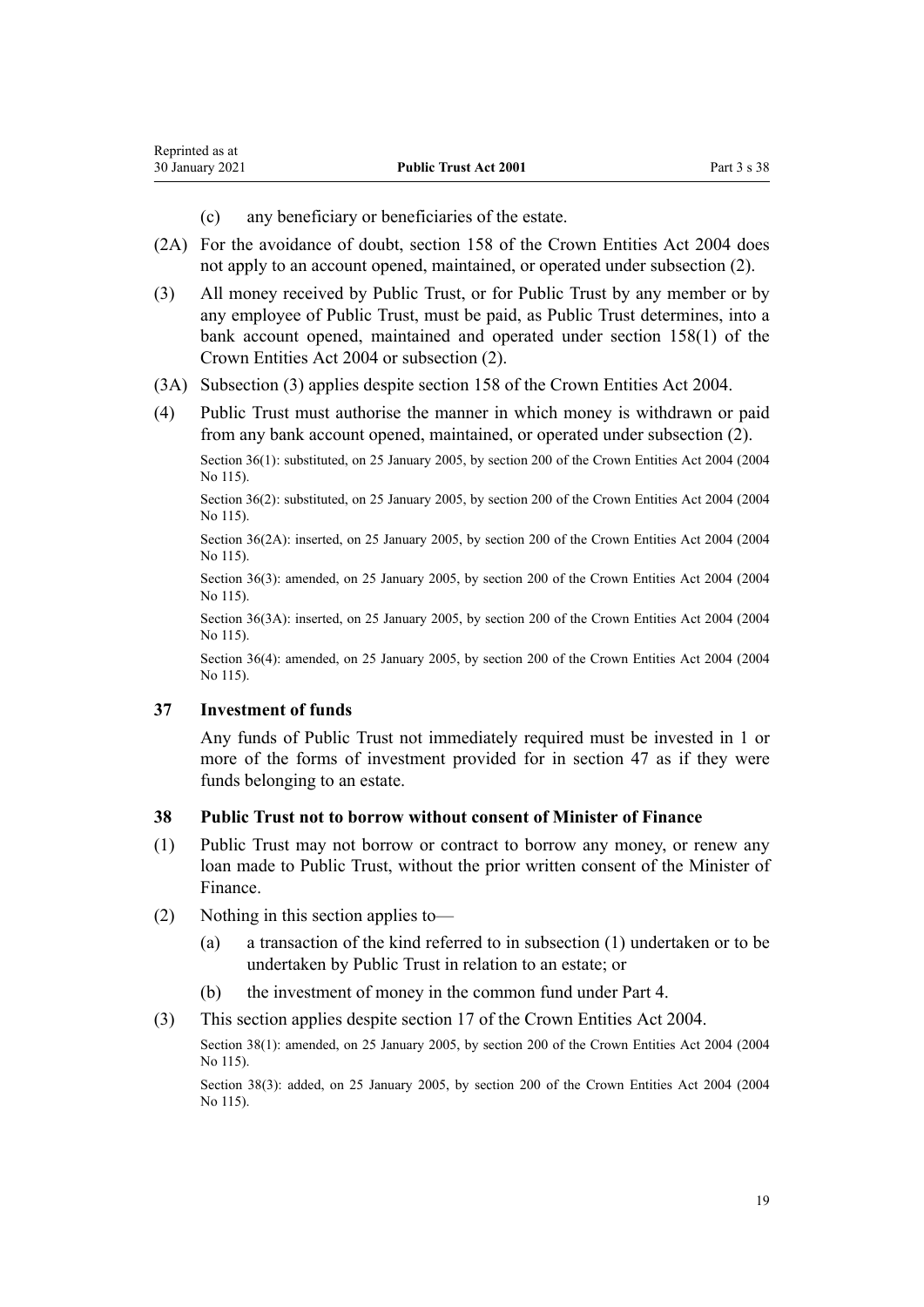(c) any beneficiary or beneficiaries of the estate.

(2A) For the avoidance of doubt, section 158 of the Crown Entities Act 2004 does not apply to an account opened, maintained, or operated under subsection (2).

(3) All money received by Public Trust, or for Public Trust by any member or by any employee of Public Trust, must be paid, as Public Trust determines, into a bank account opened, maintained and operated under section 158(1) of the Crown Entities Act 2004 or subsection (2).

(3A) Subsection (3) applies despite section 158 of the Crown Entities Act 2004.

(4) Public Trust must authorise the manner in which money is withdrawn or paid from any bank account opened, maintained, or operated under subsection (2).

Section 36(1): substituted, on 25 January 2005, by section 200 of the Crown Entities Act 2004 (2004 No 115).

Section 36(2): substituted, on 25 January 2005, by section 200 of the Crown Entities Act 2004 (2004 No 115).

Section 36(2A): inserted, on 25 January 2005, by section 200 of the Crown Entities Act 2004 (2004 No 115).

Section 36(3): amended, on 25 January 2005, by section 200 of the Crown Entities Act 2004 (2004 No 115).

Section 36(3A): inserted, on 25 January 2005, by section 200 of the Crown Entities Act 2004 (2004 No 115).

Section 36(4): amended, on 25 January 2005, by section 200 of the Crown Entities Act 2004 (2004 No 115).

### 37 Investment of funds

Any funds of Public Trust not immediately required must be invested in 1 or more of the forms of investment provided for in section 47 as if they were funds belonging to an estate.

### 38 Public Trust not to borrow without consent of Minister of Finance

(1) Public Trust may not borrow or contract to borrow any money, or renew any loan made to Public Trust, without the prior written consent of the Minister of Finance.

(2) Nothing in this section applies to—

(a) a transaction of the kind referred to in subsection (1) undertaken or to be undertaken by Public Trust in relation to an estate; or

(b) the investment of money in the common fund under Part 4.

(3) This section applies despite section 17 of the Crown Entities Act 2004.

Section 38(1): amended, on 25 January 2005, by section 200 of the Crown Entities Act 2004 (2004 No 115).

Section 38(3): added, on 25 January 2005, by section 200 of the Crown Entities Act 2004 (2004 No 115).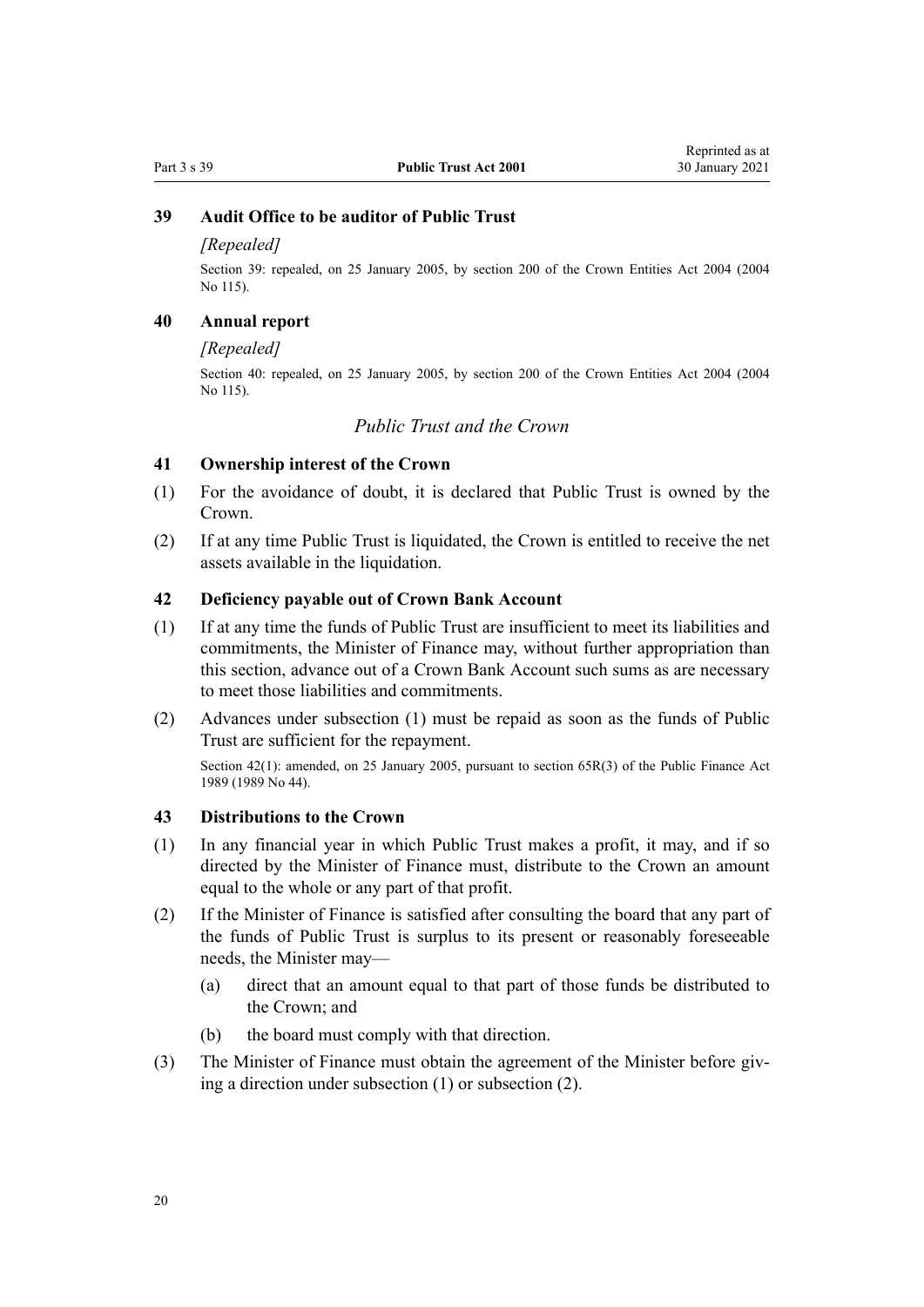### 39 Audit Office to be auditor of Public Trust

*[Repealed]*

Section 39: repealed, on 25 January 2005, by section 200 of the Crown Entities Act 2004 (2004 No 115).

### 40 Annual report

*[Repealed]*

Section 40: repealed, on 25 January 2005, by section 200 of the Crown Entities Act 2004 (2004 No 115).

## *Public Trust and the Crown*

### 41 Ownership interest of the Crown

(1) For the avoidance of doubt, it is declared that Public Trust is owned by the Crown.

(2) If at any time Public Trust is liquidated, the Crown is entitled to receive the net assets available in the liquidation.

### 42 Deficiency payable out of Crown Bank Account

(1) If at any time the funds of Public Trust are insufficient to meet its liabilities and commitments, the Minister of Finance may, without further appropriation than this section, advance out of a Crown Bank Account such sums as are necessary to meet those liabilities and commitments.

(2) Advances under subsection (1) must be repaid as soon as the funds of Public Trust are sufficient for the repayment.

Section 42(1): amended, on 25 January 2005, pursuant to section 65R(3) of the Public Finance Act 1989 (1989 No 44).

### 43 Distributions to the Crown

(1) In any financial year in which Public Trust makes a profit, it may, and if so directed by the Minister of Finance must, distribute to the Crown an amount equal to the whole or any part of that profit.

(2) If the Minister of Finance is satisfied after consulting the board that any part of the funds of Public Trust is surplus to its present or reasonably foreseeable needs, the Minister may—

    (a) direct that an amount equal to that part of those funds be distributed to the Crown; and

    (b) the board must comply with that direction.

(3) The Minister of Finance must obtain the agreement of the Minister before giving a direction under subsection (1) or subsection (2).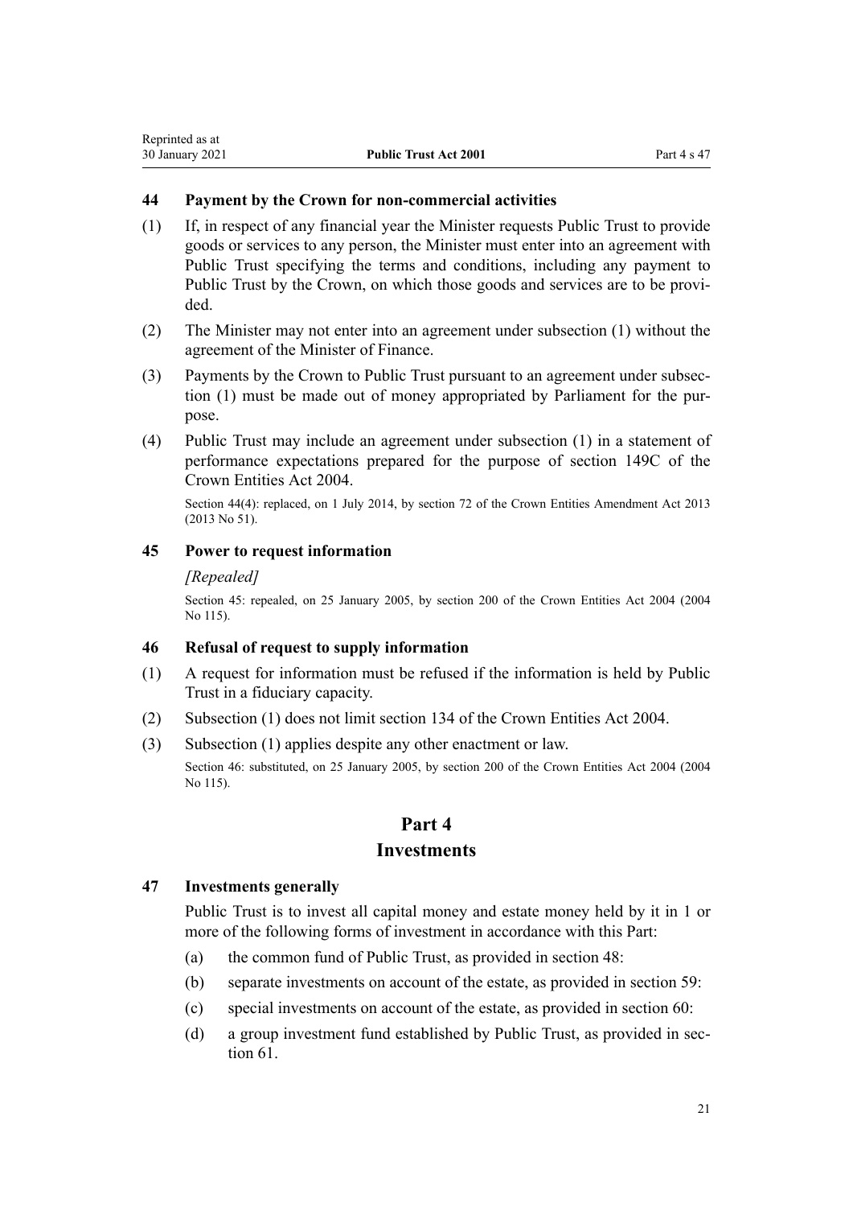### 44 Payment by the Crown for non-commercial activities

(1) If, in respect of any financial year the Minister requests Public Trust to provide goods or services to any person, the Minister must enter into an agreement with Public Trust specifying the terms and conditions, including any payment to Public Trust by the Crown, on which those goods and services are to be provided.

(2) The Minister may not enter into an agreement under subsection (1) without the agreement of the Minister of Finance.

(3) Payments by the Crown to Public Trust pursuant to an agreement under subsection (1) must be made out of money appropriated by Parliament for the purpose.

(4) Public Trust may include an agreement under subsection (1) in a statement of performance expectations prepared for the purpose of section 149C of the Crown Entities Act 2004.

Section 44(4): replaced, on 1 July 2014, by section 72 of the Crown Entities Amendment Act 2013 (2013 No 51).

### 45 Power to request information

*[Repealed]*

Section 45: repealed, on 25 January 2005, by section 200 of the Crown Entities Act 2004 (2004 No 115).

### 46 Refusal of request to supply information

(1) A request for information must be refused if the information is held by Public Trust in a fiduciary capacity.

(2) Subsection (1) does not limit section 134 of the Crown Entities Act 2004.

(3) Subsection (1) applies despite any other enactment or law.

Section 46: substituted, on 25 January 2005, by section 200 of the Crown Entities Act 2004 (2004 No 115).

## Part 4
## Investments

### 47 Investments generally

Public Trust is to invest all capital money and estate money held by it in 1 or more of the following forms of investment in accordance with this Part:

(a) the common fund of Public Trust, as provided in section 48:

(b) separate investments on account of the estate, as provided in section 59:

(c) special investments on account of the estate, as provided in section 60:

(d) a group investment fund established by Public Trust, as provided in section 61.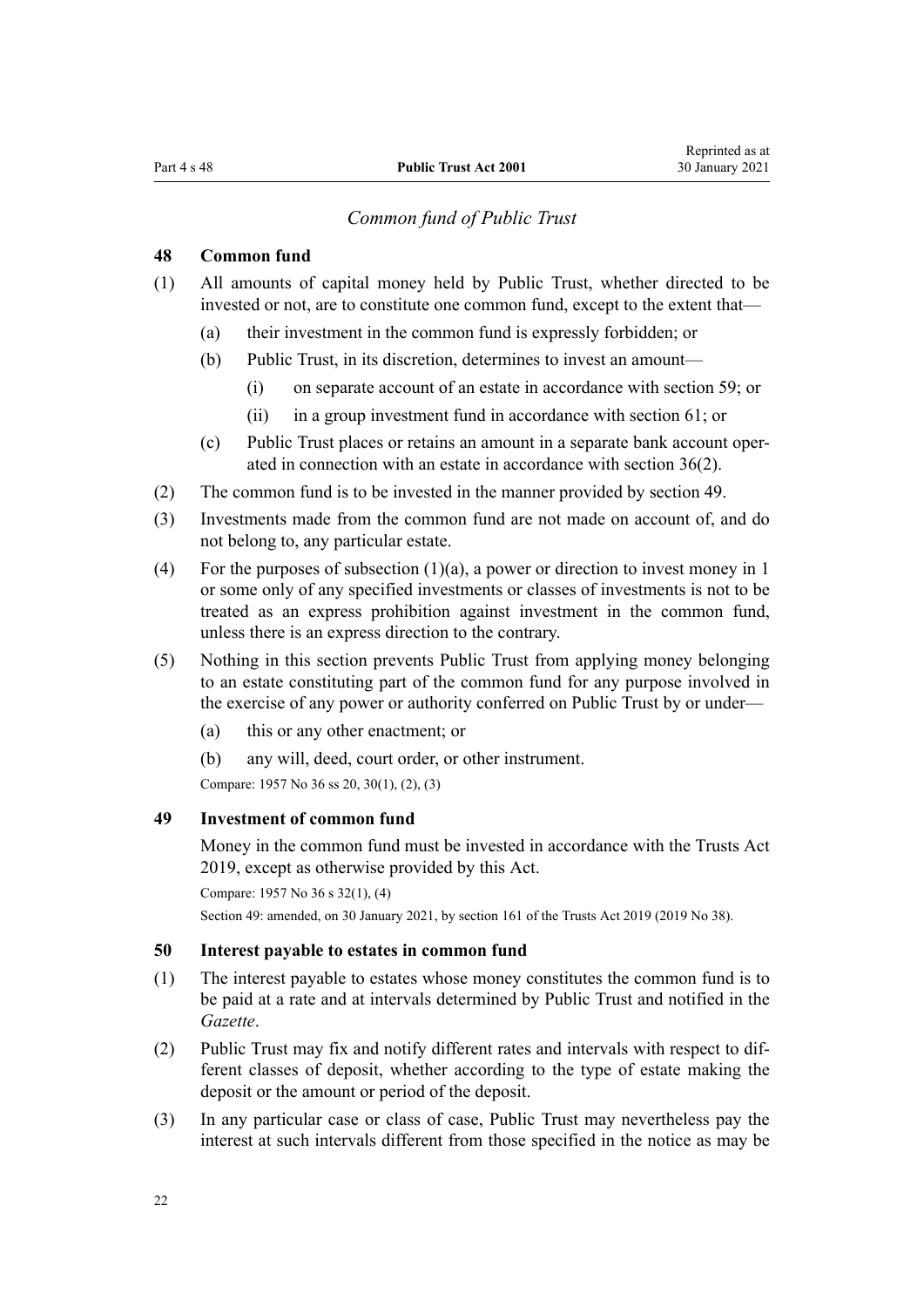*Common fund of Public Trust*

**48 Common fund**

(1) All amounts of capital money held by Public Trust, whether directed to be invested or not, are to constitute one common fund, except to the extent that—

  (a) their investment in the common fund is expressly forbidden; or

  (b) Public Trust, in its discretion, determines to invest an amount—

    (i) on separate account of an estate in accordance with section 59; or

    (ii) in a group investment fund in accordance with section 61; or

  (c) Public Trust places or retains an amount in a separate bank account operated in connection with an estate in accordance with section 36(2).

(2) The common fund is to be invested in the manner provided by section 49.

(3) Investments made from the common fund are not made on account of, and do not belong to, any particular estate.

(4) For the purposes of subsection (1)(a), a power or direction to invest money in 1 or some only of any specified investments or classes of investments is not to be treated as an express prohibition against investment in the common fund, unless there is an express direction to the contrary.

(5) Nothing in this section prevents Public Trust from applying money belonging to an estate constituting part of the common fund for any purpose involved in the exercise of any power or authority conferred on Public Trust by or under—

  (a) this or any other enactment; or

  (b) any will, deed, court order, or other instrument.

Compare: 1957 No 36 ss 20, 30(1), (2), (3)

**49 Investment of common fund**

Money in the common fund must be invested in accordance with the Trusts Act 2019, except as otherwise provided by this Act.

Compare: 1957 No 36 s 32(1), (4)

Section 49: amended, on 30 January 2021, by section 161 of the Trusts Act 2019 (2019 No 38).

**50 Interest payable to estates in common fund**

(1) The interest payable to estates whose money constitutes the common fund is to be paid at a rate and at intervals determined by Public Trust and notified in the *Gazette*.

(2) Public Trust may fix and notify different rates and intervals with respect to different classes of deposit, whether according to the type of estate making the deposit or the amount or period of the deposit.

(3) In any particular case or class of case, Public Trust may nevertheless pay the interest at such intervals different from those specified in the notice as may be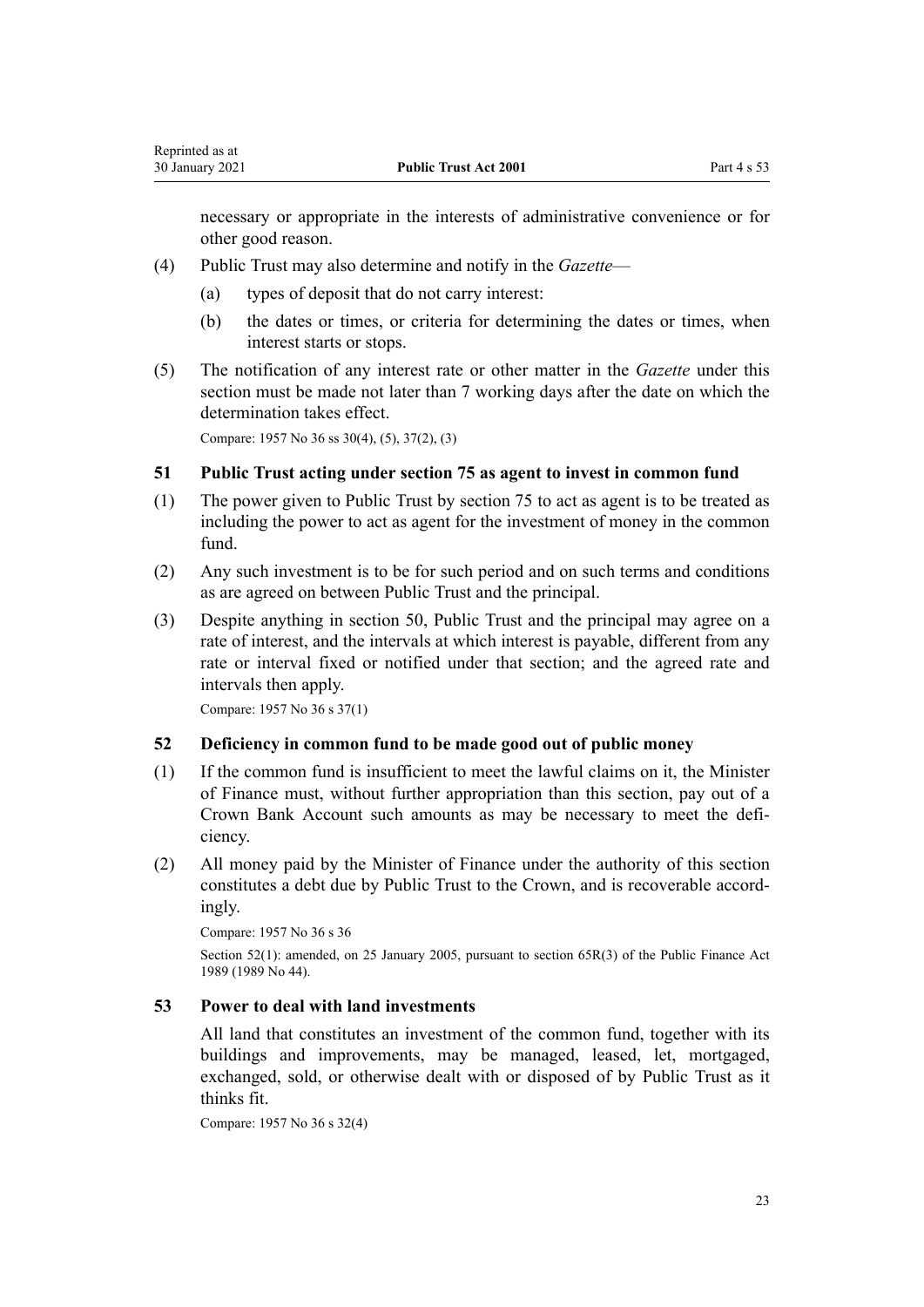necessary or appropriate in the interests of administrative convenience or for other good reason.

(4) Public Trust may also determine and notify in the *Gazette*—

(a) types of deposit that do not carry interest:

(b) the dates or times, or criteria for determining the dates or times, when interest starts or stops.

(5) The notification of any interest rate or other matter in the *Gazette* under this section must be made not later than 7 working days after the date on which the determination takes effect.

Compare: 1957 No 36 ss 30(4), (5), 37(2), (3)

### 51 Public Trust acting under section 75 as agent to invest in common fund

(1) The power given to Public Trust by section 75 to act as agent is to be treated as including the power to act as agent for the investment of money in the common fund.

(2) Any such investment is to be for such period and on such terms and conditions as are agreed on between Public Trust and the principal.

(3) Despite anything in section 50, Public Trust and the principal may agree on a rate of interest, and the intervals at which interest is payable, different from any rate or interval fixed or notified under that section; and the agreed rate and intervals then apply.

Compare: 1957 No 36 s 37(1)

### 52 Deficiency in common fund to be made good out of public money

(1) If the common fund is insufficient to meet the lawful claims on it, the Minister of Finance must, without further appropriation than this section, pay out of a Crown Bank Account such amounts as may be necessary to meet the deficiency.

(2) All money paid by the Minister of Finance under the authority of this section constitutes a debt due by Public Trust to the Crown, and is recoverable accordingly.

Compare: 1957 No 36 s 36

Section 52(1): amended, on 25 January 2005, pursuant to section 65R(3) of the Public Finance Act 1989 (1989 No 44).

### 53 Power to deal with land investments

All land that constitutes an investment of the common fund, together with its buildings and improvements, may be managed, leased, let, mortgaged, exchanged, sold, or otherwise dealt with or disposed of by Public Trust as it thinks fit.

Compare: 1957 No 36 s 32(4)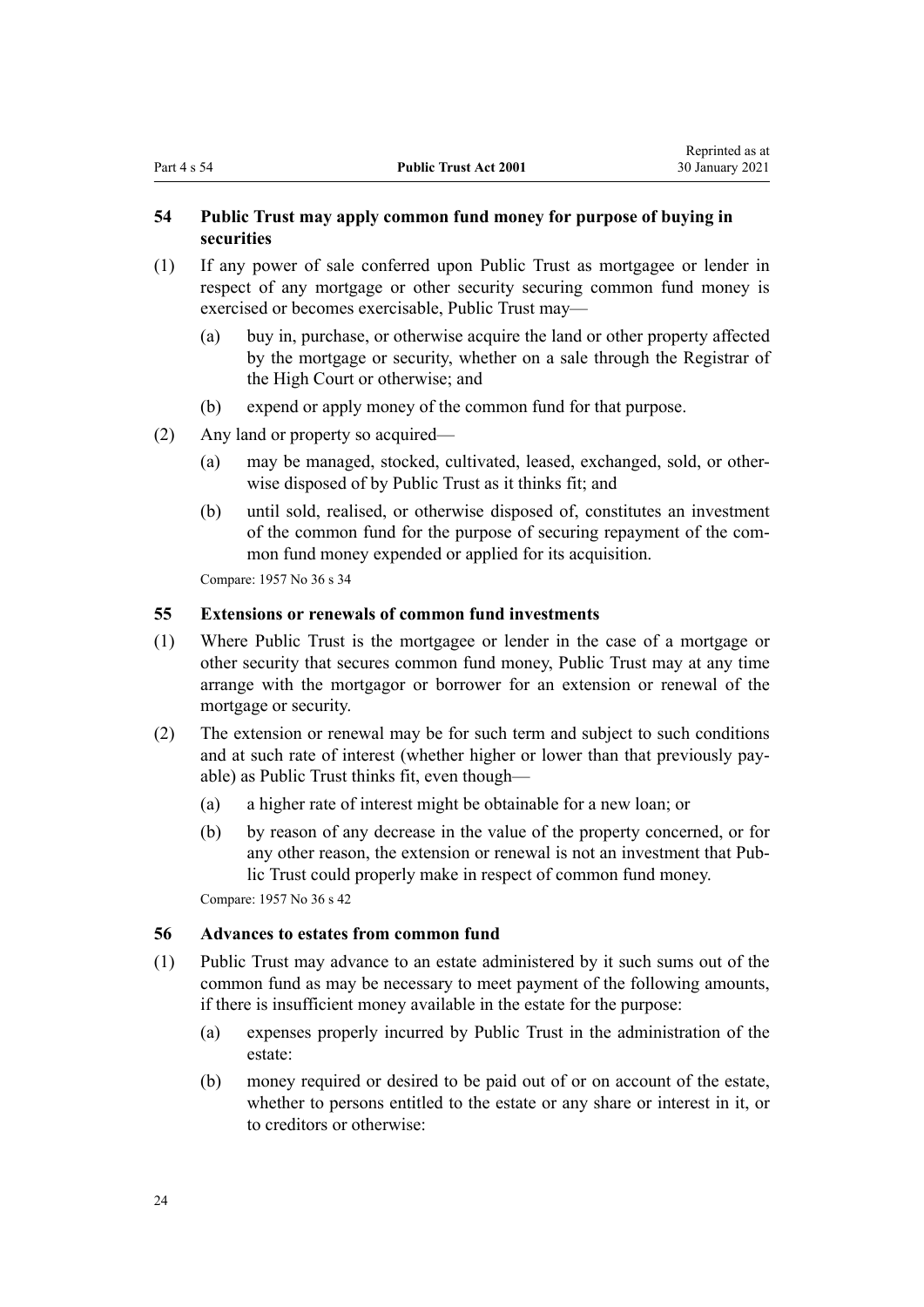### 54 Public Trust may apply common fund money for purpose of buying in securities

(1) If any power of sale conferred upon Public Trust as mortgagee or lender in respect of any mortgage or other security securing common fund money is exercised or becomes exercisable, Public Trust may—

   (a) buy in, purchase, or otherwise acquire the land or other property affected by the mortgage or security, whether on a sale through the Registrar of the High Court or otherwise; and

   (b) expend or apply money of the common fund for that purpose.

(2) Any land or property so acquired—

   (a) may be managed, stocked, cultivated, leased, exchanged, sold, or otherwise disposed of by Public Trust as it thinks fit; and

   (b) until sold, realised, or otherwise disposed of, constitutes an investment of the common fund for the purpose of securing repayment of the common fund money expended or applied for its acquisition.

Compare: 1957 No 36 s 34

### 55 Extensions or renewals of common fund investments

(1) Where Public Trust is the mortgagee or lender in the case of a mortgage or other security that secures common fund money, Public Trust may at any time arrange with the mortgagor or borrower for an extension or renewal of the mortgage or security.

(2) The extension or renewal may be for such term and subject to such conditions and at such rate of interest (whether higher or lower than that previously payable) as Public Trust thinks fit, even though—

   (a) a higher rate of interest might be obtainable for a new loan; or

   (b) by reason of any decrease in the value of the property concerned, or for any other reason, the extension or renewal is not an investment that Public Trust could properly make in respect of common fund money.

Compare: 1957 No 36 s 42

### 56 Advances to estates from common fund

(1) Public Trust may advance to an estate administered by it such sums out of the common fund as may be necessary to meet payment of the following amounts, if there is insufficient money available in the estate for the purpose:

   (a) expenses properly incurred by Public Trust in the administration of the estate:

   (b) money required or desired to be paid out of or on account of the estate, whether to persons entitled to the estate or any share or interest in it, or to creditors or otherwise: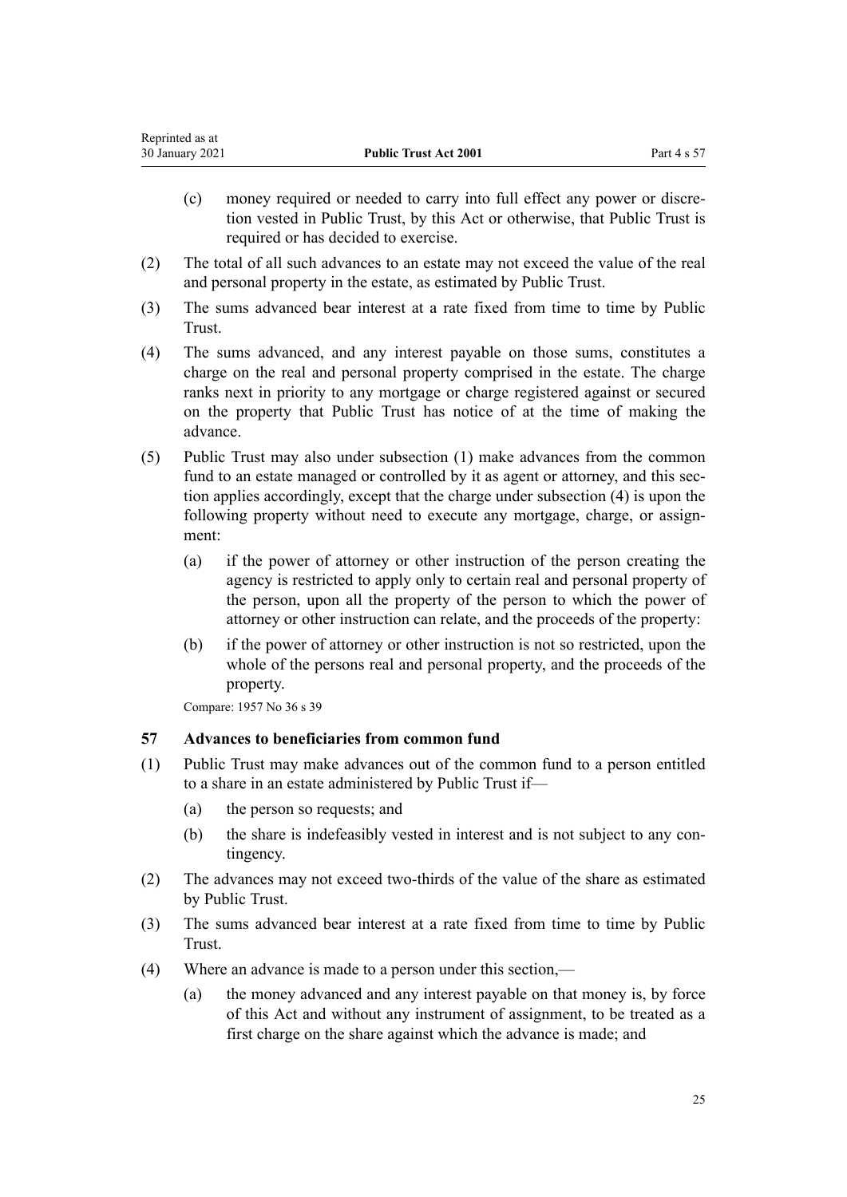(c) money required or needed to carry into full effect any power or discretion vested in Public Trust, by this Act or otherwise, that Public Trust is required or has decided to exercise.

(2) The total of all such advances to an estate may not exceed the value of the real and personal property in the estate, as estimated by Public Trust.

(3) The sums advanced bear interest at a rate fixed from time to time by Public Trust.

(4) The sums advanced, and any interest payable on those sums, constitutes a charge on the real and personal property comprised in the estate. The charge ranks next in priority to any mortgage or charge registered against or secured on the property that Public Trust has notice of at the time of making the advance.

(5) Public Trust may also under subsection (1) make advances from the common fund to an estate managed or controlled by it as agent or attorney, and this section applies accordingly, except that the charge under subsection (4) is upon the following property without need to execute any mortgage, charge, or assignment:

- (a) if the power of attorney or other instruction of the person creating the agency is restricted to apply only to certain real and personal property of the person, upon all the property of the person to which the power of attorney or other instruction can relate, and the proceeds of the property:
- (b) if the power of attorney or other instruction is not so restricted, upon the whole of the persons real and personal property, and the proceeds of the property.

Compare: 1957 No 36 s 39

### 57 Advances to beneficiaries from common fund

(1) Public Trust may make advances out of the common fund to a person entitled to a share in an estate administered by Public Trust if—

- (a) the person so requests; and
- (b) the share is indefeasibly vested in interest and is not subject to any contingency.

(2) The advances may not exceed two-thirds of the value of the share as estimated by Public Trust.

(3) The sums advanced bear interest at a rate fixed from time to time by Public Trust.

(4) Where an advance is made to a person under this section,—

- (a) the money advanced and any interest payable on that money is, by force of this Act and without any instrument of assignment, to be treated as a first charge on the share against which the advance is made; and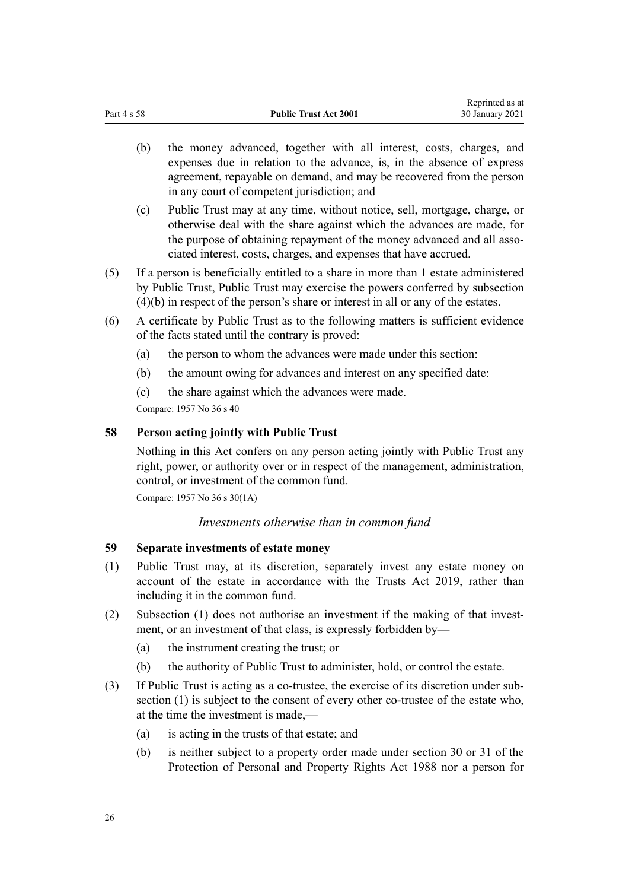(b) the money advanced, together with all interest, costs, charges, and expenses due in relation to the advance, is, in the absence of express agreement, repayable on demand, and may be recovered from the person in any court of competent jurisdiction; and

(c) Public Trust may at any time, without notice, sell, mortgage, charge, or otherwise deal with the share against which the advances are made, for the purpose of obtaining repayment of the money advanced and all associated interest, costs, charges, and expenses that have accrued.

(5) If a person is beneficially entitled to a share in more than 1 estate administered by Public Trust, Public Trust may exercise the powers conferred by subsection (4)(b) in respect of the person's share or interest in all or any of the estates.

(6) A certificate by Public Trust as to the following matters is sufficient evidence of the facts stated until the contrary is proved:

(a) the person to whom the advances were made under this section:

(b) the amount owing for advances and interest on any specified date:

(c) the share against which the advances were made.

Compare: 1957 No 36 s 40

### 58 Person acting jointly with Public Trust

Nothing in this Act confers on any person acting jointly with Public Trust any right, power, or authority over or in respect of the management, administration, control, or investment of the common fund.

Compare: 1957 No 36 s 30(1A)

*Investments otherwise than in common fund*

### 59 Separate investments of estate money

(1) Public Trust may, at its discretion, separately invest any estate money on account of the estate in accordance with the Trusts Act 2019, rather than including it in the common fund.

(2) Subsection (1) does not authorise an investment if the making of that investment, or an investment of that class, is expressly forbidden by—

(a) the instrument creating the trust; or

(b) the authority of Public Trust to administer, hold, or control the estate.

(3) If Public Trust is acting as a co-trustee, the exercise of its discretion under subsection (1) is subject to the consent of every other co-trustee of the estate who, at the time the investment is made,—

(a) is acting in the trusts of that estate; and

(b) is neither subject to a property order made under section 30 or 31 of the Protection of Personal and Property Rights Act 1988 nor a person for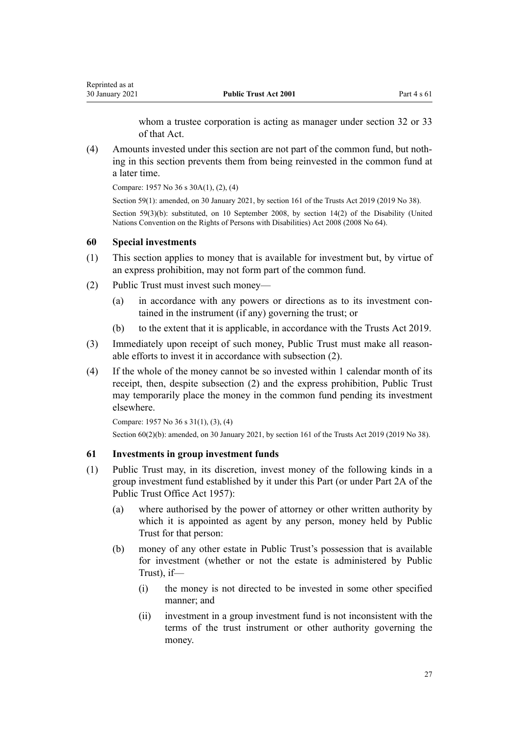whom a trustee corporation is acting as manager under section 32 or 33 of that Act.

(4) Amounts invested under this section are not part of the common fund, but nothing in this section prevents them from being reinvested in the common fund at a later time.

Compare: 1957 No 36 s 30A(1), (2), (4)

Section 59(1): amended, on 30 January 2021, by section 161 of the Trusts Act 2019 (2019 No 38).

Section 59(3)(b): substituted, on 10 September 2008, by section 14(2) of the Disability (United Nations Convention on the Rights of Persons with Disabilities) Act 2008 (2008 No 64).

### 60 Special investments

(1) This section applies to money that is available for investment but, by virtue of an express prohibition, may not form part of the common fund.

(2) Public Trust must invest such money—

(a) in accordance with any powers or directions as to its investment contained in the instrument (if any) governing the trust; or

(b) to the extent that it is applicable, in accordance with the Trusts Act 2019.

(3) Immediately upon receipt of such money, Public Trust must make all reasonable efforts to invest it in accordance with subsection (2).

(4) If the whole of the money cannot be so invested within 1 calendar month of its receipt, then, despite subsection (2) and the express prohibition, Public Trust may temporarily place the money in the common fund pending its investment elsewhere.

Compare: 1957 No 36 s 31(1), (3), (4)

Section 60(2)(b): amended, on 30 January 2021, by section 161 of the Trusts Act 2019 (2019 No 38).

### 61 Investments in group investment funds

(1) Public Trust may, in its discretion, invest money of the following kinds in a group investment fund established by it under this Part (or under Part 2A of the Public Trust Office Act 1957):

(a) where authorised by the power of attorney or other written authority by which it is appointed as agent by any person, money held by Public Trust for that person:

(b) money of any other estate in Public Trust's possession that is available for investment (whether or not the estate is administered by Public Trust), if—

(i) the money is not directed to be invested in some other specified manner; and

(ii) investment in a group investment fund is not inconsistent with the terms of the trust instrument or other authority governing the money.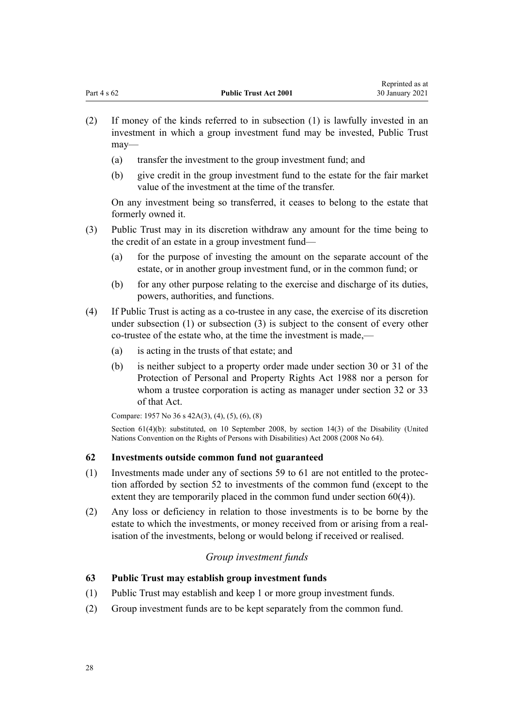(2) If money of the kinds referred to in subsection (1) is lawfully invested in an investment in which a group investment fund may be invested, Public Trust may—

  (a) transfer the investment to the group investment fund; and

  (b) give credit in the group investment fund to the estate for the fair market value of the investment at the time of the transfer.

  On any investment being so transferred, it ceases to belong to the estate that formerly owned it.

(3) Public Trust may in its discretion withdraw any amount for the time being to the credit of an estate in a group investment fund—

  (a) for the purpose of investing the amount on the separate account of the estate, or in another group investment fund, or in the common fund; or

  (b) for any other purpose relating to the exercise and discharge of its duties, powers, authorities, and functions.

(4) If Public Trust is acting as a co-trustee in any case, the exercise of its discretion under subsection (1) or subsection (3) is subject to the consent of every other co-trustee of the estate who, at the time the investment is made,—

  (a) is acting in the trusts of that estate; and

  (b) is neither subject to a property order made under section 30 or 31 of the Protection of Personal and Property Rights Act 1988 nor a person for whom a trustee corporation is acting as manager under section 32 or 33 of that Act.

Compare: 1957 No 36 s 42A(3), (4), (5), (6), (8)

Section 61(4)(b): substituted, on 10 September 2008, by section 14(3) of the Disability (United Nations Convention on the Rights of Persons with Disabilities) Act 2008 (2008 No 64).

### 62 Investments outside common fund not guaranteed

(1) Investments made under any of sections 59 to 61 are not entitled to the protection afforded by section 52 to investments of the common fund (except to the extent they are temporarily placed in the common fund under section 60(4)).

(2) Any loss or deficiency in relation to those investments is to be borne by the estate to which the investments, or money received from or arising from a realisation of the investments, belong or would belong if received or realised.

*Group investment funds*

### 63 Public Trust may establish group investment funds

(1) Public Trust may establish and keep 1 or more group investment funds.

(2) Group investment funds are to be kept separately from the common fund.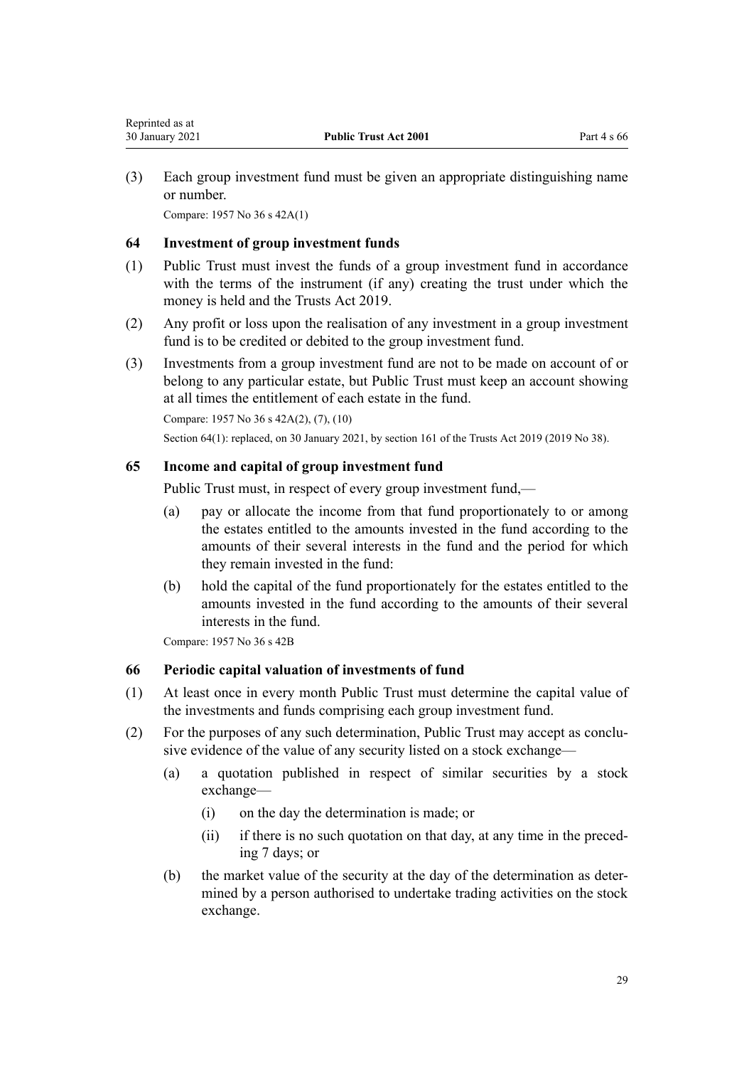(3) Each group investment fund must be given an appropriate distinguishing name or number.

Compare: 1957 No 36 s 42A(1)

### 64 Investment of group investment funds

(1) Public Trust must invest the funds of a group investment fund in accordance with the terms of the instrument (if any) creating the trust under which the money is held and the Trusts Act 2019.

(2) Any profit or loss upon the realisation of any investment in a group investment fund is to be credited or debited to the group investment fund.

(3) Investments from a group investment fund are not to be made on account of or belong to any particular estate, but Public Trust must keep an account showing at all times the entitlement of each estate in the fund.

Compare: 1957 No 36 s 42A(2), (7), (10)

Section 64(1): replaced, on 30 January 2021, by section 161 of the Trusts Act 2019 (2019 No 38).

### 65 Income and capital of group investment fund

Public Trust must, in respect of every group investment fund,—

(a) pay or allocate the income from that fund proportionately to or among the estates entitled to the amounts invested in the fund according to the amounts of their several interests in the fund and the period for which they remain invested in the fund:

(b) hold the capital of the fund proportionately for the estates entitled to the amounts invested in the fund according to the amounts of their several interests in the fund.

Compare: 1957 No 36 s 42B

### 66 Periodic capital valuation of investments of fund

(1) At least once in every month Public Trust must determine the capital value of the investments and funds comprising each group investment fund.

(2) For the purposes of any such determination, Public Trust may accept as conclusive evidence of the value of any security listed on a stock exchange—

(a) a quotation published in respect of similar securities by a stock exchange—

(i) on the day the determination is made; or

(ii) if there is no such quotation on that day, at any time in the preceding 7 days; or

(b) the market value of the security at the day of the determination as determined by a person authorised to undertake trading activities on the stock exchange.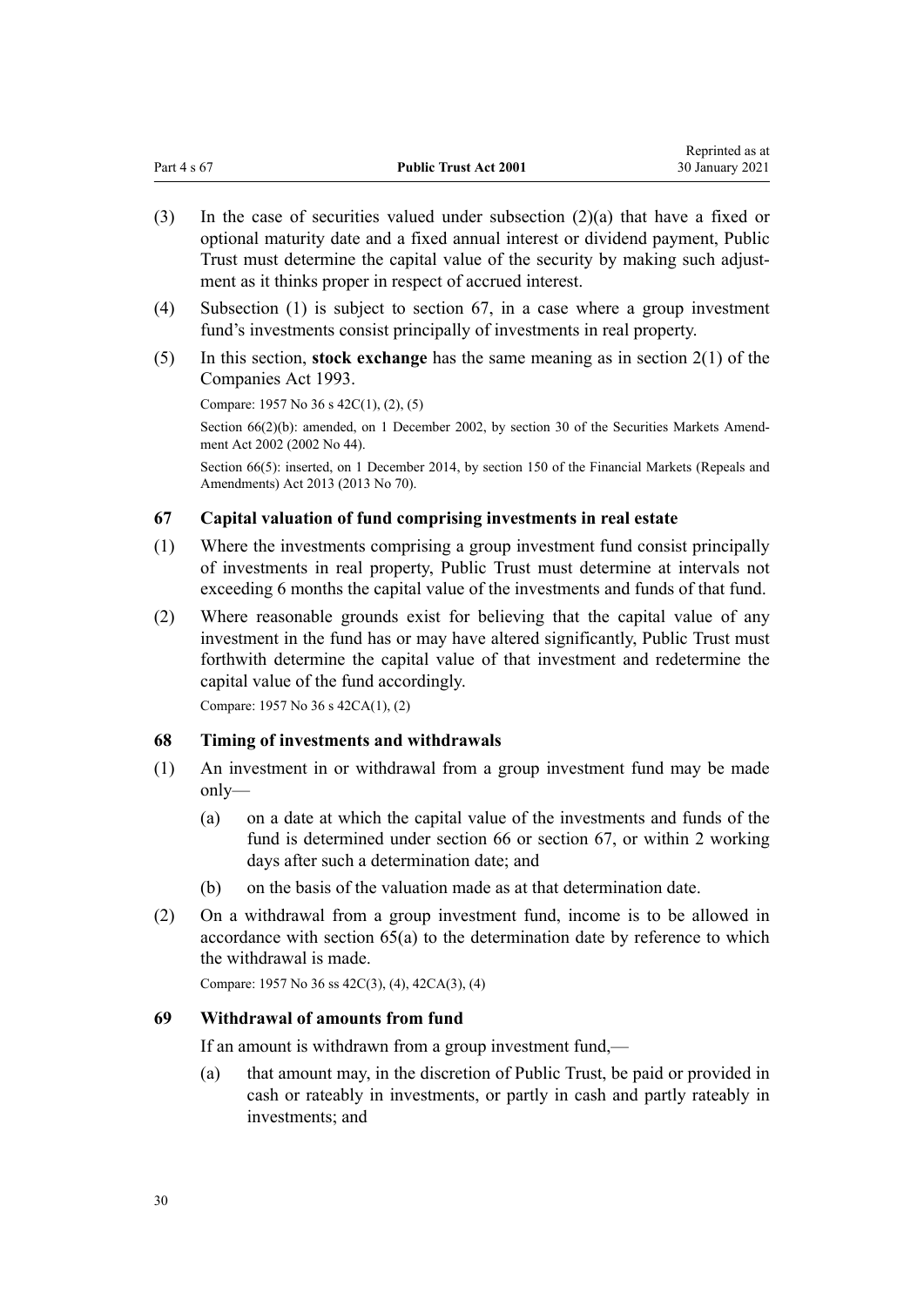(3) In the case of securities valued under subsection (2)(a) that have a fixed or optional maturity date and a fixed annual interest or dividend payment, Public Trust must determine the capital value of the security by making such adjustment as it thinks proper in respect of accrued interest.

(4) Subsection (1) is subject to section 67, in a case where a group investment fund's investments consist principally of investments in real property.

(5) In this section, **stock exchange** has the same meaning as in section 2(1) of the Companies Act 1993.

Compare: 1957 No 36 s 42C(1), (2), (5)

Section 66(2)(b): amended, on 1 December 2002, by section 30 of the Securities Markets Amendment Act 2002 (2002 No 44).

Section 66(5): inserted, on 1 December 2014, by section 150 of the Financial Markets (Repeals and Amendments) Act 2013 (2013 No 70).

### 67 Capital valuation of fund comprising investments in real estate

(1) Where the investments comprising a group investment fund consist principally of investments in real property, Public Trust must determine at intervals not exceeding 6 months the capital value of the investments and funds of that fund.

(2) Where reasonable grounds exist for believing that the capital value of any investment in the fund has or may have altered significantly, Public Trust must forthwith determine the capital value of that investment and redetermine the capital value of the fund accordingly.

Compare: 1957 No 36 s 42CA(1), (2)

### 68 Timing of investments and withdrawals

(1) An investment in or withdrawal from a group investment fund may be made only—

(a) on a date at which the capital value of the investments and funds of the fund is determined under section 66 or section 67, or within 2 working days after such a determination date; and

(b) on the basis of the valuation made as at that determination date.

(2) On a withdrawal from a group investment fund, income is to be allowed in accordance with section 65(a) to the determination date by reference to which the withdrawal is made.

Compare: 1957 No 36 ss 42C(3), (4), 42CA(3), (4)

### 69 Withdrawal of amounts from fund

If an amount is withdrawn from a group investment fund,—

(a) that amount may, in the discretion of Public Trust, be paid or provided in cash or rateably in investments, or partly in cash and partly rateably in investments; and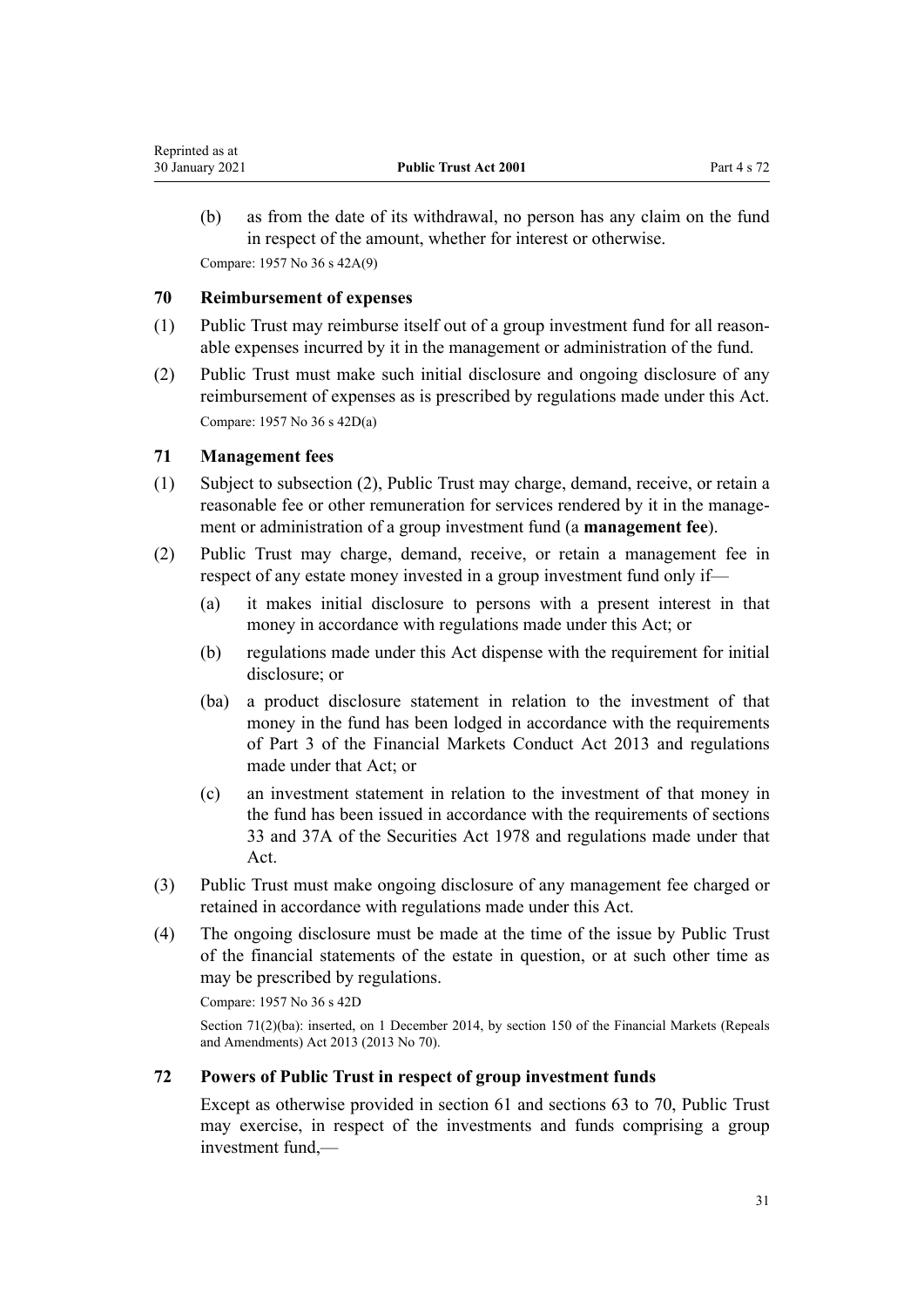(b) as from the date of its withdrawal, no person has any claim on the fund in respect of the amount, whether for interest or otherwise.

Compare: 1957 No 36 s 42A(9)

### 70 Reimbursement of expenses

(1) Public Trust may reimburse itself out of a group investment fund for all reasonable expenses incurred by it in the management or administration of the fund.

(2) Public Trust must make such initial disclosure and ongoing disclosure of any reimbursement of expenses as is prescribed by regulations made under this Act.

Compare: 1957 No 36 s 42D(a)

### 71 Management fees

(1) Subject to subsection (2), Public Trust may charge, demand, receive, or retain a reasonable fee or other remuneration for services rendered by it in the management or administration of a group investment fund (a **management fee**).

(2) Public Trust may charge, demand, receive, or retain a management fee in respect of any estate money invested in a group investment fund only if—

(a) it makes initial disclosure to persons with a present interest in that money in accordance with regulations made under this Act; or

(b) regulations made under this Act dispense with the requirement for initial disclosure; or

(ba) a product disclosure statement in relation to the investment of that money in the fund has been lodged in accordance with the requirements of Part 3 of the Financial Markets Conduct Act 2013 and regulations made under that Act; or

(c) an investment statement in relation to the investment of that money in the fund has been issued in accordance with the requirements of sections 33 and 37A of the Securities Act 1978 and regulations made under that Act.

(3) Public Trust must make ongoing disclosure of any management fee charged or retained in accordance with regulations made under this Act.

(4) The ongoing disclosure must be made at the time of the issue by Public Trust of the financial statements of the estate in question, or at such other time as may be prescribed by regulations.

Compare: 1957 No 36 s 42D

Section 71(2)(ba): inserted, on 1 December 2014, by section 150 of the Financial Markets (Repeals and Amendments) Act 2013 (2013 No 70).

### 72 Powers of Public Trust in respect of group investment funds

Except as otherwise provided in section 61 and sections 63 to 70, Public Trust may exercise, in respect of the investments and funds comprising a group investment fund,—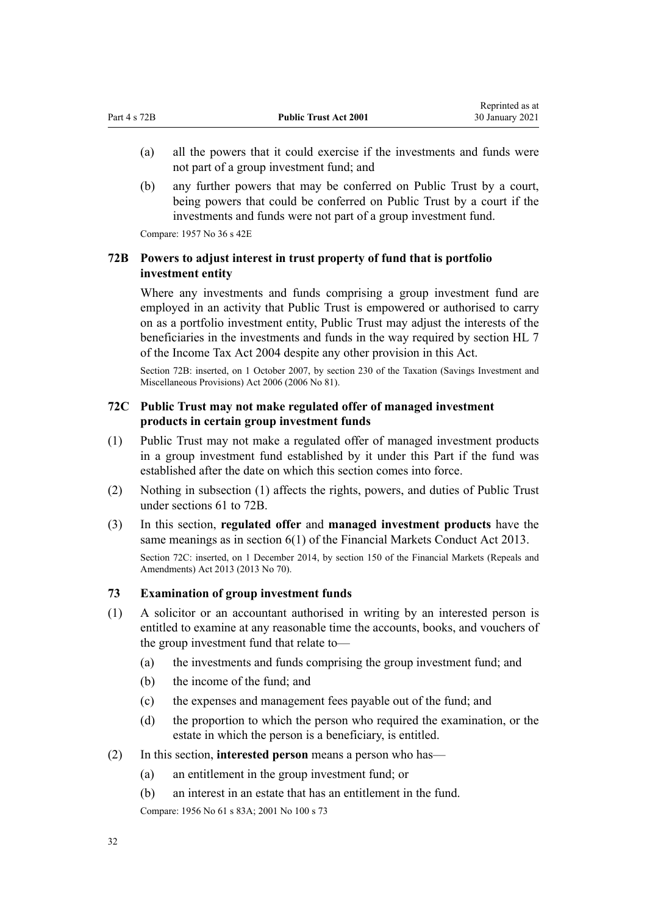(a) all the powers that it could exercise if the investments and funds were not part of a group investment fund; and

(b) any further powers that may be conferred on Public Trust by a court, being powers that could be conferred on Public Trust by a court if the investments and funds were not part of a group investment fund.

Compare: 1957 No 36 s 42E

### 72B Powers to adjust interest in trust property of fund that is portfolio investment entity

Where any investments and funds comprising a group investment fund are employed in an activity that Public Trust is empowered or authorised to carry on as a portfolio investment entity, Public Trust may adjust the interests of the beneficiaries in the investments and funds in the way required by section HL 7 of the Income Tax Act 2004 despite any other provision in this Act.

Section 72B: inserted, on 1 October 2007, by section 230 of the Taxation (Savings Investment and Miscellaneous Provisions) Act 2006 (2006 No 81).

### 72C Public Trust may not make regulated offer of managed investment products in certain group investment funds

(1) Public Trust may not make a regulated offer of managed investment products in a group investment fund established by it under this Part if the fund was established after the date on which this section comes into force.

(2) Nothing in subsection (1) affects the rights, powers, and duties of Public Trust under sections 61 to 72B.

(3) In this section, **regulated offer** and **managed investment products** have the same meanings as in section 6(1) of the Financial Markets Conduct Act 2013.

Section 72C: inserted, on 1 December 2014, by section 150 of the Financial Markets (Repeals and Amendments) Act 2013 (2013 No 70).

### 73 Examination of group investment funds

(1) A solicitor or an accountant authorised in writing by an interested person is entitled to examine at any reasonable time the accounts, books, and vouchers of the group investment fund that relate to—

   (a) the investments and funds comprising the group investment fund; and

   (b) the income of the fund; and

   (c) the expenses and management fees payable out of the fund; and

   (d) the proportion to which the person who required the examination, or the estate in which the person is a beneficiary, is entitled.

(2) In this section, **interested person** means a person who has—

   (a) an entitlement in the group investment fund; or

   (b) an interest in an estate that has an entitlement in the fund.

Compare: 1956 No 61 s 83A; 2001 No 100 s 73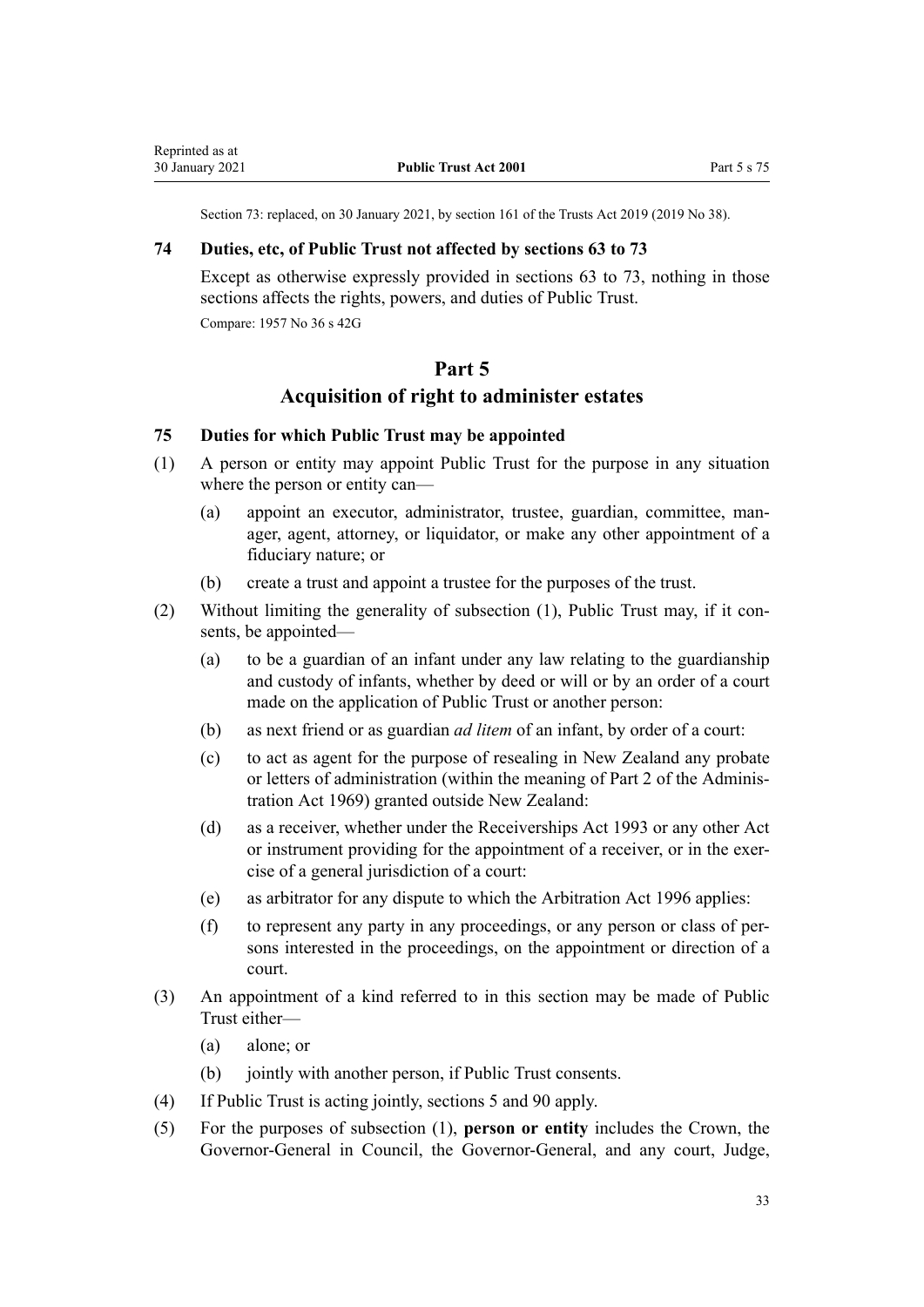Section 73: replaced, on 30 January 2021, by section 161 of the Trusts Act 2019 (2019 No 38).

### 74 Duties, etc, of Public Trust not affected by sections 63 to 73

Except as otherwise expressly provided in sections 63 to 73, nothing in those sections affects the rights, powers, and duties of Public Trust.

Compare: 1957 No 36 s 42G

## Part 5
## Acquisition of right to administer estates

### 75 Duties for which Public Trust may be appointed

(1) A person or entity may appoint Public Trust for the purpose in any situation where the person or entity can—

- (a) appoint an executor, administrator, trustee, guardian, committee, manager, agent, attorney, or liquidator, or make any other appointment of a fiduciary nature; or
- (b) create a trust and appoint a trustee for the purposes of the trust.

(2) Without limiting the generality of subsection (1), Public Trust may, if it consents, be appointed—

- (a) to be a guardian of an infant under any law relating to the guardianship and custody of infants, whether by deed or will or by an order of a court made on the application of Public Trust or another person:
- (b) as next friend or as guardian *ad litem* of an infant, by order of a court:
- (c) to act as agent for the purpose of resealing in New Zealand any probate or letters of administration (within the meaning of Part 2 of the Administration Act 1969) granted outside New Zealand:
- (d) as a receiver, whether under the Receiverships Act 1993 or any other Act or instrument providing for the appointment of a receiver, or in the exercise of a general jurisdiction of a court:
- (e) as arbitrator for any dispute to which the Arbitration Act 1996 applies:
- (f) to represent any party in any proceedings, or any person or class of persons interested in the proceedings, on the appointment or direction of a court.

(3) An appointment of a kind referred to in this section may be made of Public Trust either—

- (a) alone; or
- (b) jointly with another person, if Public Trust consents.

(4) If Public Trust is acting jointly, sections 5 and 90 apply.

(5) For the purposes of subsection (1), **person or entity** includes the Crown, the Governor-General in Council, the Governor-General, and any court, Judge,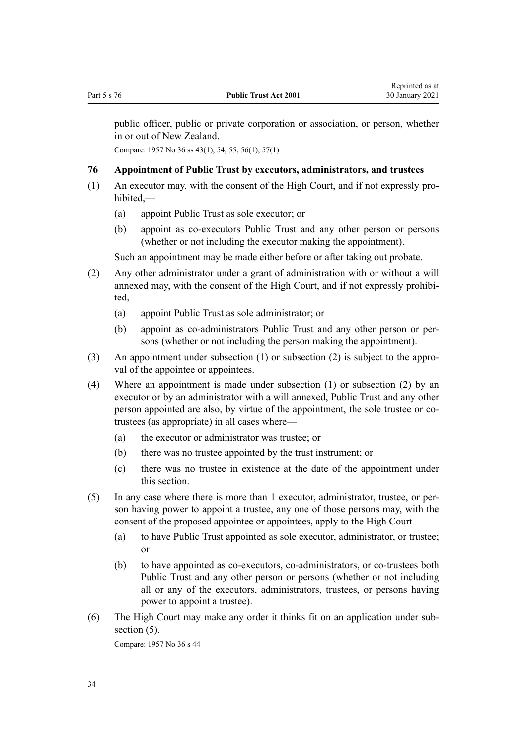public officer, public or private corporation or association, or person, whether in or out of New Zealand.

Compare: 1957 No 36 ss 43(1), 54, 55, 56(1), 57(1)

### 76 Appointment of Public Trust by executors, administrators, and trustees

(1) An executor may, with the consent of the High Court, and if not expressly prohibited,—

   (a) appoint Public Trust as sole executor; or

   (b) appoint as co-executors Public Trust and any other person or persons (whether or not including the executor making the appointment).

   Such an appointment may be made either before or after taking out probate.

(2) Any other administrator under a grant of administration with or without a will annexed may, with the consent of the High Court, and if not expressly prohibited,—

   (a) appoint Public Trust as sole administrator; or

   (b) appoint as co-administrators Public Trust and any other person or persons (whether or not including the person making the appointment).

(3) An appointment under subsection (1) or subsection (2) is subject to the approval of the appointee or appointees.

(4) Where an appointment is made under subsection (1) or subsection (2) by an executor or by an administrator with a will annexed, Public Trust and any other person appointed are also, by virtue of the appointment, the sole trustee or co-trustees (as appropriate) in all cases where—

   (a) the executor or administrator was trustee; or

   (b) there was no trustee appointed by the trust instrument; or

   (c) there was no trustee in existence at the date of the appointment under this section.

(5) In any case where there is more than 1 executor, administrator, trustee, or person having power to appoint a trustee, any one of those persons may, with the consent of the proposed appointee or appointees, apply to the High Court—

   (a) to have Public Trust appointed as sole executor, administrator, or trustee; or

   (b) to have appointed as co-executors, co-administrators, or co-trustees both Public Trust and any other person or persons (whether or not including all or any of the executors, administrators, trustees, or persons having power to appoint a trustee).

(6) The High Court may make any order it thinks fit on an application under subsection (5).

Compare: 1957 No 36 s 44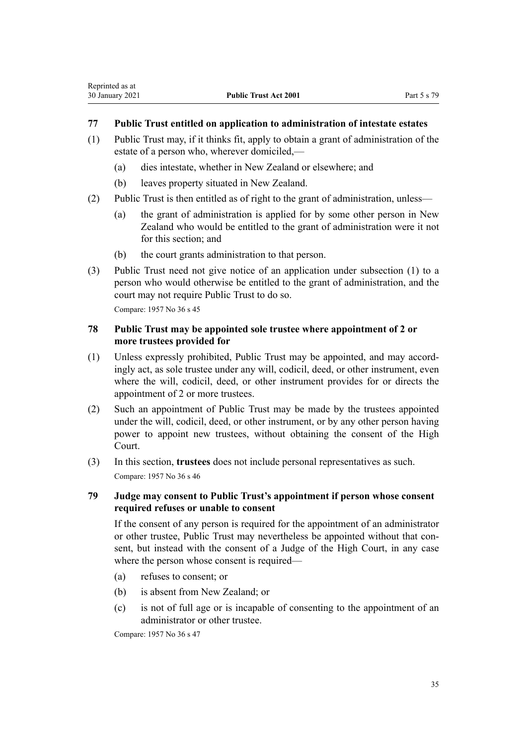### 77 Public Trust entitled on application to administration of intestate estates

(1) Public Trust may, if it thinks fit, apply to obtain a grant of administration of the estate of a person who, wherever domiciled,—

(a) dies intestate, whether in New Zealand or elsewhere; and

(b) leaves property situated in New Zealand.

(2) Public Trust is then entitled as of right to the grant of administration, unless—

(a) the grant of administration is applied for by some other person in New Zealand who would be entitled to the grant of administration were it not for this section; and

(b) the court grants administration to that person.

(3) Public Trust need not give notice of an application under subsection (1) to a person who would otherwise be entitled to the grant of administration, and the court may not require Public Trust to do so.

Compare: 1957 No 36 s 45

### 78 Public Trust may be appointed sole trustee where appointment of 2 or more trustees provided for

(1) Unless expressly prohibited, Public Trust may be appointed, and may accordingly act, as sole trustee under any will, codicil, deed, or other instrument, even where the will, codicil, deed, or other instrument provides for or directs the appointment of 2 or more trustees.

(2) Such an appointment of Public Trust may be made by the trustees appointed under the will, codicil, deed, or other instrument, or by any other person having power to appoint new trustees, without obtaining the consent of the High Court.

(3) In this section, **trustees** does not include personal representatives as such.

Compare: 1957 No 36 s 46

### 79 Judge may consent to Public Trust's appointment if person whose consent required refuses or unable to consent

If the consent of any person is required for the appointment of an administrator or other trustee, Public Trust may nevertheless be appointed without that consent, but instead with the consent of a Judge of the High Court, in any case where the person whose consent is required—

(a) refuses to consent; or

(b) is absent from New Zealand; or

(c) is not of full age or is incapable of consenting to the appointment of an administrator or other trustee.

Compare: 1957 No 36 s 47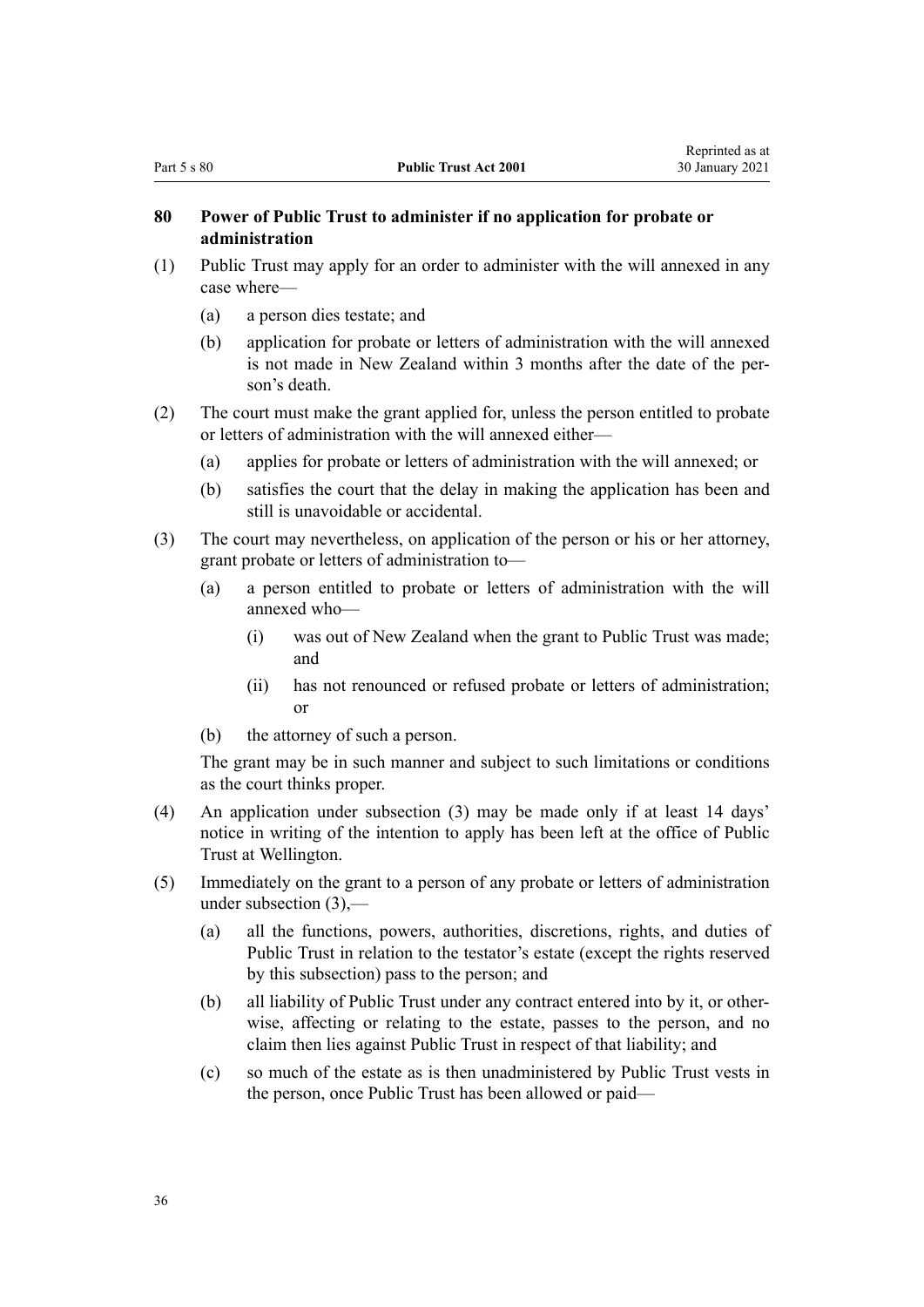## 80 Power of Public Trust to administer if no application for probate or administration

(1) Public Trust may apply for an order to administer with the will annexed in any case where—

- (a) a person dies testate; and
- (b) application for probate or letters of administration with the will annexed is not made in New Zealand within 3 months after the date of the person's death.

(2) The court must make the grant applied for, unless the person entitled to probate or letters of administration with the will annexed either—

- (a) applies for probate or letters of administration with the will annexed; or
- (b) satisfies the court that the delay in making the application has been and still is unavoidable or accidental.

(3) The court may nevertheless, on application of the person or his or her attorney, grant probate or letters of administration to—

- (a) a person entitled to probate or letters of administration with the will annexed who—
  - (i) was out of New Zealand when the grant to Public Trust was made; and
  - (ii) has not renounced or refused probate or letters of administration; or
- (b) the attorney of such a person.

The grant may be in such manner and subject to such limitations or conditions as the court thinks proper.

(4) An application under subsection (3) may be made only if at least 14 days' notice in writing of the intention to apply has been left at the office of Public Trust at Wellington.

(5) Immediately on the grant to a person of any probate or letters of administration under subsection (3),—

- (a) all the functions, powers, authorities, discretions, rights, and duties of Public Trust in relation to the testator's estate (except the rights reserved by this subsection) pass to the person; and
- (b) all liability of Public Trust under any contract entered into by it, or otherwise, affecting or relating to the estate, passes to the person, and no claim then lies against Public Trust in respect of that liability; and
- (c) so much of the estate as is then unadministered by Public Trust vests in the person, once Public Trust has been allowed or paid—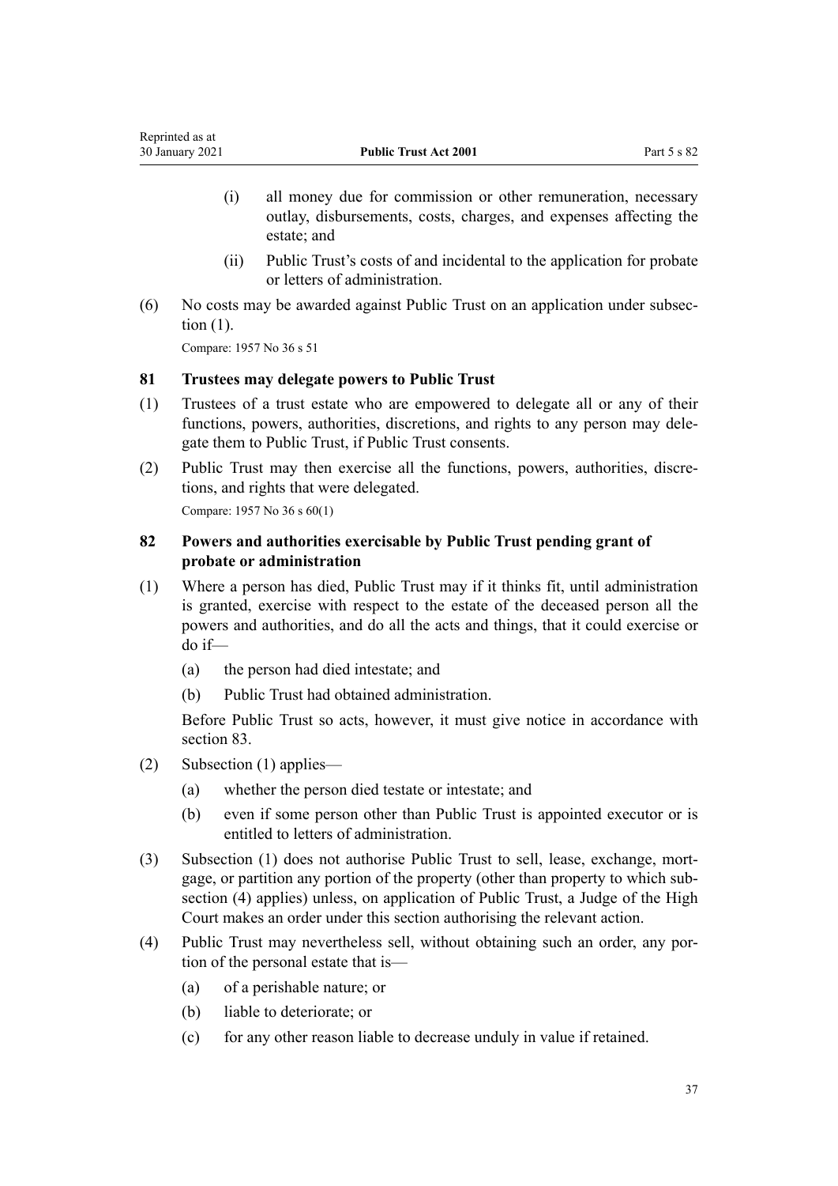(i) all money due for commission or other remuneration, necessary outlay, disbursements, costs, charges, and expenses affecting the estate; and

(ii) Public Trust's costs of and incidental to the application for probate or letters of administration.

(6) No costs may be awarded against Public Trust on an application under subsection (1).

Compare: 1957 No 36 s 51

### 81 Trustees may delegate powers to Public Trust

(1) Trustees of a trust estate who are empowered to delegate all or any of their functions, powers, authorities, discretions, and rights to any person may delegate them to Public Trust, if Public Trust consents.

(2) Public Trust may then exercise all the functions, powers, authorities, discretions, and rights that were delegated.

Compare: 1957 No 36 s 60(1)

### 82 Powers and authorities exercisable by Public Trust pending grant of probate or administration

(1) Where a person has died, Public Trust may if it thinks fit, until administration is granted, exercise with respect to the estate of the deceased person all the powers and authorities, and do all the acts and things, that it could exercise or do if—

(a) the person had died intestate; and

(b) Public Trust had obtained administration.

Before Public Trust so acts, however, it must give notice in accordance with section 83.

(2) Subsection (1) applies—

(a) whether the person died testate or intestate; and

(b) even if some person other than Public Trust is appointed executor or is entitled to letters of administration.

(3) Subsection (1) does not authorise Public Trust to sell, lease, exchange, mortgage, or partition any portion of the property (other than property to which subsection (4) applies) unless, on application of Public Trust, a Judge of the High Court makes an order under this section authorising the relevant action.

(4) Public Trust may nevertheless sell, without obtaining such an order, any portion of the personal estate that is—

(a) of a perishable nature; or

(b) liable to deteriorate; or

(c) for any other reason liable to decrease unduly in value if retained.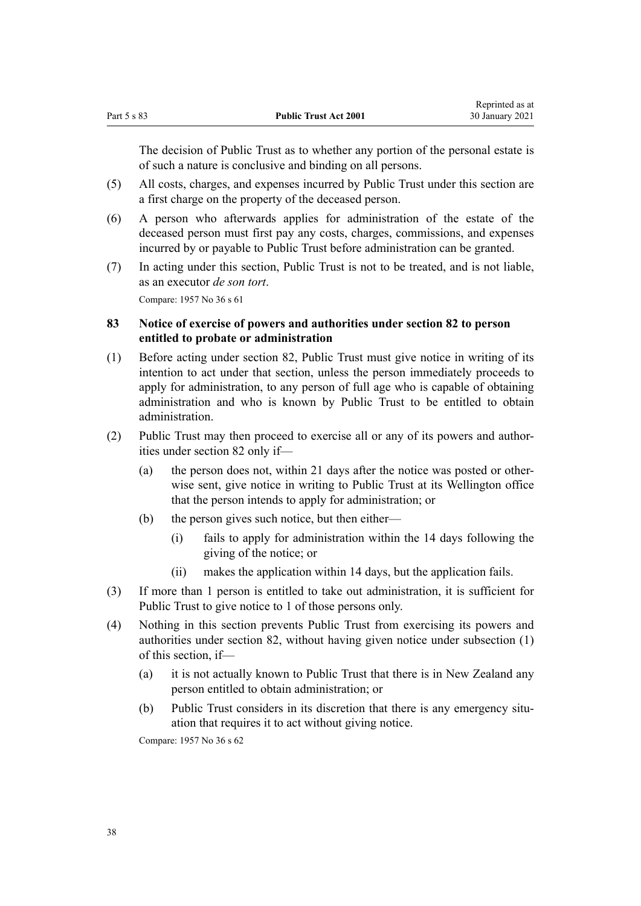The decision of Public Trust as to whether any portion of the personal estate is of such a nature is conclusive and binding on all persons.

(5) All costs, charges, and expenses incurred by Public Trust under this section are a first charge on the property of the deceased person.

(6) A person who afterwards applies for administration of the estate of the deceased person must first pay any costs, charges, commissions, and expenses incurred by or payable to Public Trust before administration can be granted.

(7) In acting under this section, Public Trust is not to be treated, and is not liable, as an executor *de son tort*.

Compare: 1957 No 36 s 61

### 83 Notice of exercise of powers and authorities under section 82 to person entitled to probate or administration

(1) Before acting under section 82, Public Trust must give notice in writing of its intention to act under that section, unless the person immediately proceeds to apply for administration, to any person of full age who is capable of obtaining administration and who is known by Public Trust to be entitled to obtain administration.

(2) Public Trust may then proceed to exercise all or any of its powers and authorities under section 82 only if—

- (a) the person does not, within 21 days after the notice was posted or otherwise sent, give notice in writing to Public Trust at its Wellington office that the person intends to apply for administration; or
- (b) the person gives such notice, but then either—
  - (i) fails to apply for administration within the 14 days following the giving of the notice; or
  - (ii) makes the application within 14 days, but the application fails.

(3) If more than 1 person is entitled to take out administration, it is sufficient for Public Trust to give notice to 1 of those persons only.

(4) Nothing in this section prevents Public Trust from exercising its powers and authorities under section 82, without having given notice under subsection (1) of this section, if—

- (a) it is not actually known to Public Trust that there is in New Zealand any person entitled to obtain administration; or
- (b) Public Trust considers in its discretion that there is any emergency situation that requires it to act without giving notice.

Compare: 1957 No 36 s 62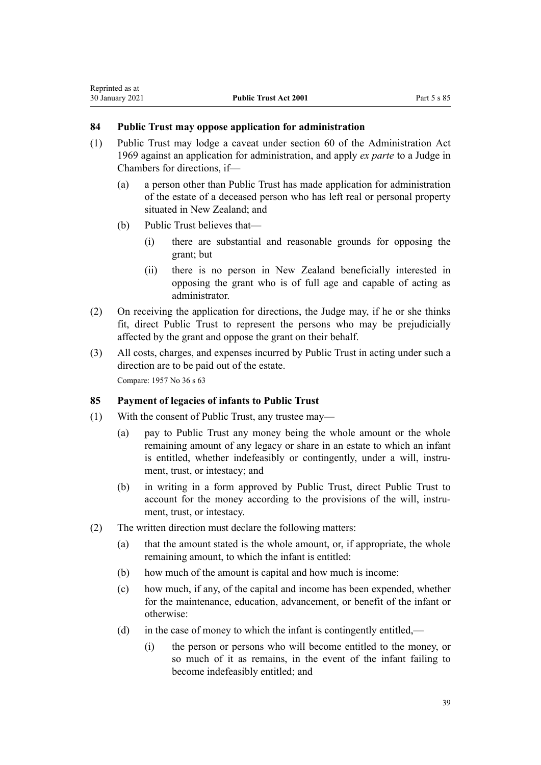### 84 Public Trust may oppose application for administration

(1) Public Trust may lodge a caveat under section 60 of the Administration Act 1969 against an application for administration, and apply *ex parte* to a Judge in Chambers for directions, if—

- (a) a person other than Public Trust has made application for administration of the estate of a deceased person who has left real or personal property situated in New Zealand; and
- (b) Public Trust believes that—
  - (i) there are substantial and reasonable grounds for opposing the grant; but
  - (ii) there is no person in New Zealand beneficially interested in opposing the grant who is of full age and capable of acting as administrator.

(2) On receiving the application for directions, the Judge may, if he or she thinks fit, direct Public Trust to represent the persons who may be prejudicially affected by the grant and oppose the grant on their behalf.

(3) All costs, charges, and expenses incurred by Public Trust in acting under such a direction are to be paid out of the estate.

Compare: 1957 No 36 s 63

### 85 Payment of legacies of infants to Public Trust

(1) With the consent of Public Trust, any trustee may—

- (a) pay to Public Trust any money being the whole amount or the whole remaining amount of any legacy or share in an estate to which an infant is entitled, whether indefeasibly or contingently, under a will, instrument, trust, or intestacy; and
- (b) in writing in a form approved by Public Trust, direct Public Trust to account for the money according to the provisions of the will, instrument, trust, or intestacy.

(2) The written direction must declare the following matters:

- (a) that the amount stated is the whole amount, or, if appropriate, the whole remaining amount, to which the infant is entitled:
- (b) how much of the amount is capital and how much is income:
- (c) how much, if any, of the capital and income has been expended, whether for the maintenance, education, advancement, or benefit of the infant or otherwise:
- (d) in the case of money to which the infant is contingently entitled,—
  - (i) the person or persons who will become entitled to the money, or so much of it as remains, in the event of the infant failing to become indefeasibly entitled; and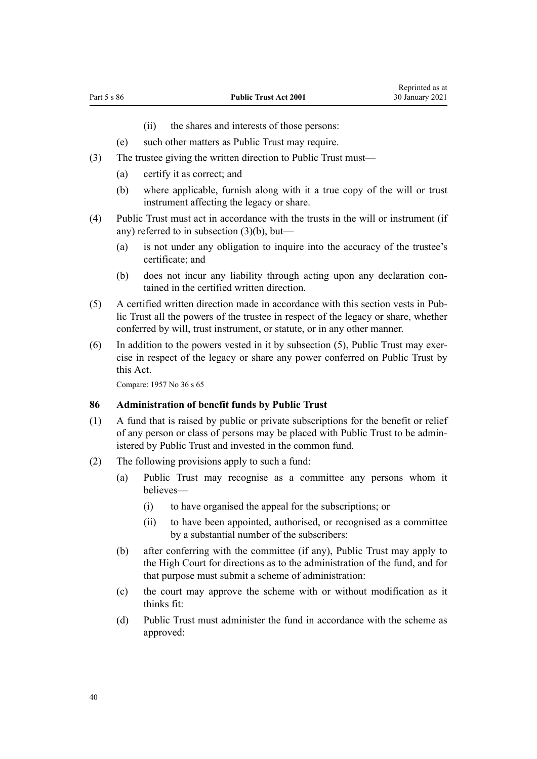(ii) the shares and interests of those persons:

(e) such other matters as Public Trust may require.

(3) The trustee giving the written direction to Public Trust must—

(a) certify it as correct; and

(b) where applicable, furnish along with it a true copy of the will or trust instrument affecting the legacy or share.

(4) Public Trust must act in accordance with the trusts in the will or instrument (if any) referred to in subsection (3)(b), but—

(a) is not under any obligation to inquire into the accuracy of the trustee's certificate; and

(b) does not incur any liability through acting upon any declaration contained in the certified written direction.

(5) A certified written direction made in accordance with this section vests in Public Trust all the powers of the trustee in respect of the legacy or share, whether conferred by will, trust instrument, or statute, or in any other manner.

(6) In addition to the powers vested in it by subsection (5), Public Trust may exercise in respect of the legacy or share any power conferred on Public Trust by this Act.

Compare: 1957 No 36 s 65

### 86 Administration of benefit funds by Public Trust

(1) A fund that is raised by public or private subscriptions for the benefit or relief of any person or class of persons may be placed with Public Trust to be administered by Public Trust and invested in the common fund.

(2) The following provisions apply to such a fund:

(a) Public Trust may recognise as a committee any persons whom it believes—

(i) to have organised the appeal for the subscriptions; or

(ii) to have been appointed, authorised, or recognised as a committee by a substantial number of the subscribers:

(b) after conferring with the committee (if any), Public Trust may apply to the High Court for directions as to the administration of the fund, and for that purpose must submit a scheme of administration:

(c) the court may approve the scheme with or without modification as it thinks fit:

(d) Public Trust must administer the fund in accordance with the scheme as approved: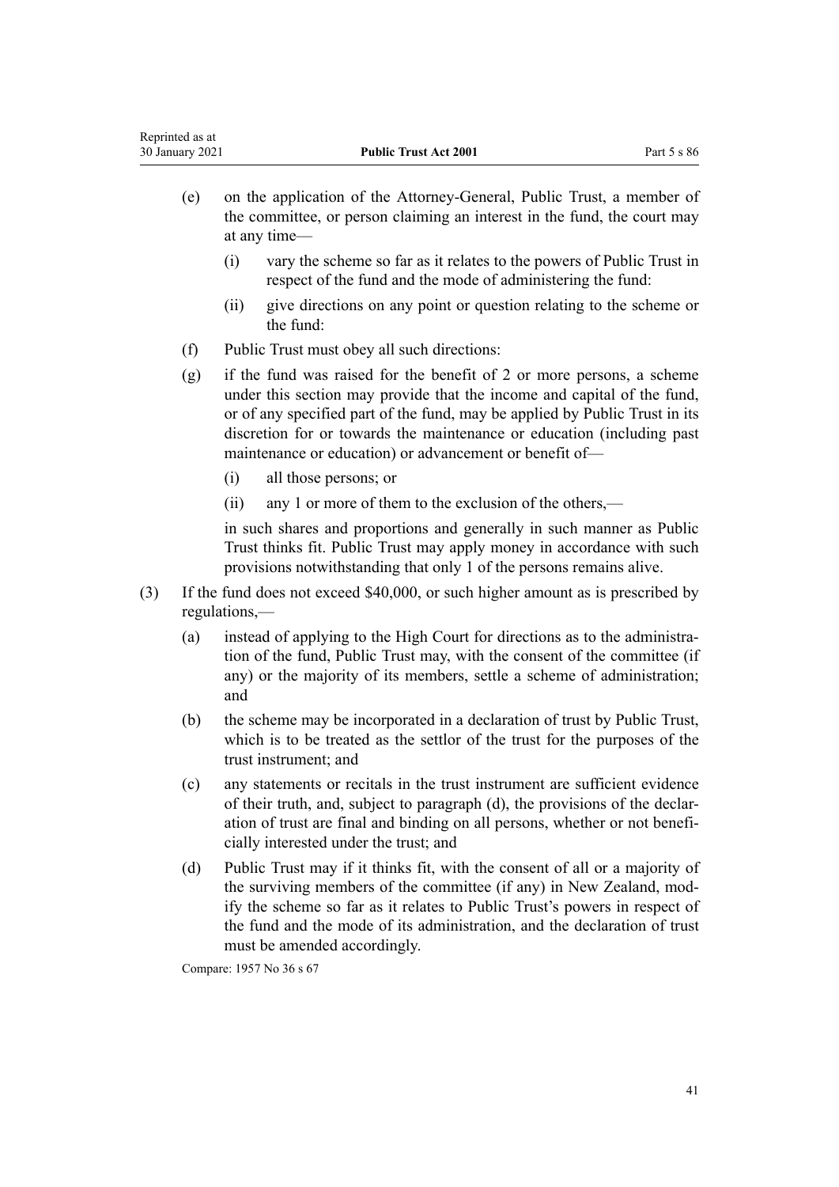(e) on the application of the Attorney-General, Public Trust, a member of the committee, or person claiming an interest in the fund, the court may at any time—

  (i) vary the scheme so far as it relates to the powers of Public Trust in respect of the fund and the mode of administering the fund:

  (ii) give directions on any point or question relating to the scheme or the fund:

(f) Public Trust must obey all such directions:

(g) if the fund was raised for the benefit of 2 or more persons, a scheme under this section may provide that the income and capital of the fund, or of any specified part of the fund, may be applied by Public Trust in its discretion for or towards the maintenance or education (including past maintenance or education) or advancement or benefit of—

  (i) all those persons; or

  (ii) any 1 or more of them to the exclusion of the others,—

  in such shares and proportions and generally in such manner as Public Trust thinks fit. Public Trust may apply money in accordance with such provisions notwithstanding that only 1 of the persons remains alive.

(3) If the fund does not exceed $40,000, or such higher amount as is prescribed by regulations,—

  (a) instead of applying to the High Court for directions as to the administration of the fund, Public Trust may, with the consent of the committee (if any) or the majority of its members, settle a scheme of administration; and

  (b) the scheme may be incorporated in a declaration of trust by Public Trust, which is to be treated as the settlor of the trust for the purposes of the trust instrument; and

  (c) any statements or recitals in the trust instrument are sufficient evidence of their truth, and, subject to paragraph (d), the provisions of the declaration of trust are final and binding on all persons, whether or not beneficially interested under the trust; and

  (d) Public Trust may if it thinks fit, with the consent of all or a majority of the surviving members of the committee (if any) in New Zealand, modify the scheme so far as it relates to Public Trust's powers in respect of the fund and the mode of its administration, and the declaration of trust must be amended accordingly.

Compare: 1957 No 36 s 67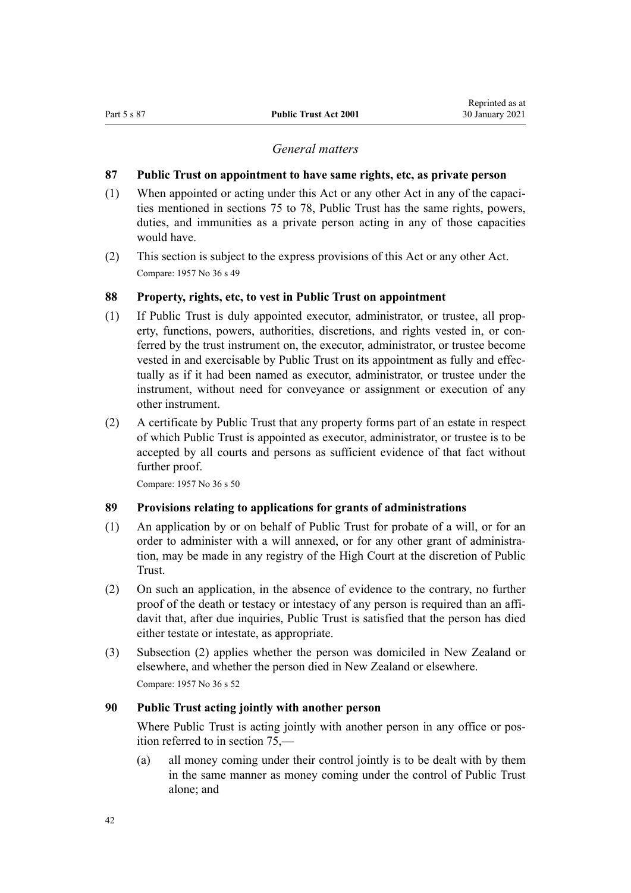*General matters*

### 87 Public Trust on appointment to have same rights, etc, as private person

(1) When appointed or acting under this Act or any other Act in any of the capacities mentioned in sections 75 to 78, Public Trust has the same rights, powers, duties, and immunities as a private person acting in any of those capacities would have.

(2) This section is subject to the express provisions of this Act or any other Act.

Compare: 1957 No 36 s 49

### 88 Property, rights, etc, to vest in Public Trust on appointment

(1) If Public Trust is duly appointed executor, administrator, or trustee, all property, functions, powers, authorities, discretions, and rights vested in, or conferred by the trust instrument on, the executor, administrator, or trustee become vested in and exercisable by Public Trust on its appointment as fully and effectually as if it had been named as executor, administrator, or trustee under the instrument, without need for conveyance or assignment or execution of any other instrument.

(2) A certificate by Public Trust that any property forms part of an estate in respect of which Public Trust is appointed as executor, administrator, or trustee is to be accepted by all courts and persons as sufficient evidence of that fact without further proof.

Compare: 1957 No 36 s 50

### 89 Provisions relating to applications for grants of administrations

(1) An application by or on behalf of Public Trust for probate of a will, or for an order to administer with a will annexed, or for any other grant of administration, may be made in any registry of the High Court at the discretion of Public Trust.

(2) On such an application, in the absence of evidence to the contrary, no further proof of the death or testacy or intestacy of any person is required than an affidavit that, after due inquiries, Public Trust is satisfied that the person has died either testate or intestate, as appropriate.

(3) Subsection (2) applies whether the person was domiciled in New Zealand or elsewhere, and whether the person died in New Zealand or elsewhere.

Compare: 1957 No 36 s 52

### 90 Public Trust acting jointly with another person

Where Public Trust is acting jointly with another person in any office or position referred to in section 75,—

(a) all money coming under their control jointly is to be dealt with by them in the same manner as money coming under the control of Public Trust alone; and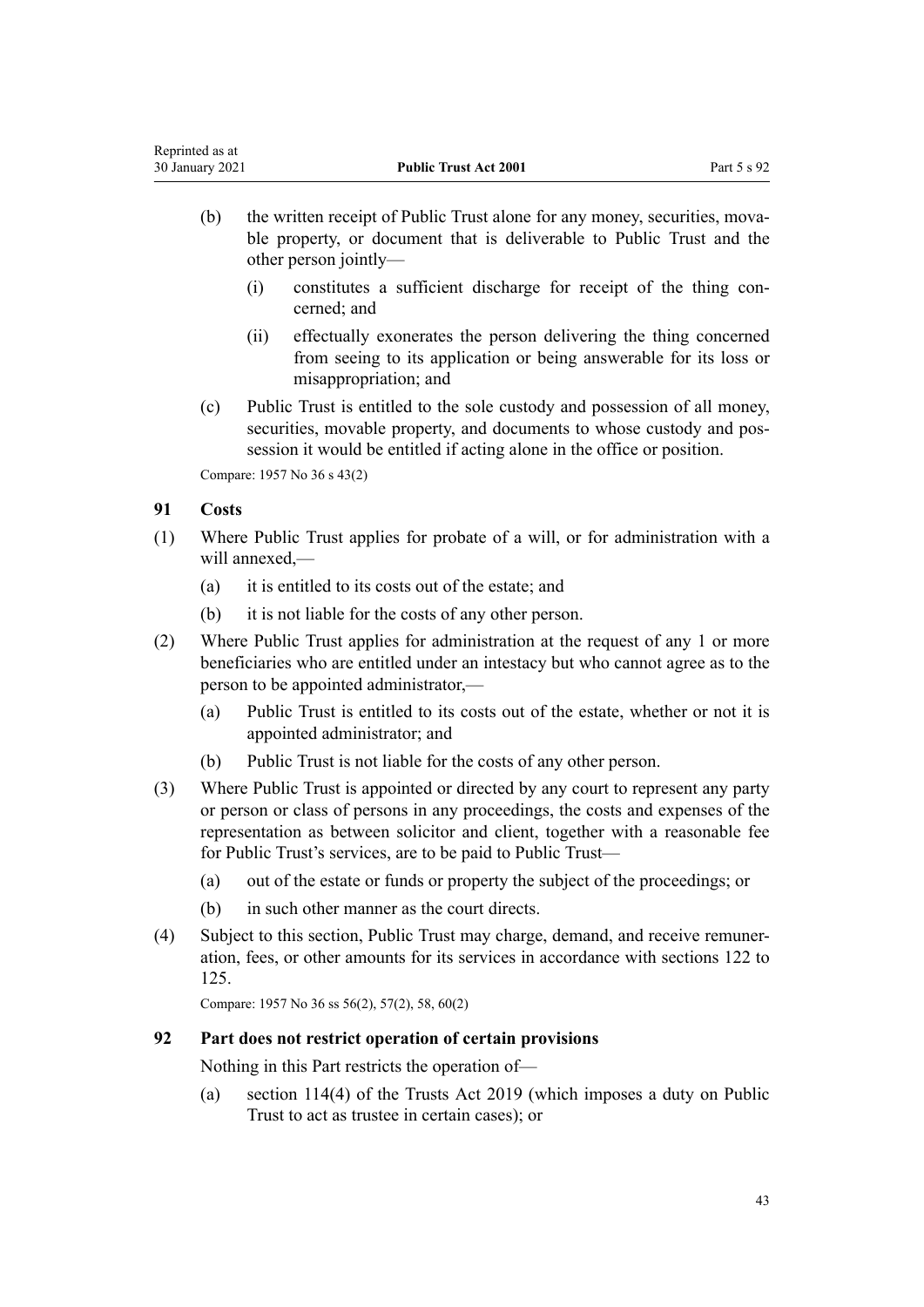(b) the written receipt of Public Trust alone for any money, securities, movable property, or document that is deliverable to Public Trust and the other person jointly—

(i) constitutes a sufficient discharge for receipt of the thing concerned; and

(ii) effectually exonerates the person delivering the thing concerned from seeing to its application or being answerable for its loss or misappropriation; and

(c) Public Trust is entitled to the sole custody and possession of all money, securities, movable property, and documents to whose custody and possession it would be entitled if acting alone in the office or position.

Compare: 1957 No 36 s 43(2)

### 91 Costs

(1) Where Public Trust applies for probate of a will, or for administration with a will annexed,—

(a) it is entitled to its costs out of the estate; and

(b) it is not liable for the costs of any other person.

(2) Where Public Trust applies for administration at the request of any 1 or more beneficiaries who are entitled under an intestacy but who cannot agree as to the person to be appointed administrator,—

(a) Public Trust is entitled to its costs out of the estate, whether or not it is appointed administrator; and

(b) Public Trust is not liable for the costs of any other person.

(3) Where Public Trust is appointed or directed by any court to represent any party or person or class of persons in any proceedings, the costs and expenses of the representation as between solicitor and client, together with a reasonable fee for Public Trust's services, are to be paid to Public Trust—

(a) out of the estate or funds or property the subject of the proceedings; or

(b) in such other manner as the court directs.

(4) Subject to this section, Public Trust may charge, demand, and receive remuneration, fees, or other amounts for its services in accordance with sections 122 to 125.

Compare: 1957 No 36 ss 56(2), 57(2), 58, 60(2)

### 92 Part does not restrict operation of certain provisions

Nothing in this Part restricts the operation of—

(a) section 114(4) of the Trusts Act 2019 (which imposes a duty on Public Trust to act as trustee in certain cases); or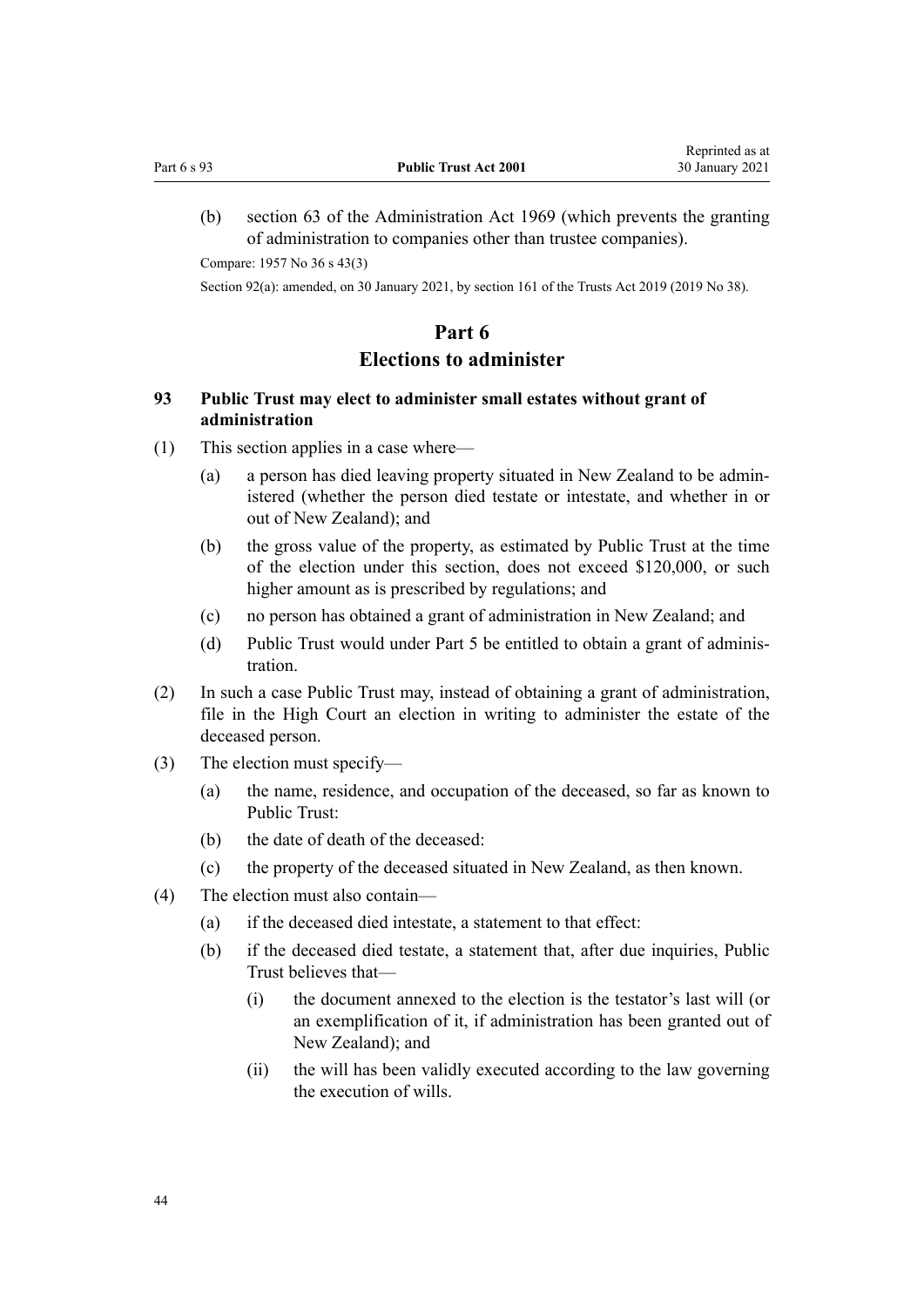(b) section 63 of the Administration Act 1969 (which prevents the granting of administration to companies other than trustee companies).

Compare: 1957 No 36 s 43(3)

Section 92(a): amended, on 30 January 2021, by section 161 of the Trusts Act 2019 (2019 No 38).

## Part 6
## Elections to administer

### 93 Public Trust may elect to administer small estates without grant of administration

(1) This section applies in a case where—

   (a) a person has died leaving property situated in New Zealand to be administered (whether the person died testate or intestate, and whether in or out of New Zealand); and

   (b) the gross value of the property, as estimated by Public Trust at the time of the election under this section, does not exceed $120,000, or such higher amount as is prescribed by regulations; and

   (c) no person has obtained a grant of administration in New Zealand; and

   (d) Public Trust would under Part 5 be entitled to obtain a grant of administration.

(2) In such a case Public Trust may, instead of obtaining a grant of administration, file in the High Court an election in writing to administer the estate of the deceased person.

(3) The election must specify—

   (a) the name, residence, and occupation of the deceased, so far as known to Public Trust:

   (b) the date of death of the deceased:

   (c) the property of the deceased situated in New Zealand, as then known.

(4) The election must also contain—

   (a) if the deceased died intestate, a statement to that effect:

   (b) if the deceased died testate, a statement that, after due inquiries, Public Trust believes that—

      (i) the document annexed to the election is the testator's last will (or an exemplification of it, if administration has been granted out of New Zealand); and

      (ii) the will has been validly executed according to the law governing the execution of wills.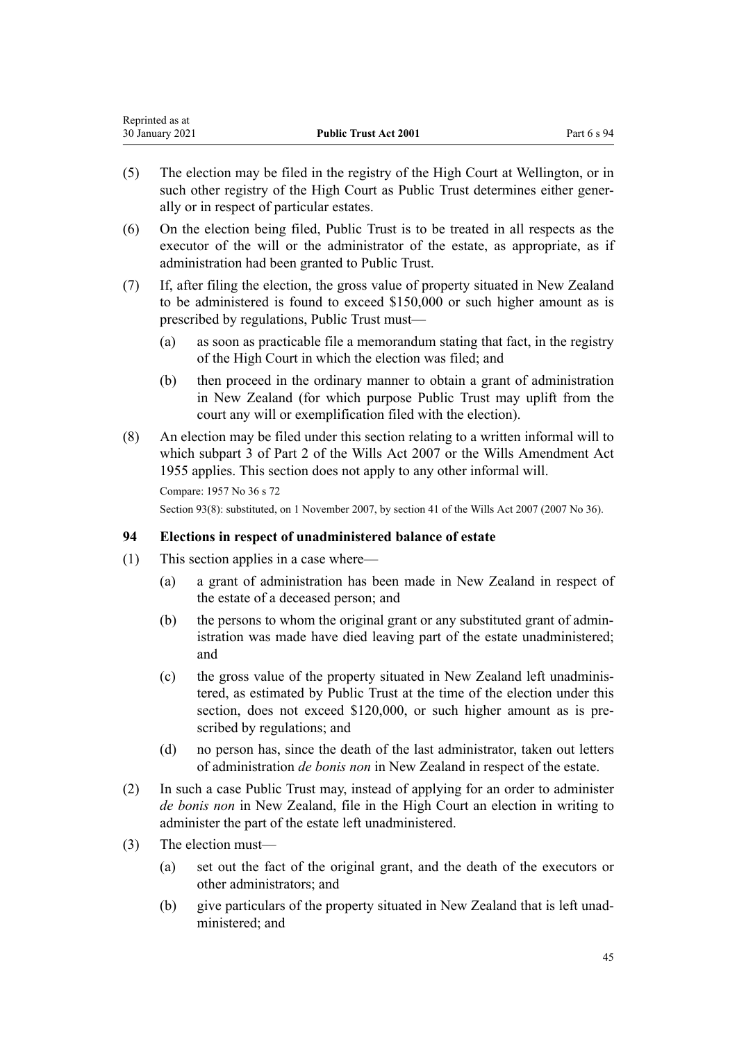(5) The election may be filed in the registry of the High Court at Wellington, or in such other registry of the High Court as Public Trust determines either generally or in respect of particular estates.

(6) On the election being filed, Public Trust is to be treated in all respects as the executor of the will or the administrator of the estate, as appropriate, as if administration had been granted to Public Trust.

(7) If, after filing the election, the gross value of property situated in New Zealand to be administered is found to exceed $150,000 or such higher amount as is prescribed by regulations, Public Trust must—

- (a) as soon as practicable file a memorandum stating that fact, in the registry of the High Court in which the election was filed; and
- (b) then proceed in the ordinary manner to obtain a grant of administration in New Zealand (for which purpose Public Trust may uplift from the court any will or exemplification filed with the election).

(8) An election may be filed under this section relating to a written informal will to which subpart 3 of Part 2 of the Wills Act 2007 or the Wills Amendment Act 1955 applies. This section does not apply to any other informal will.

Compare: 1957 No 36 s 72

Section 93(8): substituted, on 1 November 2007, by section 41 of the Wills Act 2007 (2007 No 36).

### 94 Elections in respect of unadministered balance of estate

(1) This section applies in a case where—

- (a) a grant of administration has been made in New Zealand in respect of the estate of a deceased person; and
- (b) the persons to whom the original grant or any substituted grant of administration was made have died leaving part of the estate unadministered; and
- (c) the gross value of the property situated in New Zealand left unadministered, as estimated by Public Trust at the time of the election under this section, does not exceed $120,000, or such higher amount as is prescribed by regulations; and
- (d) no person has, since the death of the last administrator, taken out letters of administration *de bonis non* in New Zealand in respect of the estate.

(2) In such a case Public Trust may, instead of applying for an order to administer *de bonis non* in New Zealand, file in the High Court an election in writing to administer the part of the estate left unadministered.

(3) The election must—

- (a) set out the fact of the original grant, and the death of the executors or other administrators; and
- (b) give particulars of the property situated in New Zealand that is left unadministered; and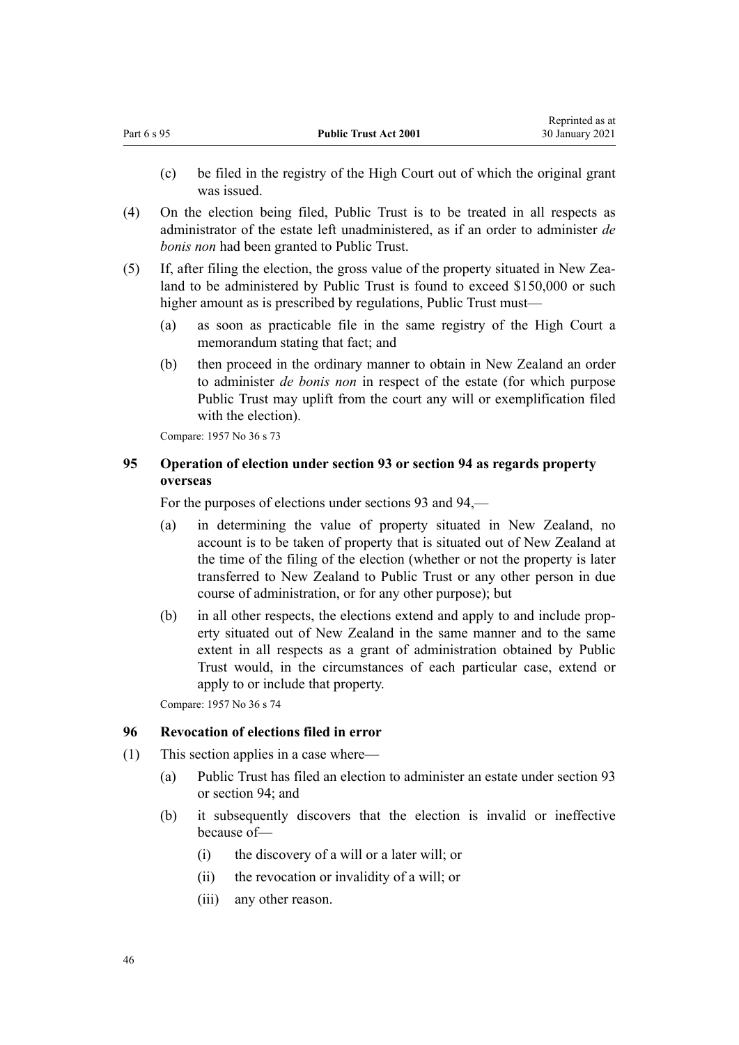(c) be filed in the registry of the High Court out of which the original grant was issued.

(4) On the election being filed, Public Trust is to be treated in all respects as administrator of the estate left unadministered, as if an order to administer *de bonis non* had been granted to Public Trust.

(5) If, after filing the election, the gross value of the property situated in New Zealand to be administered by Public Trust is found to exceed $150,000 or such higher amount as is prescribed by regulations, Public Trust must—

(a) as soon as practicable file in the same registry of the High Court a memorandum stating that fact; and

(b) then proceed in the ordinary manner to obtain in New Zealand an order to administer *de bonis non* in respect of the estate (for which purpose Public Trust may uplift from the court any will or exemplification filed with the election).

Compare: 1957 No 36 s 73

### 95 Operation of election under section 93 or section 94 as regards property overseas

For the purposes of elections under sections 93 and 94,—

(a) in determining the value of property situated in New Zealand, no account is to be taken of property that is situated out of New Zealand at the time of the filing of the election (whether or not the property is later transferred to New Zealand to Public Trust or any other person in due course of administration, or for any other purpose); but

(b) in all other respects, the elections extend and apply to and include property situated out of New Zealand in the same manner and to the same extent in all respects as a grant of administration obtained by Public Trust would, in the circumstances of each particular case, extend or apply to or include that property.

Compare: 1957 No 36 s 74

### 96 Revocation of elections filed in error

(1) This section applies in a case where—

(a) Public Trust has filed an election to administer an estate under section 93 or section 94; and

(b) it subsequently discovers that the election is invalid or ineffective because of—

(i) the discovery of a will or a later will; or

(ii) the revocation or invalidity of a will; or

(iii) any other reason.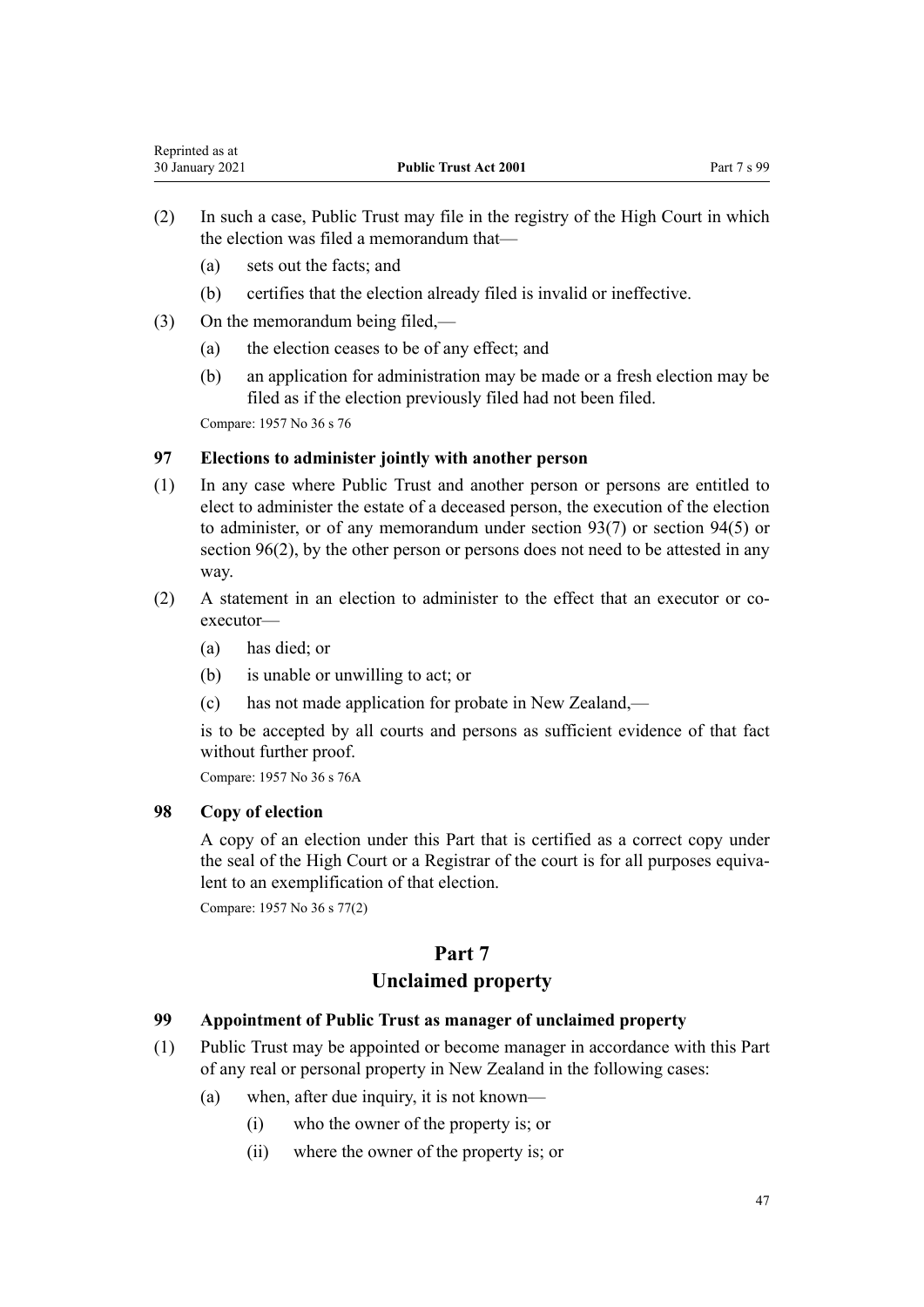(2) In such a case, Public Trust may file in the registry of the High Court in which the election was filed a memorandum that—

(a) sets out the facts; and

(b) certifies that the election already filed is invalid or ineffective.

(3) On the memorandum being filed,—

(a) the election ceases to be of any effect; and

(b) an application for administration may be made or a fresh election may be filed as if the election previously filed had not been filed.

Compare: 1957 No 36 s 76

### 97 Elections to administer jointly with another person

(1) In any case where Public Trust and another person or persons are entitled to elect to administer the estate of a deceased person, the execution of the election to administer, or of any memorandum under section 93(7) or section 94(5) or section 96(2), by the other person or persons does not need to be attested in any way.

(2) A statement in an election to administer to the effect that an executor or co-executor—

(a) has died; or

(b) is unable or unwilling to act; or

(c) has not made application for probate in New Zealand,—

is to be accepted by all courts and persons as sufficient evidence of that fact without further proof.

Compare: 1957 No 36 s 76A

### 98 Copy of election

A copy of an election under this Part that is certified as a correct copy under the seal of the High Court or a Registrar of the court is for all purposes equivalent to an exemplification of that election.

Compare: 1957 No 36 s 77(2)

## Part 7
## Unclaimed property

### 99 Appointment of Public Trust as manager of unclaimed property

(1) Public Trust may be appointed or become manager in accordance with this Part of any real or personal property in New Zealand in the following cases:

(a) when, after due inquiry, it is not known—

(i) who the owner of the property is; or

(ii) where the owner of the property is; or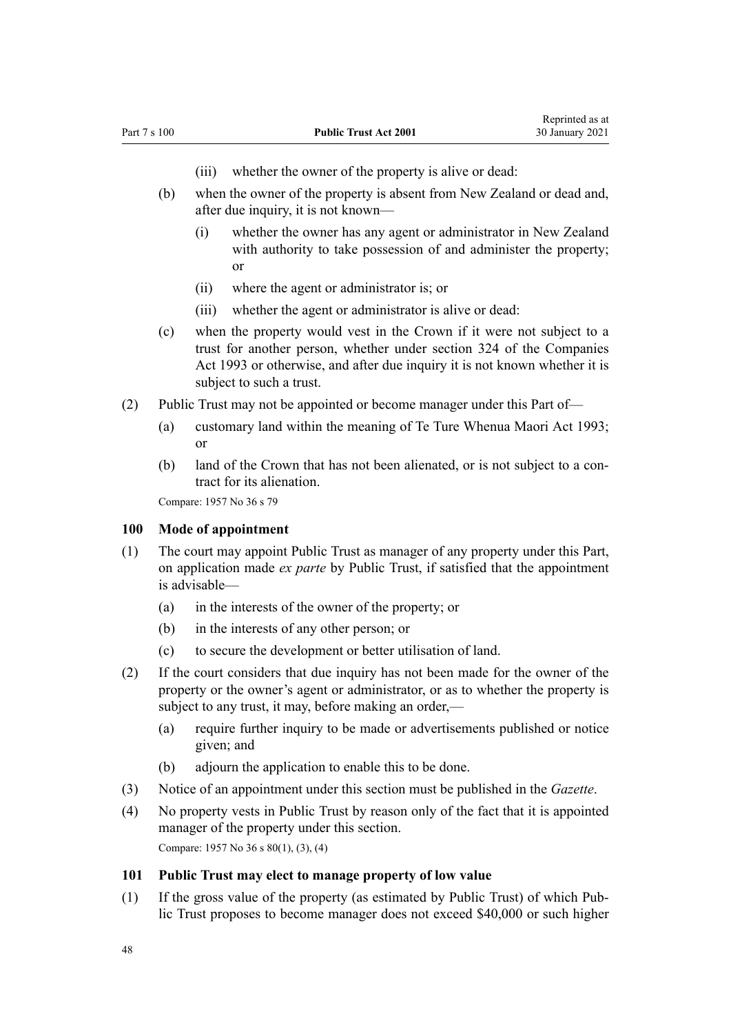(iii) whether the owner of the property is alive or dead:

(b) when the owner of the property is absent from New Zealand or dead and, after due inquiry, it is not known—

(i) whether the owner has any agent or administrator in New Zealand with authority to take possession of and administer the property; or

(ii) where the agent or administrator is; or

(iii) whether the agent or administrator is alive or dead:

(c) when the property would vest in the Crown if it were not subject to a trust for another person, whether under section 324 of the Companies Act 1993 or otherwise, and after due inquiry it is not known whether it is subject to such a trust.

(2) Public Trust may not be appointed or become manager under this Part of—

(a) customary land within the meaning of Te Ture Whenua Maori Act 1993; or

(b) land of the Crown that has not been alienated, or is not subject to a contract for its alienation.

Compare: 1957 No 36 s 79

### 100 Mode of appointment

(1) The court may appoint Public Trust as manager of any property under this Part, on application made *ex parte* by Public Trust, if satisfied that the appointment is advisable—

(a) in the interests of the owner of the property; or

(b) in the interests of any other person; or

(c) to secure the development or better utilisation of land.

(2) If the court considers that due inquiry has not been made for the owner of the property or the owner's agent or administrator, or as to whether the property is subject to any trust, it may, before making an order,—

(a) require further inquiry to be made or advertisements published or notice given; and

(b) adjourn the application to enable this to be done.

(3) Notice of an appointment under this section must be published in the *Gazette*.

(4) No property vests in Public Trust by reason only of the fact that it is appointed manager of the property under this section.

Compare: 1957 No 36 s 80(1), (3), (4)

### 101 Public Trust may elect to manage property of low value

(1) If the gross value of the property (as estimated by Public Trust) of which Public Trust proposes to become manager does not exceed $40,000 or such higher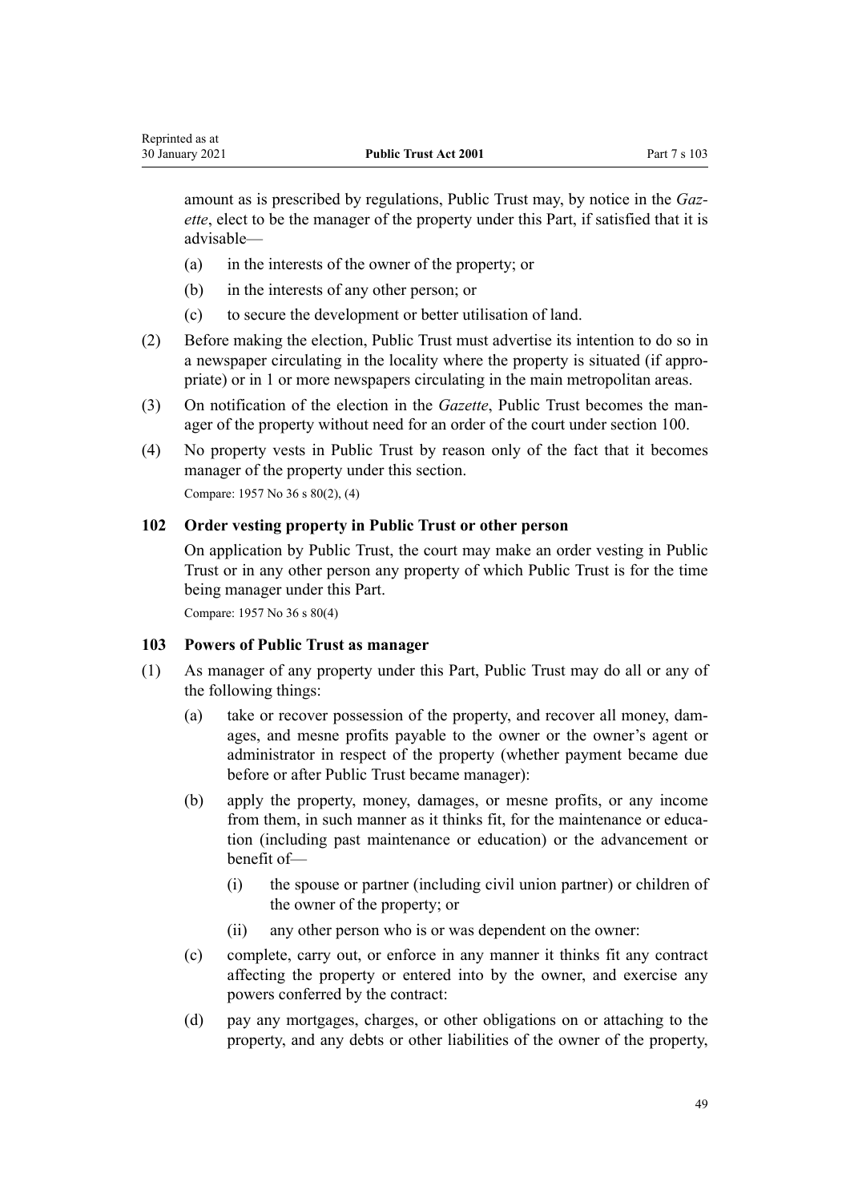amount as is prescribed by regulations, Public Trust may, by notice in the *Gazette*, elect to be the manager of the property under this Part, if satisfied that it is advisable—

(a) in the interests of the owner of the property; or

(b) in the interests of any other person; or

(c) to secure the development or better utilisation of land.

(2) Before making the election, Public Trust must advertise its intention to do so in a newspaper circulating in the locality where the property is situated (if appropriate) or in 1 or more newspapers circulating in the main metropolitan areas.

(3) On notification of the election in the *Gazette*, Public Trust becomes the manager of the property without need for an order of the court under section 100.

(4) No property vests in Public Trust by reason only of the fact that it becomes manager of the property under this section.

Compare: 1957 No 36 s 80(2), (4)

### 102 Order vesting property in Public Trust or other person

On application by Public Trust, the court may make an order vesting in Public Trust or in any other person any property of which Public Trust is for the time being manager under this Part.

Compare: 1957 No 36 s 80(4)

### 103 Powers of Public Trust as manager

(1) As manager of any property under this Part, Public Trust may do all or any of the following things:

(a) take or recover possession of the property, and recover all money, damages, and mesne profits payable to the owner or the owner's agent or administrator in respect of the property (whether payment became due before or after Public Trust became manager):

(b) apply the property, money, damages, or mesne profits, or any income from them, in such manner as it thinks fit, for the maintenance or education (including past maintenance or education) or the advancement or benefit of—

(i) the spouse or partner (including civil union partner) or children of the owner of the property; or

(ii) any other person who is or was dependent on the owner:

(c) complete, carry out, or enforce in any manner it thinks fit any contract affecting the property or entered into by the owner, and exercise any powers conferred by the contract:

(d) pay any mortgages, charges, or other obligations on or attaching to the property, and any debts or other liabilities of the owner of the property,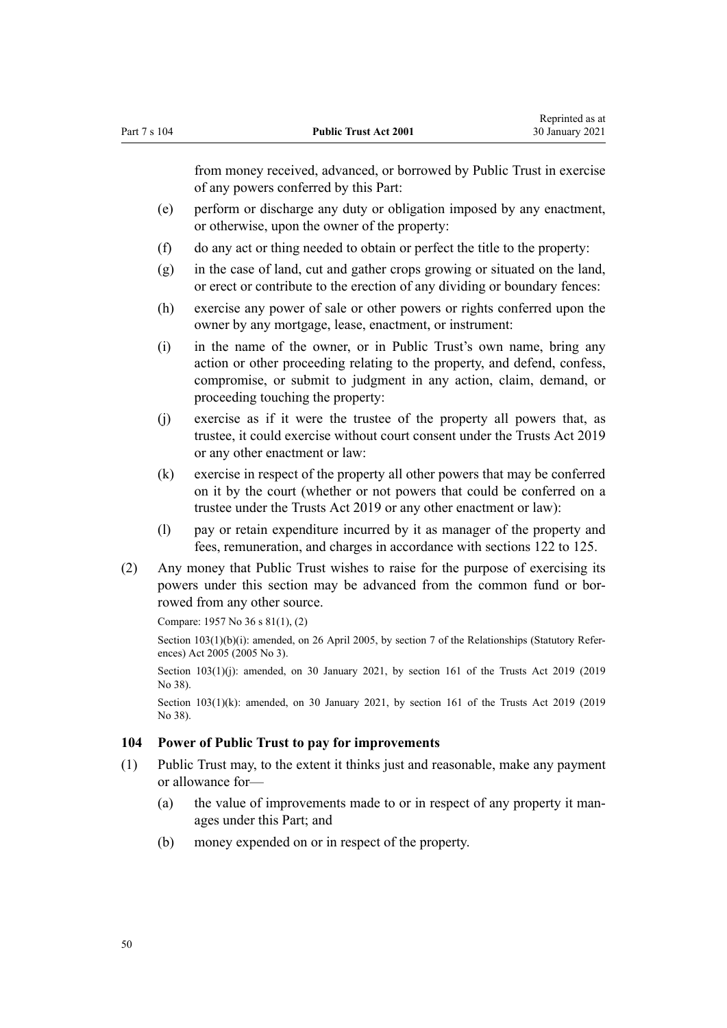from money received, advanced, or borrowed by Public Trust in exercise of any powers conferred by this Part:

(e) perform or discharge any duty or obligation imposed by any enactment, or otherwise, upon the owner of the property:

(f) do any act or thing needed to obtain or perfect the title to the property:

(g) in the case of land, cut and gather crops growing or situated on the land, or erect or contribute to the erection of any dividing or boundary fences:

(h) exercise any power of sale or other powers or rights conferred upon the owner by any mortgage, lease, enactment, or instrument:

(i) in the name of the owner, or in Public Trust's own name, bring any action or other proceeding relating to the property, and defend, confess, compromise, or submit to judgment in any action, claim, demand, or proceeding touching the property:

(j) exercise as if it were the trustee of the property all powers that, as trustee, it could exercise without court consent under the Trusts Act 2019 or any other enactment or law:

(k) exercise in respect of the property all other powers that may be conferred on it by the court (whether or not powers that could be conferred on a trustee under the Trusts Act 2019 or any other enactment or law):

(l) pay or retain expenditure incurred by it as manager of the property and fees, remuneration, and charges in accordance with sections 122 to 125.

(2) Any money that Public Trust wishes to raise for the purpose of exercising its powers under this section may be advanced from the common fund or borrowed from any other source.

Compare: 1957 No 36 s 81(1), (2)

Section 103(1)(b)(i): amended, on 26 April 2005, by section 7 of the Relationships (Statutory References) Act 2005 (2005 No 3).

Section 103(1)(j): amended, on 30 January 2021, by section 161 of the Trusts Act 2019 (2019 No 38).

Section 103(1)(k): amended, on 30 January 2021, by section 161 of the Trusts Act 2019 (2019 No 38).

### 104 Power of Public Trust to pay for improvements

(1) Public Trust may, to the extent it thinks just and reasonable, make any payment or allowance for—

(a) the value of improvements made to or in respect of any property it manages under this Part; and

(b) money expended on or in respect of the property.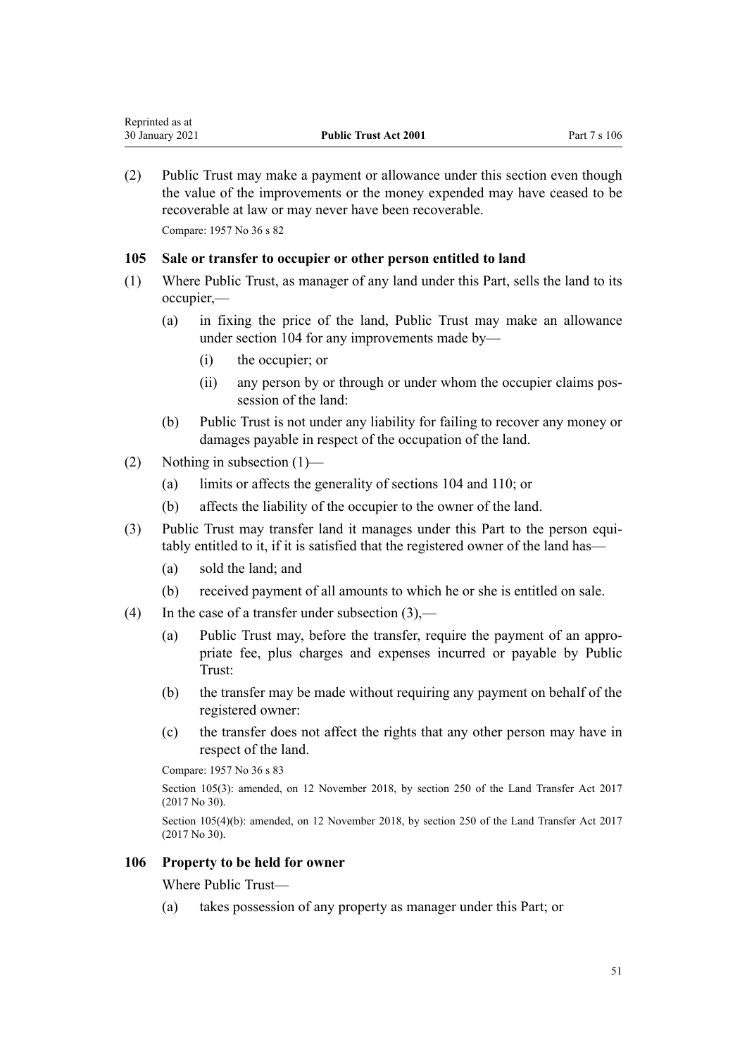(2) Public Trust may make a payment or allowance under this section even though the value of the improvements or the money expended may have ceased to be recoverable at law or may never have been recoverable.

Compare: 1957 No 36 s 82

### 105 Sale or transfer to occupier or other person entitled to land

(1) Where Public Trust, as manager of any land under this Part, sells the land to its occupier,—

  (a) in fixing the price of the land, Public Trust may make an allowance under section 104 for any improvements made by—

    (i) the occupier; or

    (ii) any person by or through or under whom the occupier claims possession of the land:

  (b) Public Trust is not under any liability for failing to recover any money or damages payable in respect of the occupation of the land.

(2) Nothing in subsection (1)—

  (a) limits or affects the generality of sections 104 and 110; or

  (b) affects the liability of the occupier to the owner of the land.

(3) Public Trust may transfer land it manages under this Part to the person equitably entitled to it, if it is satisfied that the registered owner of the land has—

  (a) sold the land; and

  (b) received payment of all amounts to which he or she is entitled on sale.

(4) In the case of a transfer under subsection (3),—

  (a) Public Trust may, before the transfer, require the payment of an appropriate fee, plus charges and expenses incurred or payable by Public Trust:

  (b) the transfer may be made without requiring any payment on behalf of the registered owner:

  (c) the transfer does not affect the rights that any other person may have in respect of the land.

Compare: 1957 No 36 s 83

Section 105(3): amended, on 12 November 2018, by section 250 of the Land Transfer Act 2017 (2017 No 30).

Section 105(4)(b): amended, on 12 November 2018, by section 250 of the Land Transfer Act 2017 (2017 No 30).

### 106 Property to be held for owner

Where Public Trust—

  (a) takes possession of any property as manager under this Part; or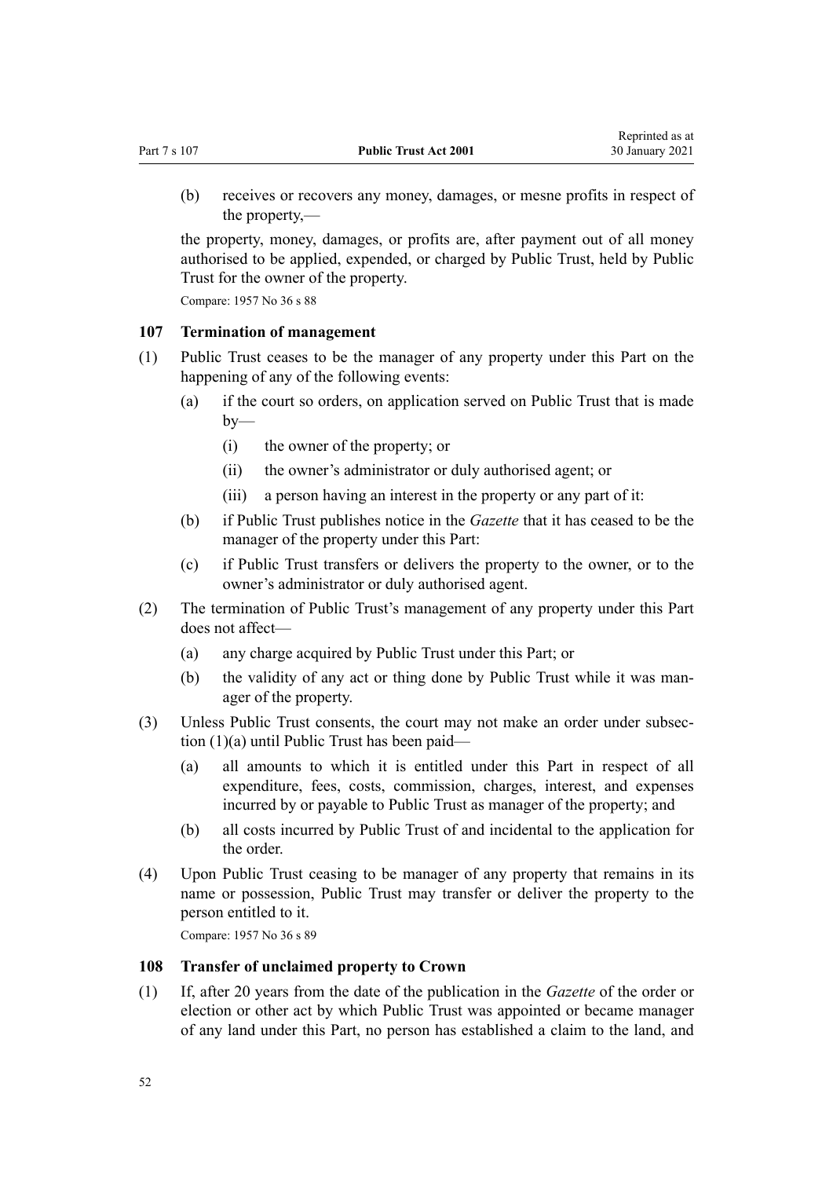(b) receives or recovers any money, damages, or mesne profits in respect of the property,—

the property, money, damages, or profits are, after payment out of all money authorised to be applied, expended, or charged by Public Trust, held by Public Trust for the owner of the property.

Compare: 1957 No 36 s 88

### 107 Termination of management

(1) Public Trust ceases to be the manager of any property under this Part on the happening of any of the following events:

  (a) if the court so orders, on application served on Public Trust that is made by—

    (i) the owner of the property; or

    (ii) the owner's administrator or duly authorised agent; or

    (iii) a person having an interest in the property or any part of it:

  (b) if Public Trust publishes notice in the *Gazette* that it has ceased to be the manager of the property under this Part:

  (c) if Public Trust transfers or delivers the property to the owner, or to the owner's administrator or duly authorised agent.

(2) The termination of Public Trust's management of any property under this Part does not affect—

  (a) any charge acquired by Public Trust under this Part; or

  (b) the validity of any act or thing done by Public Trust while it was manager of the property.

(3) Unless Public Trust consents, the court may not make an order under subsection (1)(a) until Public Trust has been paid—

  (a) all amounts to which it is entitled under this Part in respect of all expenditure, fees, costs, commission, charges, interest, and expenses incurred by or payable to Public Trust as manager of the property; and

  (b) all costs incurred by Public Trust of and incidental to the application for the order.

(4) Upon Public Trust ceasing to be manager of any property that remains in its name or possession, Public Trust may transfer or deliver the property to the person entitled to it.

Compare: 1957 No 36 s 89

### 108 Transfer of unclaimed property to Crown

(1) If, after 20 years from the date of the publication in the *Gazette* of the order or election or other act by which Public Trust was appointed or became manager of any land under this Part, no person has established a claim to the land, and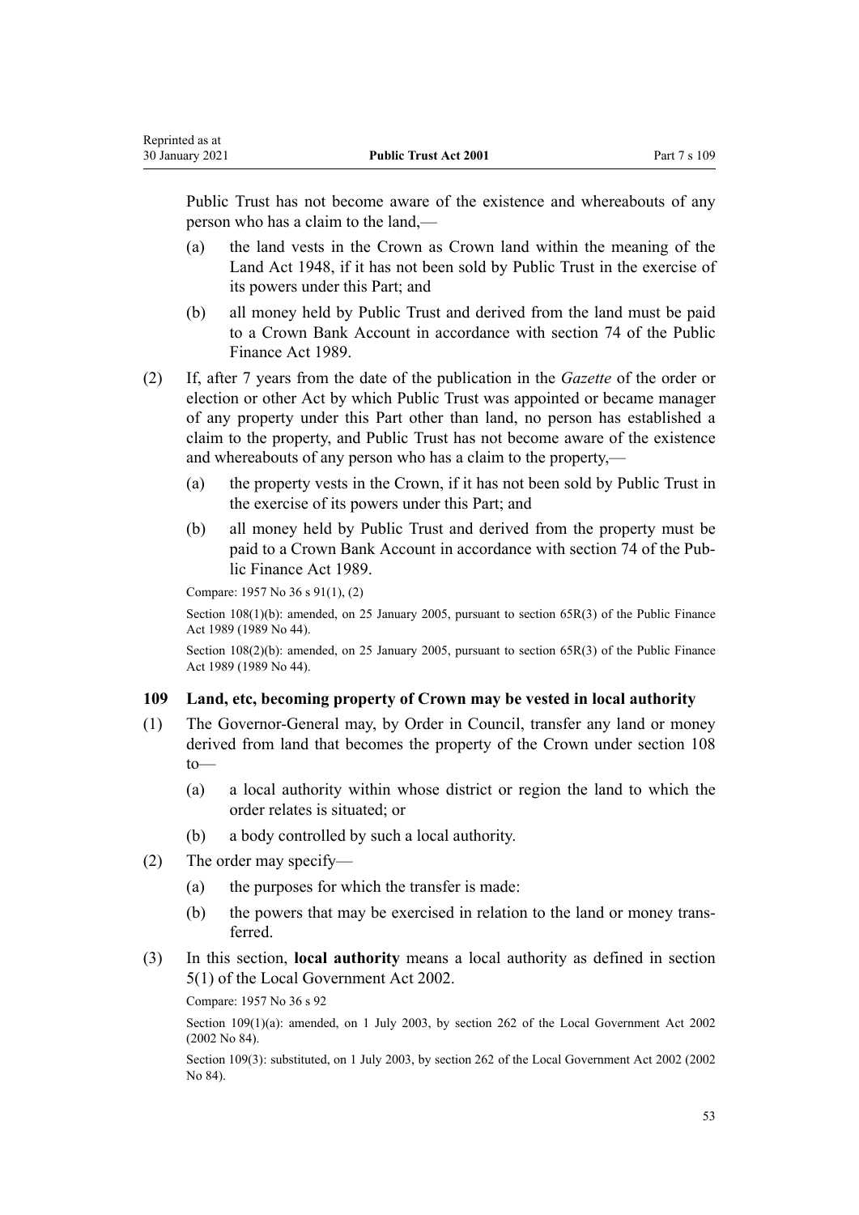Public Trust has not become aware of the existence and whereabouts of any person who has a claim to the land,—

(a) the land vests in the Crown as Crown land within the meaning of the Land Act 1948, if it has not been sold by Public Trust in the exercise of its powers under this Part; and

(b) all money held by Public Trust and derived from the land must be paid to a Crown Bank Account in accordance with section 74 of the Public Finance Act 1989.

(2) If, after 7 years from the date of the publication in the *Gazette* of the order or election or other Act by which Public Trust was appointed or became manager of any property under this Part other than land, no person has established a claim to the property, and Public Trust has not become aware of the existence and whereabouts of any person who has a claim to the property,—

(a) the property vests in the Crown, if it has not been sold by Public Trust in the exercise of its powers under this Part; and

(b) all money held by Public Trust and derived from the property must be paid to a Crown Bank Account in accordance with section 74 of the Public Finance Act 1989.

Compare: 1957 No 36 s 91(1), (2)

Section 108(1)(b): amended, on 25 January 2005, pursuant to section 65R(3) of the Public Finance Act 1989 (1989 No 44).

Section 108(2)(b): amended, on 25 January 2005, pursuant to section 65R(3) of the Public Finance Act 1989 (1989 No 44).

### 109 Land, etc, becoming property of Crown may be vested in local authority

(1) The Governor-General may, by Order in Council, transfer any land or money derived from land that becomes the property of the Crown under section 108 to—

(a) a local authority within whose district or region the land to which the order relates is situated; or

(b) a body controlled by such a local authority.

(2) The order may specify—

(a) the purposes for which the transfer is made:

(b) the powers that may be exercised in relation to the land or money transferred.

(3) In this section, **local authority** means a local authority as defined in section 5(1) of the Local Government Act 2002.

Compare: 1957 No 36 s 92

Section 109(1)(a): amended, on 1 July 2003, by section 262 of the Local Government Act 2002 (2002 No 84).

Section 109(3): substituted, on 1 July 2003, by section 262 of the Local Government Act 2002 (2002 No 84).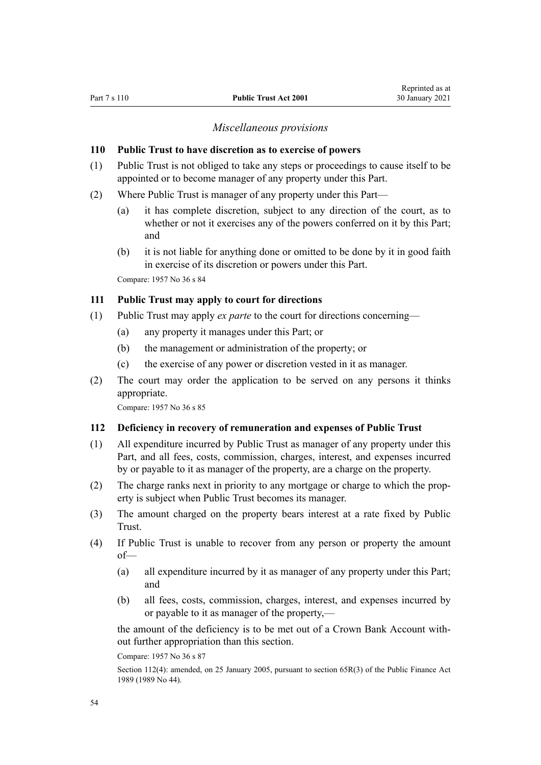*Miscellaneous provisions*

**110 Public Trust to have discretion as to exercise of powers**

(1) Public Trust is not obliged to take any steps or proceedings to cause itself to be appointed or to become manager of any property under this Part.

(2) Where Public Trust is manager of any property under this Part—

(a) it has complete discretion, subject to any direction of the court, as to whether or not it exercises any of the powers conferred on it by this Part; and

(b) it is not liable for anything done or omitted to be done by it in good faith in exercise of its discretion or powers under this Part.

Compare: 1957 No 36 s 84

**111 Public Trust may apply to court for directions**

(1) Public Trust may apply *ex parte* to the court for directions concerning—

(a) any property it manages under this Part; or

(b) the management or administration of the property; or

(c) the exercise of any power or discretion vested in it as manager.

(2) The court may order the application to be served on any persons it thinks appropriate.

Compare: 1957 No 36 s 85

**112 Deficiency in recovery of remuneration and expenses of Public Trust**

(1) All expenditure incurred by Public Trust as manager of any property under this Part, and all fees, costs, commission, charges, interest, and expenses incurred by or payable to it as manager of the property, are a charge on the property.

(2) The charge ranks next in priority to any mortgage or charge to which the property is subject when Public Trust becomes its manager.

(3) The amount charged on the property bears interest at a rate fixed by Public Trust.

(4) If Public Trust is unable to recover from any person or property the amount of—

(a) all expenditure incurred by it as manager of any property under this Part; and

(b) all fees, costs, commission, charges, interest, and expenses incurred by or payable to it as manager of the property,—

the amount of the deficiency is to be met out of a Crown Bank Account without further appropriation than this section.

Compare: 1957 No 36 s 87

Section 112(4): amended, on 25 January 2005, pursuant to section 65R(3) of the Public Finance Act 1989 (1989 No 44).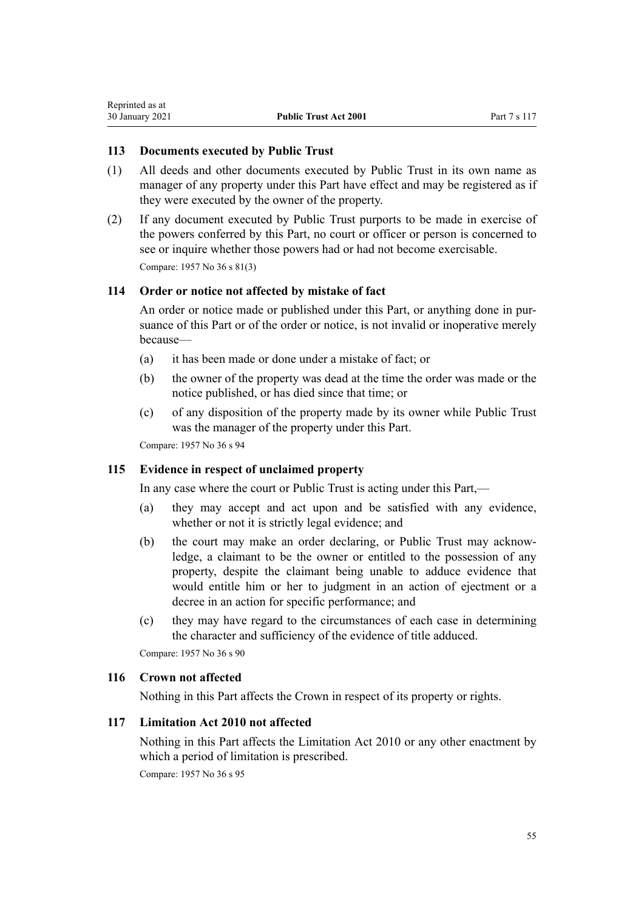## 113 Documents executed by Public Trust

(1) All deeds and other documents executed by Public Trust in its own name as manager of any property under this Part have effect and may be registered as if they were executed by the owner of the property.

(2) If any document executed by Public Trust purports to be made in exercise of the powers conferred by this Part, no court or officer or person is concerned to see or inquire whether those powers had or had not become exercisable.

Compare: 1957 No 36 s 81(3)

## 114 Order or notice not affected by mistake of fact

An order or notice made or published under this Part, or anything done in pursuance of this Part or of the order or notice, is not invalid or inoperative merely because—

(a) it has been made or done under a mistake of fact; or

(b) the owner of the property was dead at the time the order was made or the notice published, or has died since that time; or

(c) of any disposition of the property made by its owner while Public Trust was the manager of the property under this Part.

Compare: 1957 No 36 s 94

## 115 Evidence in respect of unclaimed property

In any case where the court or Public Trust is acting under this Part,—

(a) they may accept and act upon and be satisfied with any evidence, whether or not it is strictly legal evidence; and

(b) the court may make an order declaring, or Public Trust may acknowledge, a claimant to be the owner or entitled to the possession of any property, despite the claimant being unable to adduce evidence that would entitle him or her to judgment in an action of ejectment or a decree in an action for specific performance; and

(c) they may have regard to the circumstances of each case in determining the character and sufficiency of the evidence of title adduced.

Compare: 1957 No 36 s 90

## 116 Crown not affected

Nothing in this Part affects the Crown in respect of its property or rights.

## 117 Limitation Act 2010 not affected

Nothing in this Part affects the Limitation Act 2010 or any other enactment by which a period of limitation is prescribed.

Compare: 1957 No 36 s 95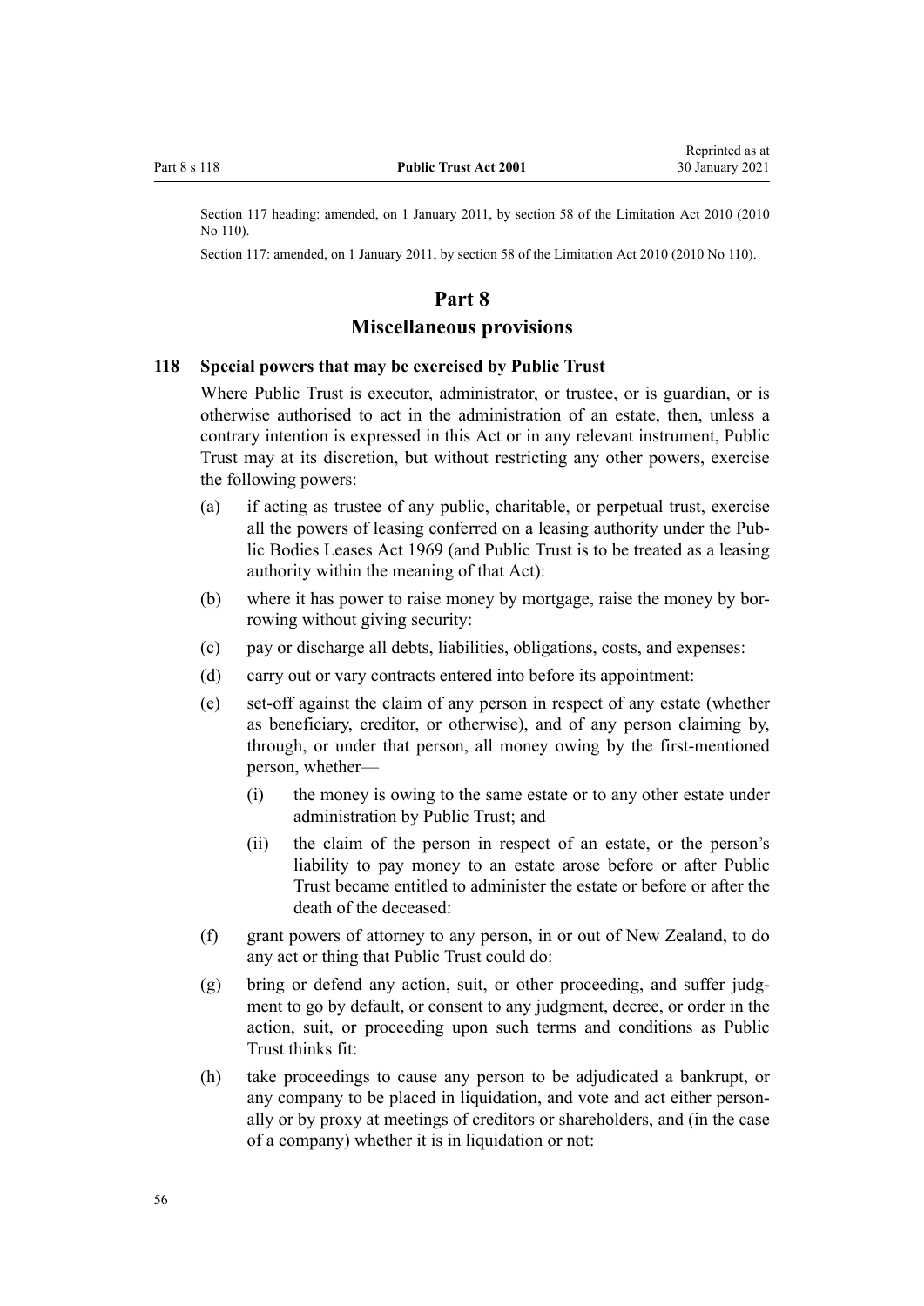Section 117 heading: amended, on 1 January 2011, by section 58 of the Limitation Act 2010 (2010 No 110).

Section 117: amended, on 1 January 2011, by section 58 of the Limitation Act 2010 (2010 No 110).

# Part 8
## Miscellaneous provisions

### 118 Special powers that may be exercised by Public Trust

Where Public Trust is executor, administrator, or trustee, or is guardian, or is otherwise authorised to act in the administration of an estate, then, unless a contrary intention is expressed in this Act or in any relevant instrument, Public Trust may at its discretion, but without restricting any other powers, exercise the following powers:

(a) if acting as trustee of any public, charitable, or perpetual trust, exercise all the powers of leasing conferred on a leasing authority under the Public Bodies Leases Act 1969 (and Public Trust is to be treated as a leasing authority within the meaning of that Act):

(b) where it has power to raise money by mortgage, raise the money by borrowing without giving security:

(c) pay or discharge all debts, liabilities, obligations, costs, and expenses:

(d) carry out or vary contracts entered into before its appointment:

(e) set-off against the claim of any person in respect of any estate (whether as beneficiary, creditor, or otherwise), and of any person claiming by, through, or under that person, all money owing by the first-mentioned person, whether—

  (i) the money is owing to the same estate or to any other estate under administration by Public Trust; and

  (ii) the claim of the person in respect of an estate, or the person's liability to pay money to an estate arose before or after Public Trust became entitled to administer the estate or before or after the death of the deceased:

(f) grant powers of attorney to any person, in or out of New Zealand, to do any act or thing that Public Trust could do:

(g) bring or defend any action, suit, or other proceeding, and suffer judgment to go by default, or consent to any judgment, decree, or order in the action, suit, or proceeding upon such terms and conditions as Public Trust thinks fit:

(h) take proceedings to cause any person to be adjudicated a bankrupt, or any company to be placed in liquidation, and vote and act either personally or by proxy at meetings of creditors or shareholders, and (in the case of a company) whether it is in liquidation or not: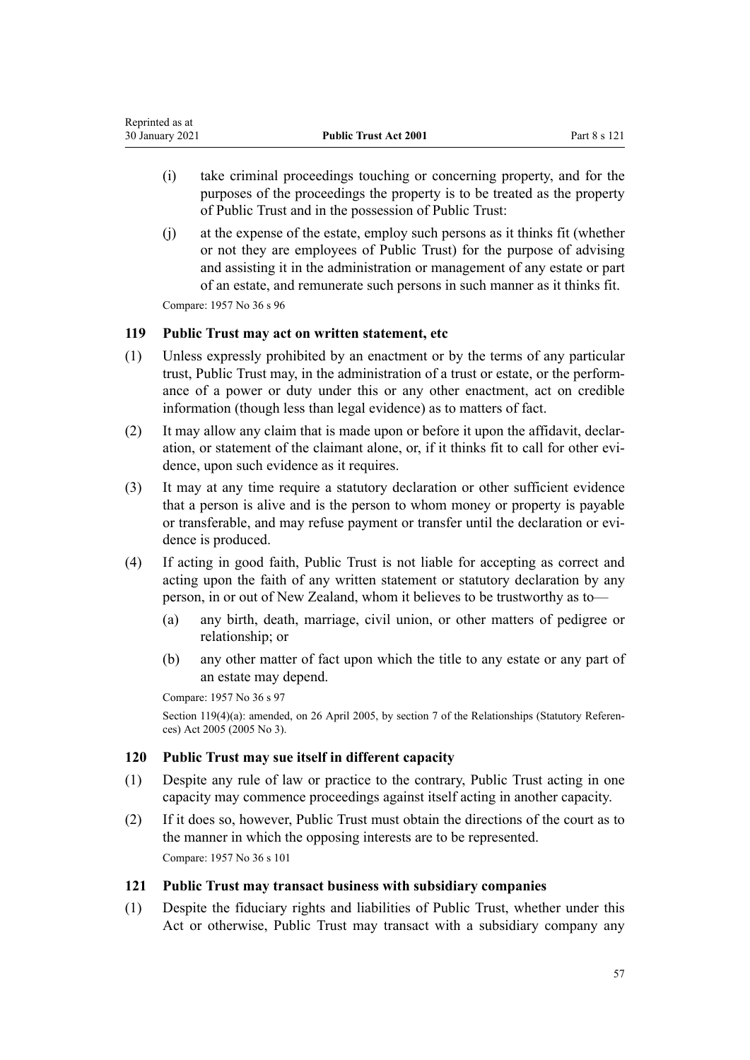(i) take criminal proceedings touching or concerning property, and for the purposes of the proceedings the property is to be treated as the property of Public Trust and in the possession of Public Trust:

(j) at the expense of the estate, employ such persons as it thinks fit (whether or not they are employees of Public Trust) for the purpose of advising and assisting it in the administration or management of any estate or part of an estate, and remunerate such persons in such manner as it thinks fit.

Compare: 1957 No 36 s 96

### 119 Public Trust may act on written statement, etc

(1) Unless expressly prohibited by an enactment or by the terms of any particular trust, Public Trust may, in the administration of a trust or estate, or the performance of a power or duty under this or any other enactment, act on credible information (though less than legal evidence) as to matters of fact.

(2) It may allow any claim that is made upon or before it upon the affidavit, declaration, or statement of the claimant alone, or, if it thinks fit to call for other evidence, upon such evidence as it requires.

(3) It may at any time require a statutory declaration or other sufficient evidence that a person is alive and is the person to whom money or property is payable or transferable, and may refuse payment or transfer until the declaration or evidence is produced.

(4) If acting in good faith, Public Trust is not liable for accepting as correct and acting upon the faith of any written statement or statutory declaration by any person, in or out of New Zealand, whom it believes to be trustworthy as to—

(a) any birth, death, marriage, civil union, or other matters of pedigree or relationship; or

(b) any other matter of fact upon which the title to any estate or any part of an estate may depend.

Compare: 1957 No 36 s 97

Section 119(4)(a): amended, on 26 April 2005, by section 7 of the Relationships (Statutory References) Act 2005 (2005 No 3).

### 120 Public Trust may sue itself in different capacity

(1) Despite any rule of law or practice to the contrary, Public Trust acting in one capacity may commence proceedings against itself acting in another capacity.

(2) If it does so, however, Public Trust must obtain the directions of the court as to the manner in which the opposing interests are to be represented.

Compare: 1957 No 36 s 101

### 121 Public Trust may transact business with subsidiary companies

(1) Despite the fiduciary rights and liabilities of Public Trust, whether under this Act or otherwise, Public Trust may transact with a subsidiary company any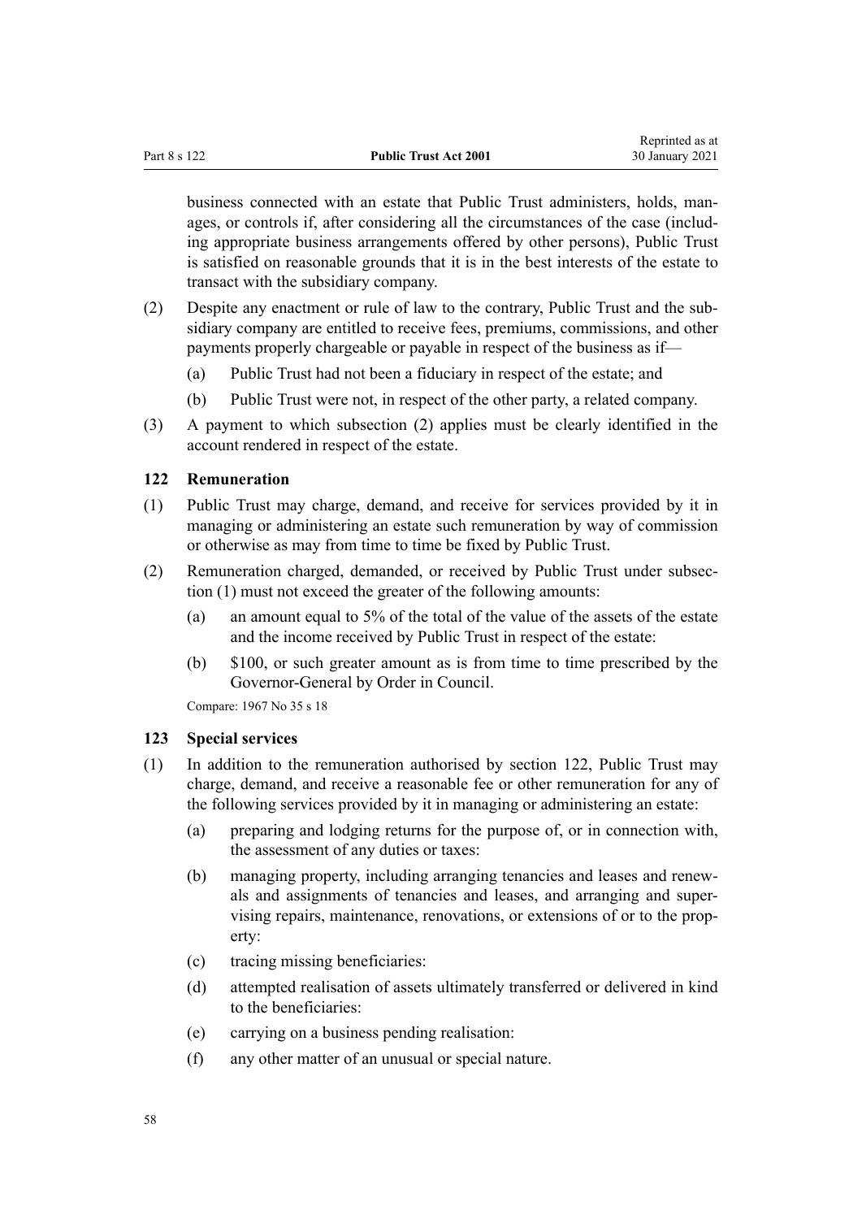business connected with an estate that Public Trust administers, holds, manages, or controls if, after considering all the circumstances of the case (including appropriate business arrangements offered by other persons), Public Trust is satisfied on reasonable grounds that it is in the best interests of the estate to transact with the subsidiary company.

(2) Despite any enactment or rule of law to the contrary, Public Trust and the subsidiary company are entitled to receive fees, premiums, commissions, and other payments properly chargeable or payable in respect of the business as if—

   (a) Public Trust had not been a fiduciary in respect of the estate; and

   (b) Public Trust were not, in respect of the other party, a related company.

(3) A payment to which subsection (2) applies must be clearly identified in the account rendered in respect of the estate.

### 122 Remuneration

(1) Public Trust may charge, demand, and receive for services provided by it in managing or administering an estate such remuneration by way of commission or otherwise as may from time to time be fixed by Public Trust.

(2) Remuneration charged, demanded, or received by Public Trust under subsection (1) must not exceed the greater of the following amounts:

   (a) an amount equal to 5% of the total of the value of the assets of the estate and the income received by Public Trust in respect of the estate:

   (b) $100, or such greater amount as is from time to time prescribed by the Governor-General by Order in Council.

Compare: 1967 No 35 s 18

### 123 Special services

(1) In addition to the remuneration authorised by section 122, Public Trust may charge, demand, and receive a reasonable fee or other remuneration for any of the following services provided by it in managing or administering an estate:

   (a) preparing and lodging returns for the purpose of, or in connection with, the assessment of any duties or taxes:

   (b) managing property, including arranging tenancies and leases and renewals and assignments of tenancies and leases, and arranging and supervising repairs, maintenance, renovations, or extensions of or to the property:

   (c) tracing missing beneficiaries:

   (d) attempted realisation of assets ultimately transferred or delivered in kind to the beneficiaries:

   (e) carrying on a business pending realisation:

   (f) any other matter of an unusual or special nature.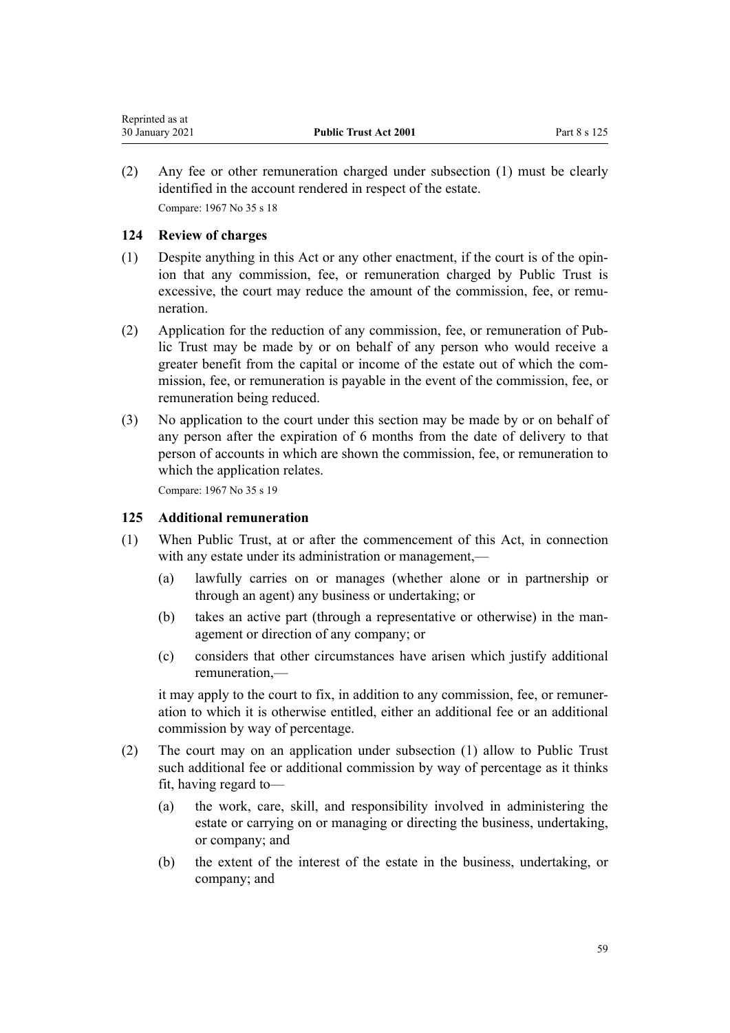(2) Any fee or other remuneration charged under subsection (1) must be clearly identified in the account rendered in respect of the estate.

Compare: 1967 No 35 s 18

### 124 Review of charges

(1) Despite anything in this Act or any other enactment, if the court is of the opinion that any commission, fee, or remuneration charged by Public Trust is excessive, the court may reduce the amount of the commission, fee, or remuneration.

(2) Application for the reduction of any commission, fee, or remuneration of Public Trust may be made by or on behalf of any person who would receive a greater benefit from the capital or income of the estate out of which the commission, fee, or remuneration is payable in the event of the commission, fee, or remuneration being reduced.

(3) No application to the court under this section may be made by or on behalf of any person after the expiration of 6 months from the date of delivery to that person of accounts in which are shown the commission, fee, or remuneration to which the application relates.

Compare: 1967 No 35 s 19

### 125 Additional remuneration

(1) When Public Trust, at or after the commencement of this Act, in connection with any estate under its administration or management,—

  (a) lawfully carries on or manages (whether alone or in partnership or through an agent) any business or undertaking; or

  (b) takes an active part (through a representative or otherwise) in the management or direction of any company; or

  (c) considers that other circumstances have arisen which justify additional remuneration,—

  it may apply to the court to fix, in addition to any commission, fee, or remuneration to which it is otherwise entitled, either an additional fee or an additional commission by way of percentage.

(2) The court may on an application under subsection (1) allow to Public Trust such additional fee or additional commission by way of percentage as it thinks fit, having regard to—

  (a) the work, care, skill, and responsibility involved in administering the estate or carrying on or managing or directing the business, undertaking, or company; and

  (b) the extent of the interest of the estate in the business, undertaking, or company; and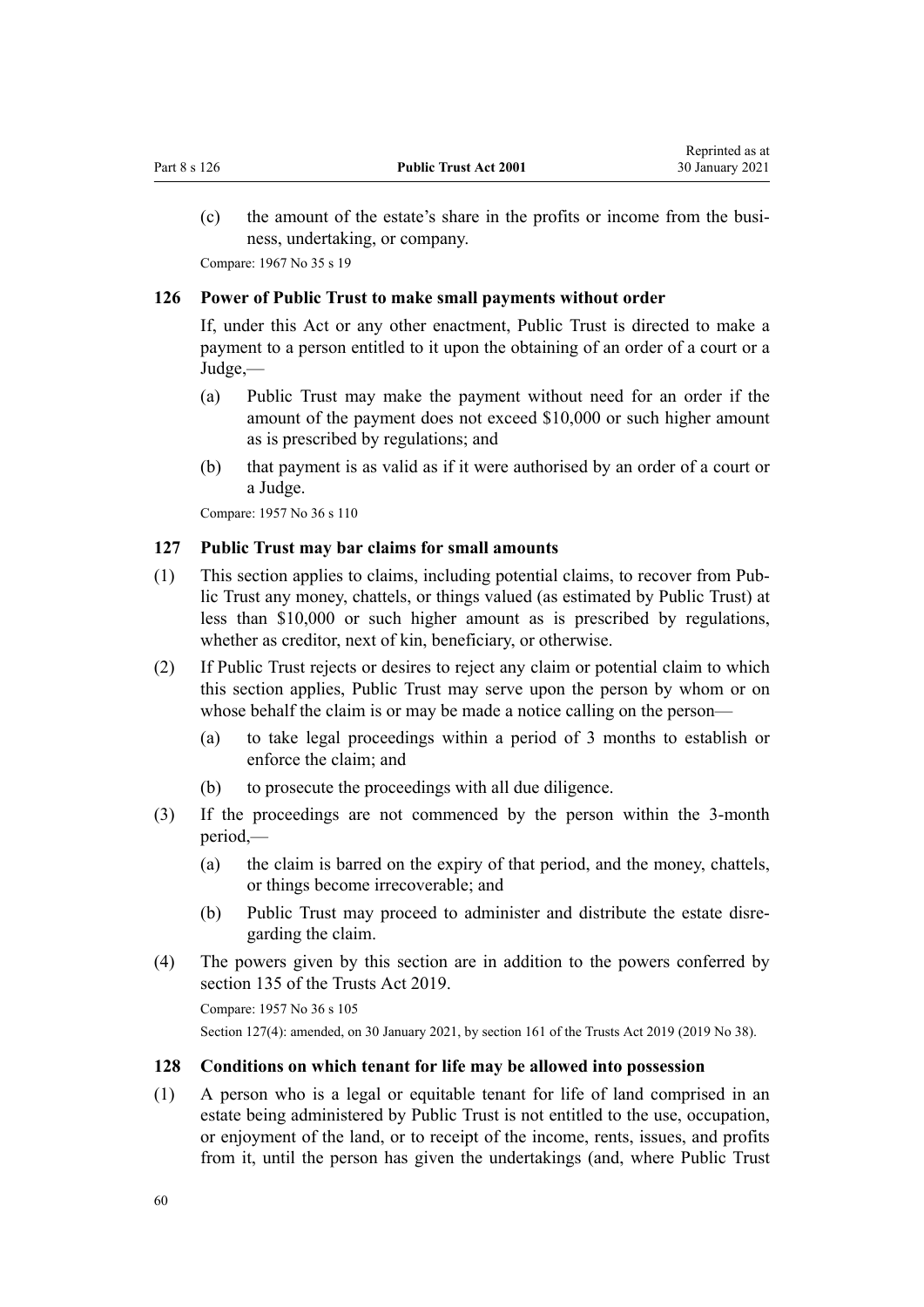(c) the amount of the estate's share in the profits or income from the business, undertaking, or company.

Compare: 1967 No 35 s 19

### 126 Power of Public Trust to make small payments without order

If, under this Act or any other enactment, Public Trust is directed to make a payment to a person entitled to it upon the obtaining of an order of a court or a Judge,—

(a) Public Trust may make the payment without need for an order if the amount of the payment does not exceed $10,000 or such higher amount as is prescribed by regulations; and

(b) that payment is as valid as if it were authorised by an order of a court or a Judge.

Compare: 1957 No 36 s 110

### 127 Public Trust may bar claims for small amounts

(1) This section applies to claims, including potential claims, to recover from Public Trust any money, chattels, or things valued (as estimated by Public Trust) at less than $10,000 or such higher amount as is prescribed by regulations, whether as creditor, next of kin, beneficiary, or otherwise.

(2) If Public Trust rejects or desires to reject any claim or potential claim to which this section applies, Public Trust may serve upon the person by whom or on whose behalf the claim is or may be made a notice calling on the person—

(a) to take legal proceedings within a period of 3 months to establish or enforce the claim; and

(b) to prosecute the proceedings with all due diligence.

(3) If the proceedings are not commenced by the person within the 3-month period,—

(a) the claim is barred on the expiry of that period, and the money, chattels, or things become irrecoverable; and

(b) Public Trust may proceed to administer and distribute the estate disregarding the claim.

(4) The powers given by this section are in addition to the powers conferred by section 135 of the Trusts Act 2019.

Compare: 1957 No 36 s 105

Section 127(4): amended, on 30 January 2021, by section 161 of the Trusts Act 2019 (2019 No 38).

### 128 Conditions on which tenant for life may be allowed into possession

(1) A person who is a legal or equitable tenant for life of land comprised in an estate being administered by Public Trust is not entitled to the use, occupation, or enjoyment of the land, or to receipt of the income, rents, issues, and profits from it, until the person has given the undertakings (and, where Public Trust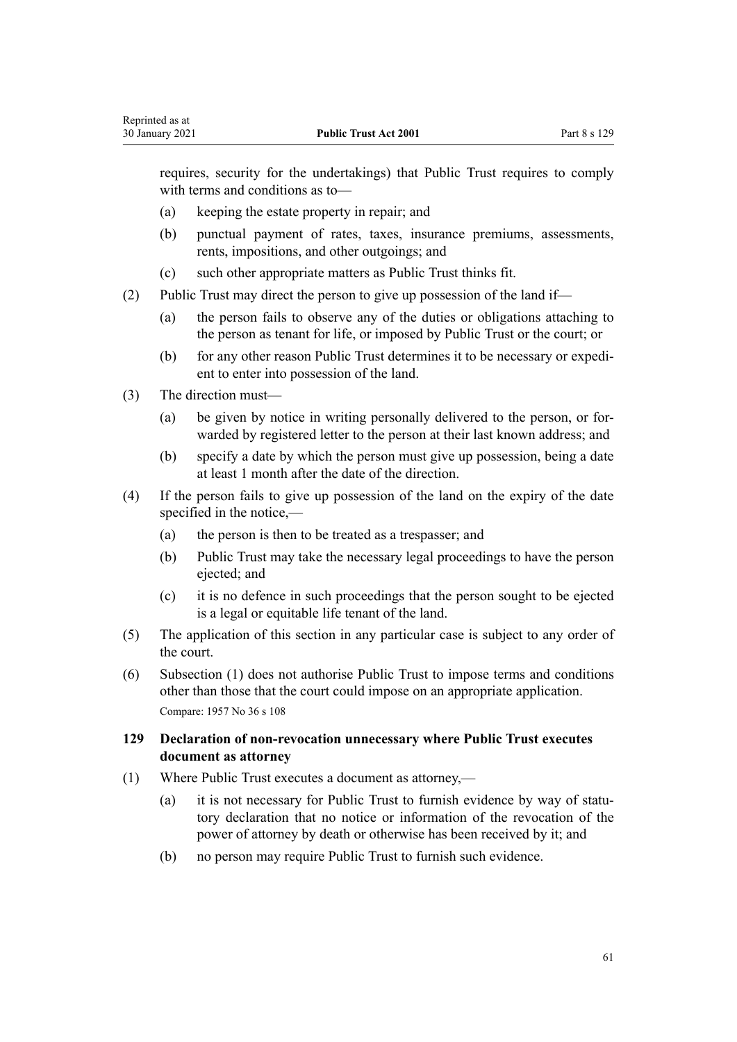requires, security for the undertakings) that Public Trust requires to comply with terms and conditions as to—

(a) keeping the estate property in repair; and

(b) punctual payment of rates, taxes, insurance premiums, assessments, rents, impositions, and other outgoings; and

(c) such other appropriate matters as Public Trust thinks fit.

(2) Public Trust may direct the person to give up possession of the land if—

(a) the person fails to observe any of the duties or obligations attaching to the person as tenant for life, or imposed by Public Trust or the court; or

(b) for any other reason Public Trust determines it to be necessary or expedient to enter into possession of the land.

(3) The direction must—

(a) be given by notice in writing personally delivered to the person, or forwarded by registered letter to the person at their last known address; and

(b) specify a date by which the person must give up possession, being a date at least 1 month after the date of the direction.

(4) If the person fails to give up possession of the land on the expiry of the date specified in the notice,—

(a) the person is then to be treated as a trespasser; and

(b) Public Trust may take the necessary legal proceedings to have the person ejected; and

(c) it is no defence in such proceedings that the person sought to be ejected is a legal or equitable life tenant of the land.

(5) The application of this section in any particular case is subject to any order of the court.

(6) Subsection (1) does not authorise Public Trust to impose terms and conditions other than those that the court could impose on an appropriate application.

Compare: 1957 No 36 s 108

### 129 Declaration of non-revocation unnecessary where Public Trust executes document as attorney

(1) Where Public Trust executes a document as attorney,—

(a) it is not necessary for Public Trust to furnish evidence by way of statutory declaration that no notice or information of the revocation of the power of attorney by death or otherwise has been received by it; and

(b) no person may require Public Trust to furnish such evidence.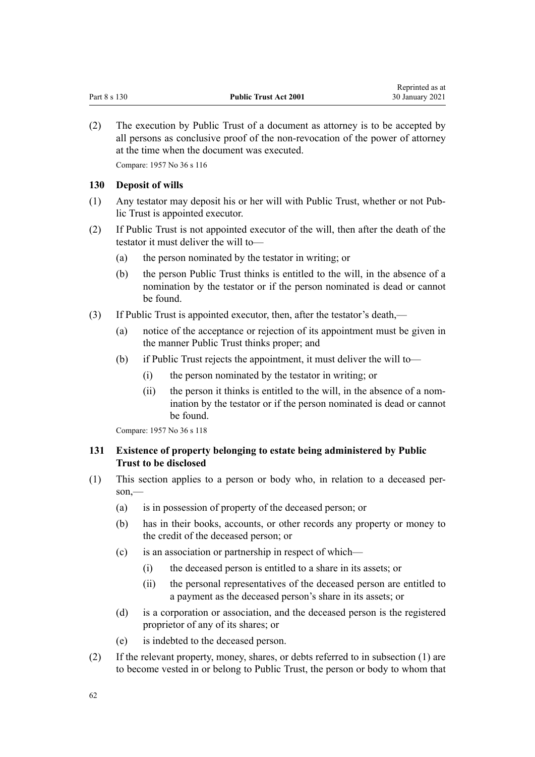(2) The execution by Public Trust of a document as attorney is to be accepted by all persons as conclusive proof of the non-revocation of the power of attorney at the time when the document was executed.

Compare: 1957 No 36 s 116

### 130 Deposit of wills

(1) Any testator may deposit his or her will with Public Trust, whether or not Public Trust is appointed executor.

(2) If Public Trust is not appointed executor of the will, then after the death of the testator it must deliver the will to—

   (a) the person nominated by the testator in writing; or

   (b) the person Public Trust thinks is entitled to the will, in the absence of a nomination by the testator or if the person nominated is dead or cannot be found.

(3) If Public Trust is appointed executor, then, after the testator's death,—

   (a) notice of the acceptance or rejection of its appointment must be given in the manner Public Trust thinks proper; and

   (b) if Public Trust rejects the appointment, it must deliver the will to—

      (i) the person nominated by the testator in writing; or

      (ii) the person it thinks is entitled to the will, in the absence of a nomination by the testator or if the person nominated is dead or cannot be found.

Compare: 1957 No 36 s 118

### 131 Existence of property belonging to estate being administered by Public Trust to be disclosed

(1) This section applies to a person or body who, in relation to a deceased person,—

   (a) is in possession of property of the deceased person; or

   (b) has in their books, accounts, or other records any property or money to the credit of the deceased person; or

   (c) is an association or partnership in respect of which—

      (i) the deceased person is entitled to a share in its assets; or

      (ii) the personal representatives of the deceased person are entitled to a payment as the deceased person's share in its assets; or

   (d) is a corporation or association, and the deceased person is the registered proprietor of any of its shares; or

   (e) is indebted to the deceased person.

(2) If the relevant property, money, shares, or debts referred to in subsection (1) are to become vested in or belong to Public Trust, the person or body to whom that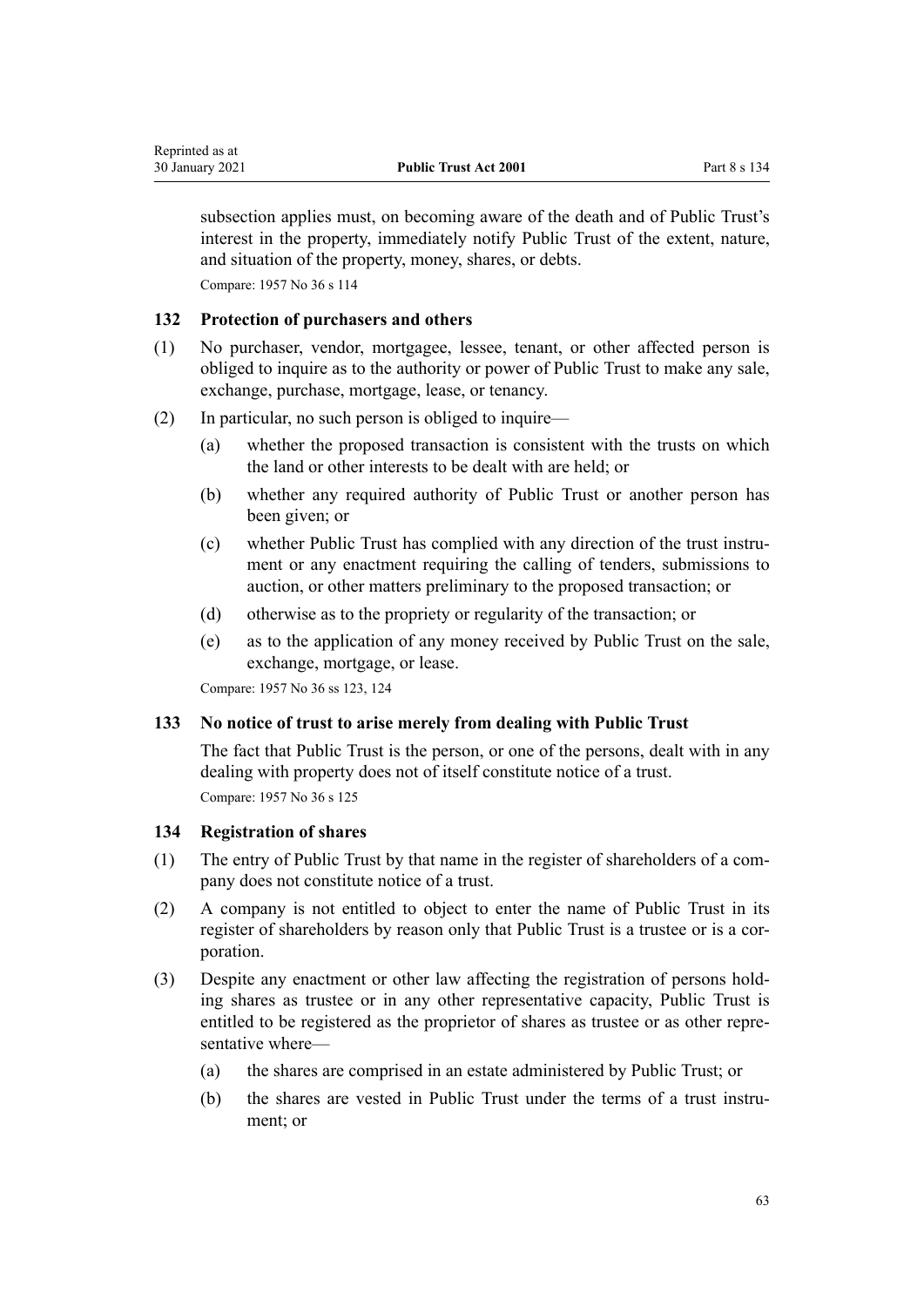subsection applies must, on becoming aware of the death and of Public Trust's interest in the property, immediately notify Public Trust of the extent, nature, and situation of the property, money, shares, or debts.

Compare: 1957 No 36 s 114

### 132 Protection of purchasers and others

(1) No purchaser, vendor, mortgagee, lessee, tenant, or other affected person is obliged to inquire as to the authority or power of Public Trust to make any sale, exchange, purchase, mortgage, lease, or tenancy.

(2) In particular, no such person is obliged to inquire—

- (a) whether the proposed transaction is consistent with the trusts on which the land or other interests to be dealt with are held; or
- (b) whether any required authority of Public Trust or another person has been given; or
- (c) whether Public Trust has complied with any direction of the trust instrument or any enactment requiring the calling of tenders, submissions to auction, or other matters preliminary to the proposed transaction; or
- (d) otherwise as to the propriety or regularity of the transaction; or
- (e) as to the application of any money received by Public Trust on the sale, exchange, mortgage, or lease.

Compare: 1957 No 36 ss 123, 124

### 133 No notice of trust to arise merely from dealing with Public Trust

The fact that Public Trust is the person, or one of the persons, dealt with in any dealing with property does not of itself constitute notice of a trust.

Compare: 1957 No 36 s 125

### 134 Registration of shares

(1) The entry of Public Trust by that name in the register of shareholders of a company does not constitute notice of a trust.

(2) A company is not entitled to object to enter the name of Public Trust in its register of shareholders by reason only that Public Trust is a trustee or is a corporation.

(3) Despite any enactment or other law affecting the registration of persons holding shares as trustee or in any other representative capacity, Public Trust is entitled to be registered as the proprietor of shares as trustee or as other representative where—

- (a) the shares are comprised in an estate administered by Public Trust; or
- (b) the shares are vested in Public Trust under the terms of a trust instrument; or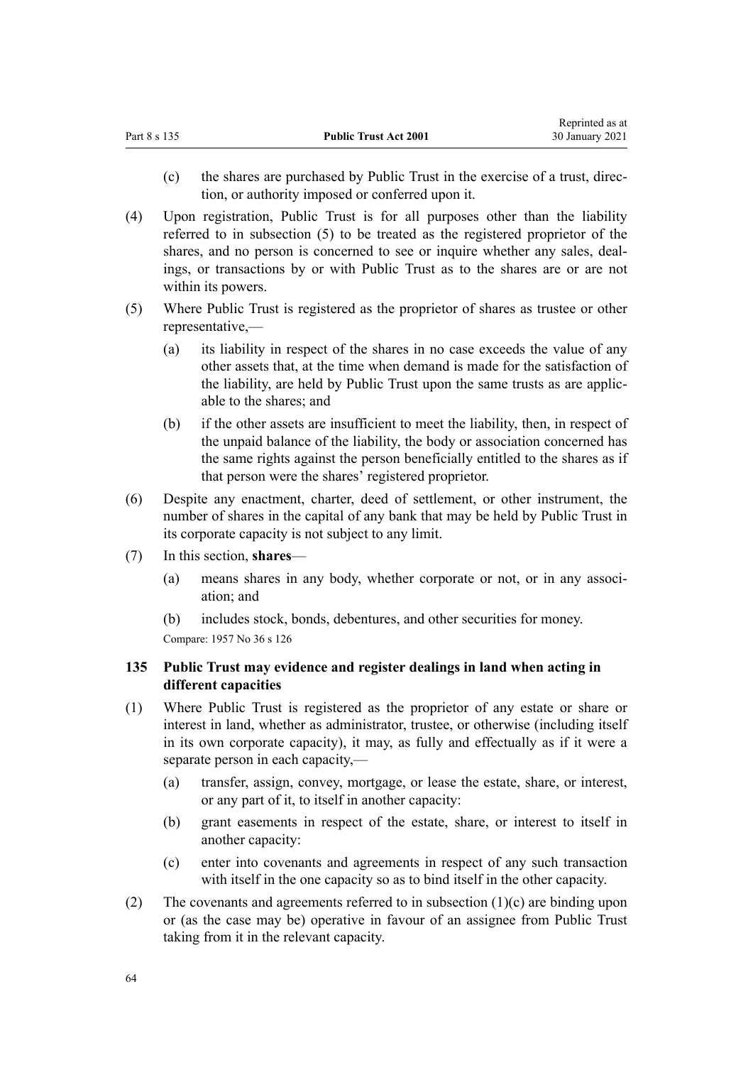(c) the shares are purchased by Public Trust in the exercise of a trust, direction, or authority imposed or conferred upon it.

(4) Upon registration, Public Trust is for all purposes other than the liability referred to in subsection (5) to be treated as the registered proprietor of the shares, and no person is concerned to see or inquire whether any sales, dealings, or transactions by or with Public Trust as to the shares are or are not within its powers.

(5) Where Public Trust is registered as the proprietor of shares as trustee or other representative,—

(a) its liability in respect of the shares in no case exceeds the value of any other assets that, at the time when demand is made for the satisfaction of the liability, are held by Public Trust upon the same trusts as are applicable to the shares; and

(b) if the other assets are insufficient to meet the liability, then, in respect of the unpaid balance of the liability, the body or association concerned has the same rights against the person beneficially entitled to the shares as if that person were the shares' registered proprietor.

(6) Despite any enactment, charter, deed of settlement, or other instrument, the number of shares in the capital of any bank that may be held by Public Trust in its corporate capacity is not subject to any limit.

(7) In this section, **shares**—

(a) means shares in any body, whether corporate or not, or in any association; and

(b) includes stock, bonds, debentures, and other securities for money.

Compare: 1957 No 36 s 126

### 135 Public Trust may evidence and register dealings in land when acting in different capacities

(1) Where Public Trust is registered as the proprietor of any estate or share or interest in land, whether as administrator, trustee, or otherwise (including itself in its own corporate capacity), it may, as fully and effectually as if it were a separate person in each capacity,—

(a) transfer, assign, convey, mortgage, or lease the estate, share, or interest, or any part of it, to itself in another capacity:

(b) grant easements in respect of the estate, share, or interest to itself in another capacity:

(c) enter into covenants and agreements in respect of any such transaction with itself in the one capacity so as to bind itself in the other capacity.

(2) The covenants and agreements referred to in subsection (1)(c) are binding upon or (as the case may be) operative in favour of an assignee from Public Trust taking from it in the relevant capacity.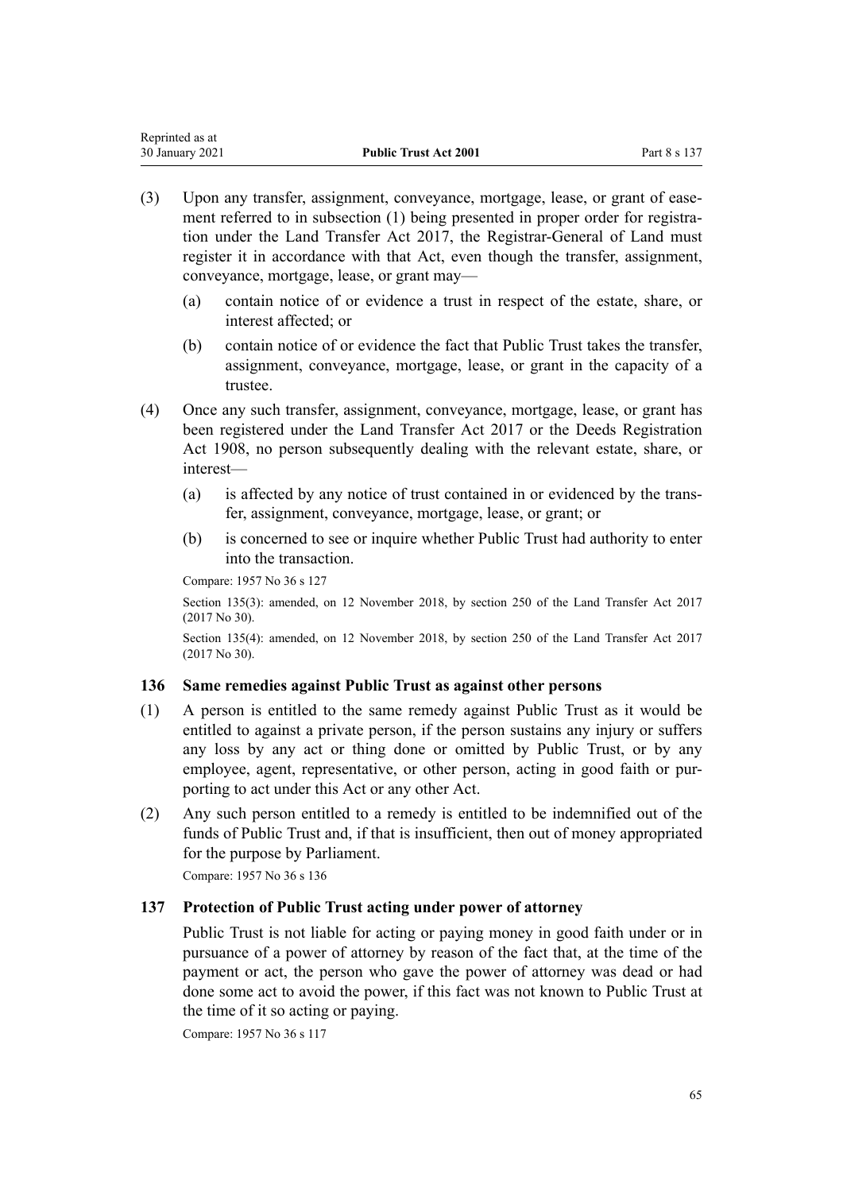(3) Upon any transfer, assignment, conveyance, mortgage, lease, or grant of easement referred to in subsection (1) being presented in proper order for registration under the Land Transfer Act 2017, the Registrar-General of Land must register it in accordance with that Act, even though the transfer, assignment, conveyance, mortgage, lease, or grant may—

(a) contain notice of or evidence a trust in respect of the estate, share, or interest affected; or

(b) contain notice of or evidence the fact that Public Trust takes the transfer, assignment, conveyance, mortgage, lease, or grant in the capacity of a trustee.

(4) Once any such transfer, assignment, conveyance, mortgage, lease, or grant has been registered under the Land Transfer Act 2017 or the Deeds Registration Act 1908, no person subsequently dealing with the relevant estate, share, or interest—

(a) is affected by any notice of trust contained in or evidenced by the transfer, assignment, conveyance, mortgage, lease, or grant; or

(b) is concerned to see or inquire whether Public Trust had authority to enter into the transaction.

Compare: 1957 No 36 s 127

Section 135(3): amended, on 12 November 2018, by section 250 of the Land Transfer Act 2017 (2017 No 30).

Section 135(4): amended, on 12 November 2018, by section 250 of the Land Transfer Act 2017 (2017 No 30).

### 136 Same remedies against Public Trust as against other persons

(1) A person is entitled to the same remedy against Public Trust as it would be entitled to against a private person, if the person sustains any injury or suffers any loss by any act or thing done or omitted by Public Trust, or by any employee, agent, representative, or other person, acting in good faith or purporting to act under this Act or any other Act.

(2) Any such person entitled to a remedy is entitled to be indemnified out of the funds of Public Trust and, if that is insufficient, then out of money appropriated for the purpose by Parliament.

Compare: 1957 No 36 s 136

### 137 Protection of Public Trust acting under power of attorney

Public Trust is not liable for acting or paying money in good faith under or in pursuance of a power of attorney by reason of the fact that, at the time of the payment or act, the person who gave the power of attorney was dead or had done some act to avoid the power, if this fact was not known to Public Trust at the time of it so acting or paying.

Compare: 1957 No 36 s 117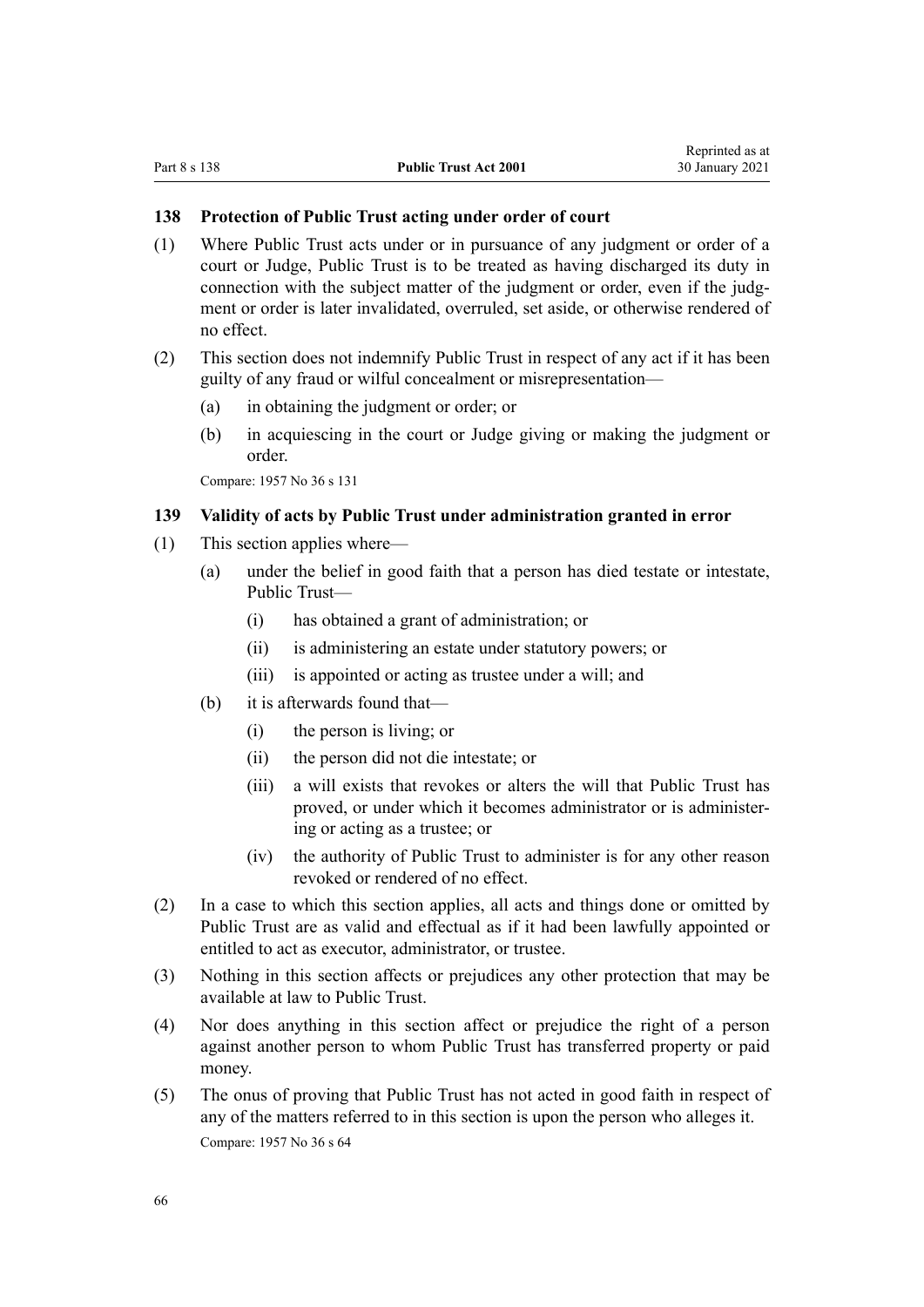### 138 Protection of Public Trust acting under order of court

(1) Where Public Trust acts under or in pursuance of any judgment or order of a court or Judge, Public Trust is to be treated as having discharged its duty in connection with the subject matter of the judgment or order, even if the judgment or order is later invalidated, overruled, set aside, or otherwise rendered of no effect.

(2) This section does not indemnify Public Trust in respect of any act if it has been guilty of any fraud or wilful concealment or misrepresentation—

(a) in obtaining the judgment or order; or

(b) in acquiescing in the court or Judge giving or making the judgment or order.

Compare: 1957 No 36 s 131

### 139 Validity of acts by Public Trust under administration granted in error

(1) This section applies where—

(a) under the belief in good faith that a person has died testate or intestate, Public Trust—

(i) has obtained a grant of administration; or

(ii) is administering an estate under statutory powers; or

(iii) is appointed or acting as trustee under a will; and

(b) it is afterwards found that—

(i) the person is living; or

(ii) the person did not die intestate; or

(iii) a will exists that revokes or alters the will that Public Trust has proved, or under which it becomes administrator or is administering or acting as a trustee; or

(iv) the authority of Public Trust to administer is for any other reason revoked or rendered of no effect.

(2) In a case to which this section applies, all acts and things done or omitted by Public Trust are as valid and effectual as if it had been lawfully appointed or entitled to act as executor, administrator, or trustee.

(3) Nothing in this section affects or prejudices any other protection that may be available at law to Public Trust.

(4) Nor does anything in this section affect or prejudice the right of a person against another person to whom Public Trust has transferred property or paid money.

(5) The onus of proving that Public Trust has not acted in good faith in respect of any of the matters referred to in this section is upon the person who alleges it.

Compare: 1957 No 36 s 64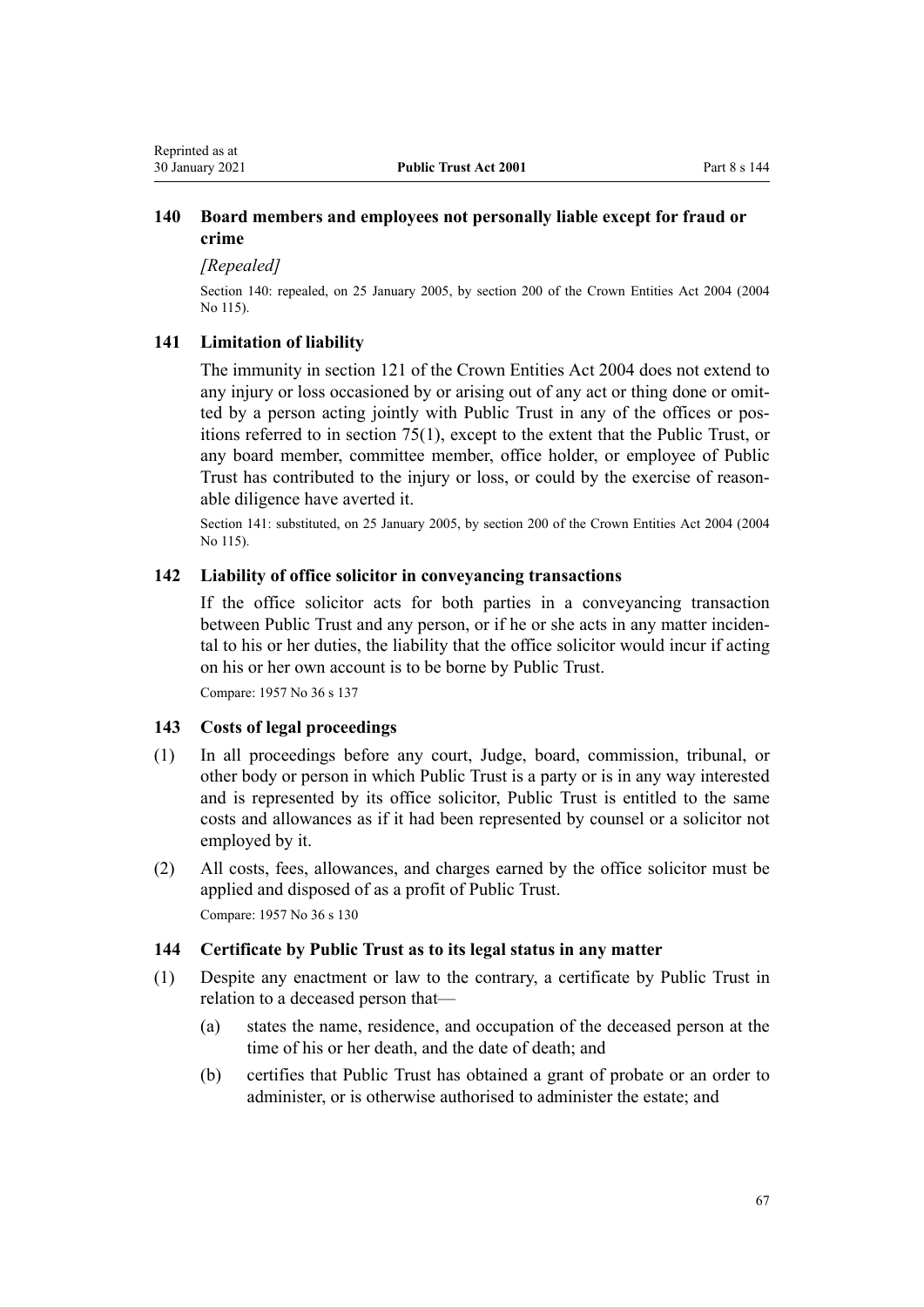## 140 Board members and employees not personally liable except for fraud or crime

*[Repealed]*

Section 140: repealed, on 25 January 2005, by section 200 of the Crown Entities Act 2004 (2004 No 115).

## 141 Limitation of liability

The immunity in section 121 of the Crown Entities Act 2004 does not extend to any injury or loss occasioned by or arising out of any act or thing done or omitted by a person acting jointly with Public Trust in any of the offices or positions referred to in section 75(1), except to the extent that the Public Trust, or any board member, committee member, office holder, or employee of Public Trust has contributed to the injury or loss, or could by the exercise of reasonable diligence have averted it.

Section 141: substituted, on 25 January 2005, by section 200 of the Crown Entities Act 2004 (2004 No 115).

## 142 Liability of office solicitor in conveyancing transactions

If the office solicitor acts for both parties in a conveyancing transaction between Public Trust and any person, or if he or she acts in any matter incidental to his or her duties, the liability that the office solicitor would incur if acting on his or her own account is to be borne by Public Trust.

Compare: 1957 No 36 s 137

## 143 Costs of legal proceedings

(1) In all proceedings before any court, Judge, board, commission, tribunal, or other body or person in which Public Trust is a party or is in any way interested and is represented by its office solicitor, Public Trust is entitled to the same costs and allowances as if it had been represented by counsel or a solicitor not employed by it.

(2) All costs, fees, allowances, and charges earned by the office solicitor must be applied and disposed of as a profit of Public Trust.

Compare: 1957 No 36 s 130

## 144 Certificate by Public Trust as to its legal status in any matter

(1) Despite any enactment or law to the contrary, a certificate by Public Trust in relation to a deceased person that—

  (a) states the name, residence, and occupation of the deceased person at the time of his or her death, and the date of death; and

  (b) certifies that Public Trust has obtained a grant of probate or an order to administer, or is otherwise authorised to administer the estate; and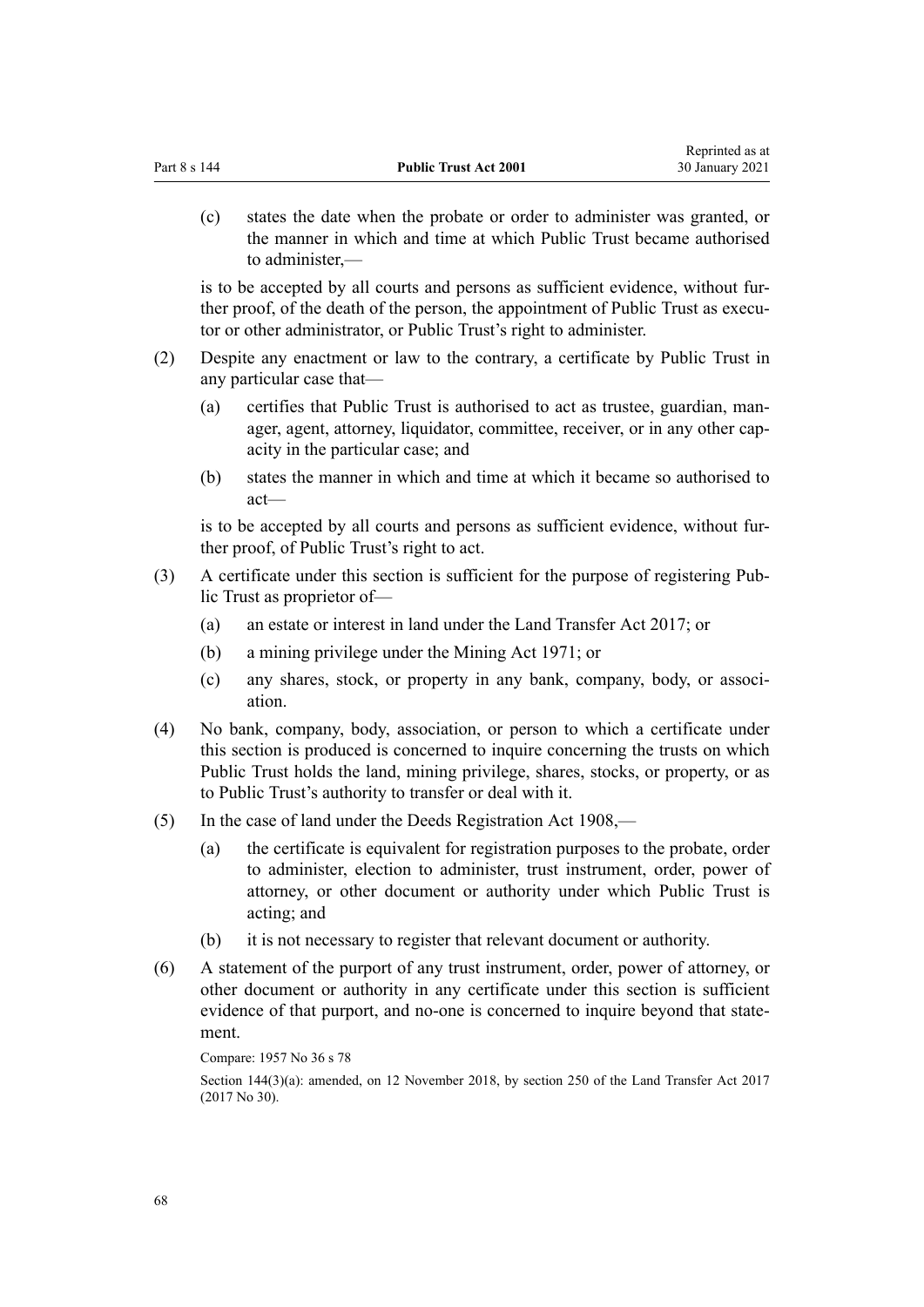(c) states the date when the probate or order to administer was granted, or the manner in which and time at which Public Trust became authorised to administer,—

is to be accepted by all courts and persons as sufficient evidence, without further proof, of the death of the person, the appointment of Public Trust as executor or other administrator, or Public Trust's right to administer.

(2) Despite any enactment or law to the contrary, a certificate by Public Trust in any particular case that—

(a) certifies that Public Trust is authorised to act as trustee, guardian, manager, agent, attorney, liquidator, committee, receiver, or in any other capacity in the particular case; and

(b) states the manner in which and time at which it became so authorised to act—

is to be accepted by all courts and persons as sufficient evidence, without further proof, of Public Trust's right to act.

(3) A certificate under this section is sufficient for the purpose of registering Public Trust as proprietor of—

(a) an estate or interest in land under the Land Transfer Act 2017; or

(b) a mining privilege under the Mining Act 1971; or

(c) any shares, stock, or property in any bank, company, body, or association.

(4) No bank, company, body, association, or person to which a certificate under this section is produced is concerned to inquire concerning the trusts on which Public Trust holds the land, mining privilege, shares, stocks, or property, or as to Public Trust's authority to transfer or deal with it.

(5) In the case of land under the Deeds Registration Act 1908,—

(a) the certificate is equivalent for registration purposes to the probate, order to administer, election to administer, trust instrument, order, power of attorney, or other document or authority under which Public Trust is acting; and

(b) it is not necessary to register that relevant document or authority.

(6) A statement of the purport of any trust instrument, order, power of attorney, or other document or authority in any certificate under this section is sufficient evidence of that purport, and no-one is concerned to inquire beyond that statement.

Compare: 1957 No 36 s 78

Section 144(3)(a): amended, on 12 November 2018, by section 250 of the Land Transfer Act 2017 (2017 No 30).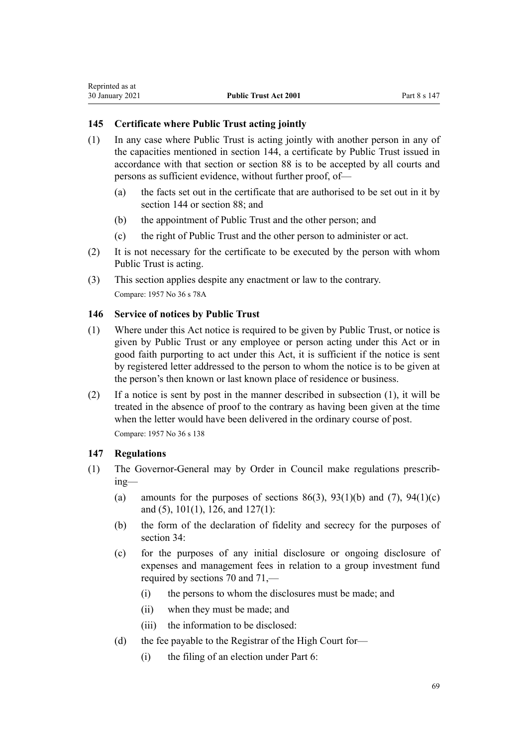### 145 Certificate where Public Trust acting jointly

(1) In any case where Public Trust is acting jointly with another person in any of the capacities mentioned in section 144, a certificate by Public Trust issued in accordance with that section or section 88 is to be accepted by all courts and persons as sufficient evidence, without further proof, of—

(a) the facts set out in the certificate that are authorised to be set out in it by section 144 or section 88; and

(b) the appointment of Public Trust and the other person; and

(c) the right of Public Trust and the other person to administer or act.

(2) It is not necessary for the certificate to be executed by the person with whom Public Trust is acting.

(3) This section applies despite any enactment or law to the contrary.

Compare: 1957 No 36 s 78A

### 146 Service of notices by Public Trust

(1) Where under this Act notice is required to be given by Public Trust, or notice is given by Public Trust or any employee or person acting under this Act or in good faith purporting to act under this Act, it is sufficient if the notice is sent by registered letter addressed to the person to whom the notice is to be given at the person's then known or last known place of residence or business.

(2) If a notice is sent by post in the manner described in subsection (1), it will be treated in the absence of proof to the contrary as having been given at the time when the letter would have been delivered in the ordinary course of post.

Compare: 1957 No 36 s 138

### 147 Regulations

(1) The Governor-General may by Order in Council make regulations prescribing—

(a) amounts for the purposes of sections 86(3), 93(1)(b) and (7), 94(1)(c) and (5), 101(1), 126, and 127(1):

(b) the form of the declaration of fidelity and secrecy for the purposes of section 34:

(c) for the purposes of any initial disclosure or ongoing disclosure of expenses and management fees in relation to a group investment fund required by sections 70 and 71,—

(i) the persons to whom the disclosures must be made; and

(ii) when they must be made; and

(iii) the information to be disclosed:

(d) the fee payable to the Registrar of the High Court for—

(i) the filing of an election under Part 6: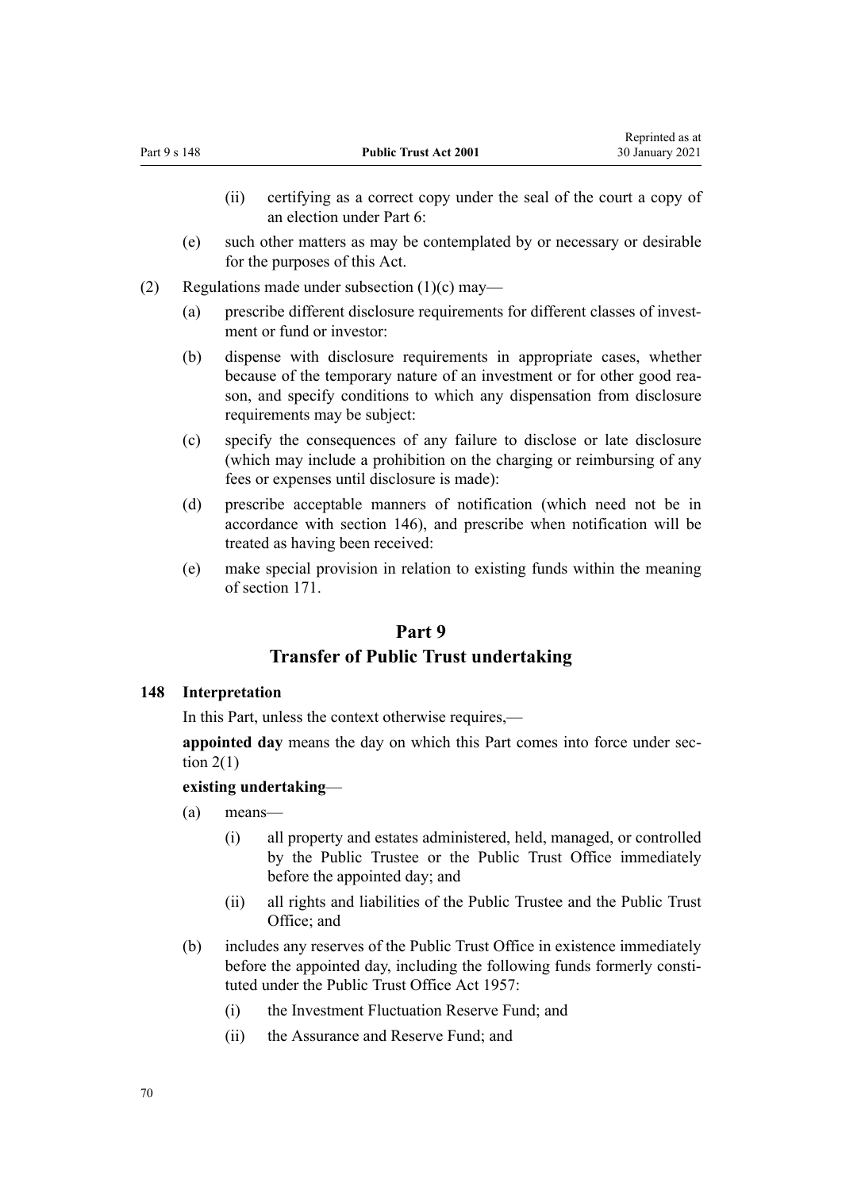(ii) certifying as a correct copy under the seal of the court a copy of an election under Part 6:

(e) such other matters as may be contemplated by or necessary or desirable for the purposes of this Act.

(2) Regulations made under subsection (1)(c) may—

(a) prescribe different disclosure requirements for different classes of investment or fund or investor:

(b) dispense with disclosure requirements in appropriate cases, whether because of the temporary nature of an investment or for other good reason, and specify conditions to which any dispensation from disclosure requirements may be subject:

(c) specify the consequences of any failure to disclose or late disclosure (which may include a prohibition on the charging or reimbursing of any fees or expenses until disclosure is made):

(d) prescribe acceptable manners of notification (which need not be in accordance with section 146), and prescribe when notification will be treated as having been received:

(e) make special provision in relation to existing funds within the meaning of section 171.

## Part 9
## Transfer of Public Trust undertaking

### 148 Interpretation

In this Part, unless the context otherwise requires,—

**appointed day** means the day on which this Part comes into force under section 2(1)

**existing undertaking**—

(a) means—

(i) all property and estates administered, held, managed, or controlled by the Public Trustee or the Public Trust Office immediately before the appointed day; and

(ii) all rights and liabilities of the Public Trustee and the Public Trust Office; and

(b) includes any reserves of the Public Trust Office in existence immediately before the appointed day, including the following funds formerly constituted under the Public Trust Office Act 1957:

(i) the Investment Fluctuation Reserve Fund; and

(ii) the Assurance and Reserve Fund; and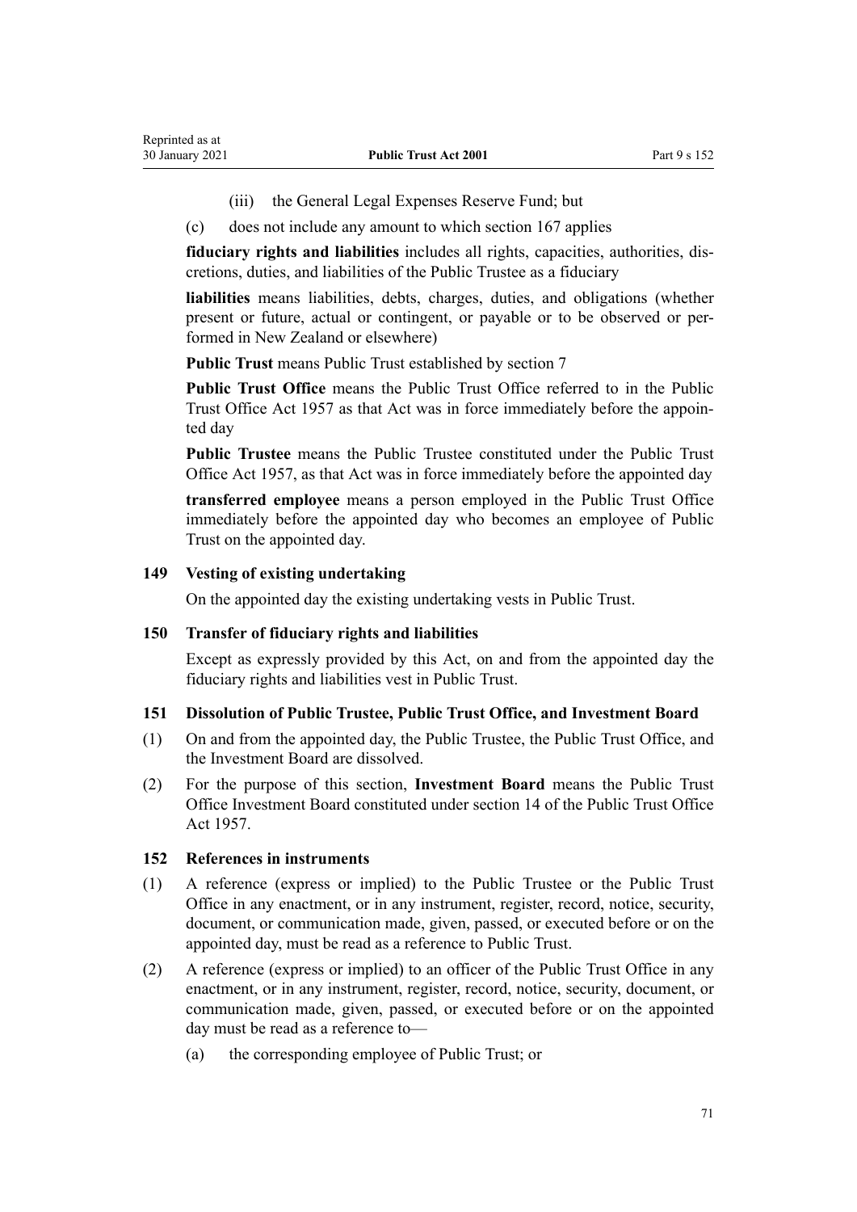(iii) the General Legal Expenses Reserve Fund; but

(c) does not include any amount to which section 167 applies

**fiduciary rights and liabilities** includes all rights, capacities, authorities, discretions, duties, and liabilities of the Public Trustee as a fiduciary

**liabilities** means liabilities, debts, charges, duties, and obligations (whether present or future, actual or contingent, or payable or to be observed or performed in New Zealand or elsewhere)

**Public Trust** means Public Trust established by section 7

**Public Trust Office** means the Public Trust Office referred to in the Public Trust Office Act 1957 as that Act was in force immediately before the appointed day

**Public Trustee** means the Public Trustee constituted under the Public Trust Office Act 1957, as that Act was in force immediately before the appointed day

**transferred employee** means a person employed in the Public Trust Office immediately before the appointed day who becomes an employee of Public Trust on the appointed day.

### 149 Vesting of existing undertaking

On the appointed day the existing undertaking vests in Public Trust.

### 150 Transfer of fiduciary rights and liabilities

Except as expressly provided by this Act, on and from the appointed day the fiduciary rights and liabilities vest in Public Trust.

### 151 Dissolution of Public Trustee, Public Trust Office, and Investment Board

(1) On and from the appointed day, the Public Trustee, the Public Trust Office, and the Investment Board are dissolved.

(2) For the purpose of this section, **Investment Board** means the Public Trust Office Investment Board constituted under section 14 of the Public Trust Office Act 1957.

### 152 References in instruments

(1) A reference (express or implied) to the Public Trustee or the Public Trust Office in any enactment, or in any instrument, register, record, notice, security, document, or communication made, given, passed, or executed before or on the appointed day, must be read as a reference to Public Trust.

(2) A reference (express or implied) to an officer of the Public Trust Office in any enactment, or in any instrument, register, record, notice, security, document, or communication made, given, passed, or executed before or on the appointed day must be read as a reference to—

(a) the corresponding employee of Public Trust; or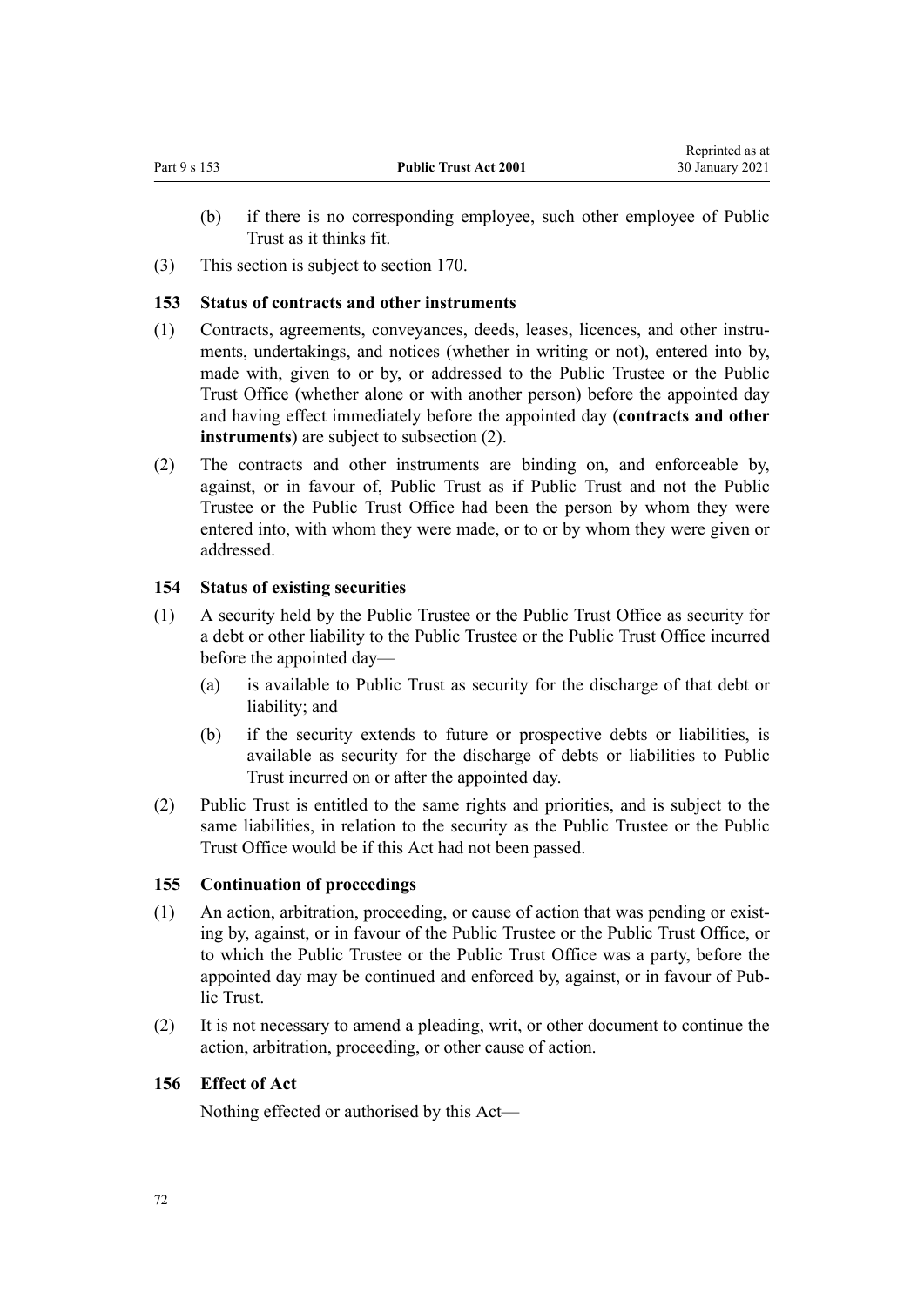(b) if there is no corresponding employee, such other employee of Public Trust as it thinks fit.

(3) This section is subject to section 170.

### 153 Status of contracts and other instruments

(1) Contracts, agreements, conveyances, deeds, leases, licences, and other instruments, undertakings, and notices (whether in writing or not), entered into by, made with, given to or by, or addressed to the Public Trustee or the Public Trust Office (whether alone or with another person) before the appointed day and having effect immediately before the appointed day (**contracts and other instruments**) are subject to subsection (2).

(2) The contracts and other instruments are binding on, and enforceable by, against, or in favour of, Public Trust as if Public Trust and not the Public Trustee or the Public Trust Office had been the person by whom they were entered into, with whom they were made, or to or by whom they were given or addressed.

### 154 Status of existing securities

(1) A security held by the Public Trustee or the Public Trust Office as security for a debt or other liability to the Public Trustee or the Public Trust Office incurred before the appointed day—

(a) is available to Public Trust as security for the discharge of that debt or liability; and

(b) if the security extends to future or prospective debts or liabilities, is available as security for the discharge of debts or liabilities to Public Trust incurred on or after the appointed day.

(2) Public Trust is entitled to the same rights and priorities, and is subject to the same liabilities, in relation to the security as the Public Trustee or the Public Trust Office would be if this Act had not been passed.

### 155 Continuation of proceedings

(1) An action, arbitration, proceeding, or cause of action that was pending or existing by, against, or in favour of the Public Trustee or the Public Trust Office, or to which the Public Trustee or the Public Trust Office was a party, before the appointed day may be continued and enforced by, against, or in favour of Public Trust.

(2) It is not necessary to amend a pleading, writ, or other document to continue the action, arbitration, proceeding, or other cause of action.

### 156 Effect of Act

Nothing effected or authorised by this Act—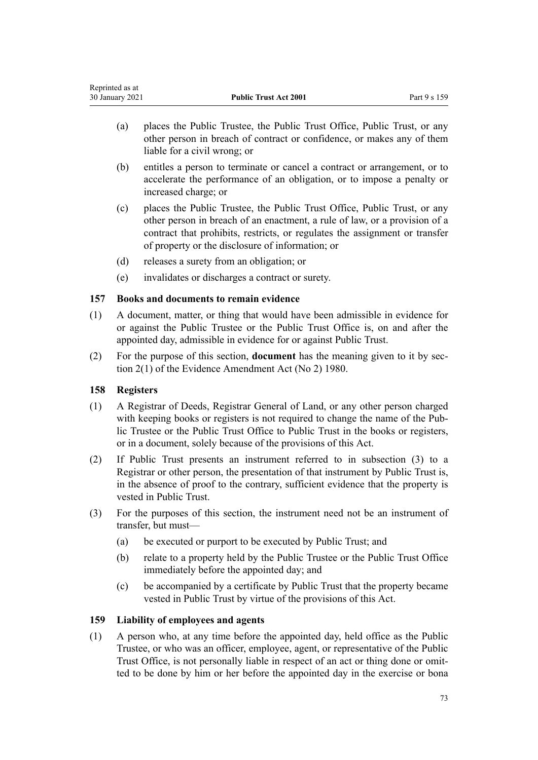- (a) places the Public Trustee, the Public Trust Office, Public Trust, or any other person in breach of contract or confidence, or makes any of them liable for a civil wrong; or
- (b) entitles a person to terminate or cancel a contract or arrangement, or to accelerate the performance of an obligation, or to impose a penalty or increased charge; or
- (c) places the Public Trustee, the Public Trust Office, Public Trust, or any other person in breach of an enactment, a rule of law, or a provision of a contract that prohibits, restricts, or regulates the assignment or transfer of property or the disclosure of information; or
- (d) releases a surety from an obligation; or
- (e) invalidates or discharges a contract or surety.

### 157 Books and documents to remain evidence

(1) A document, matter, or thing that would have been admissible in evidence for or against the Public Trustee or the Public Trust Office is, on and after the appointed day, admissible in evidence for or against Public Trust.

(2) For the purpose of this section, **document** has the meaning given to it by section 2(1) of the Evidence Amendment Act (No 2) 1980.

### 158 Registers

(1) A Registrar of Deeds, Registrar General of Land, or any other person charged with keeping books or registers is not required to change the name of the Public Trustee or the Public Trust Office to Public Trust in the books or registers, or in a document, solely because of the provisions of this Act.

(2) If Public Trust presents an instrument referred to in subsection (3) to a Registrar or other person, the presentation of that instrument by Public Trust is, in the absence of proof to the contrary, sufficient evidence that the property is vested in Public Trust.

(3) For the purposes of this section, the instrument need not be an instrument of transfer, but must—

- (a) be executed or purport to be executed by Public Trust; and
- (b) relate to a property held by the Public Trustee or the Public Trust Office immediately before the appointed day; and
- (c) be accompanied by a certificate by Public Trust that the property became vested in Public Trust by virtue of the provisions of this Act.

### 159 Liability of employees and agents

(1) A person who, at any time before the appointed day, held office as the Public Trustee, or who was an officer, employee, agent, or representative of the Public Trust Office, is not personally liable in respect of an act or thing done or omitted to be done by him or her before the appointed day in the exercise or bona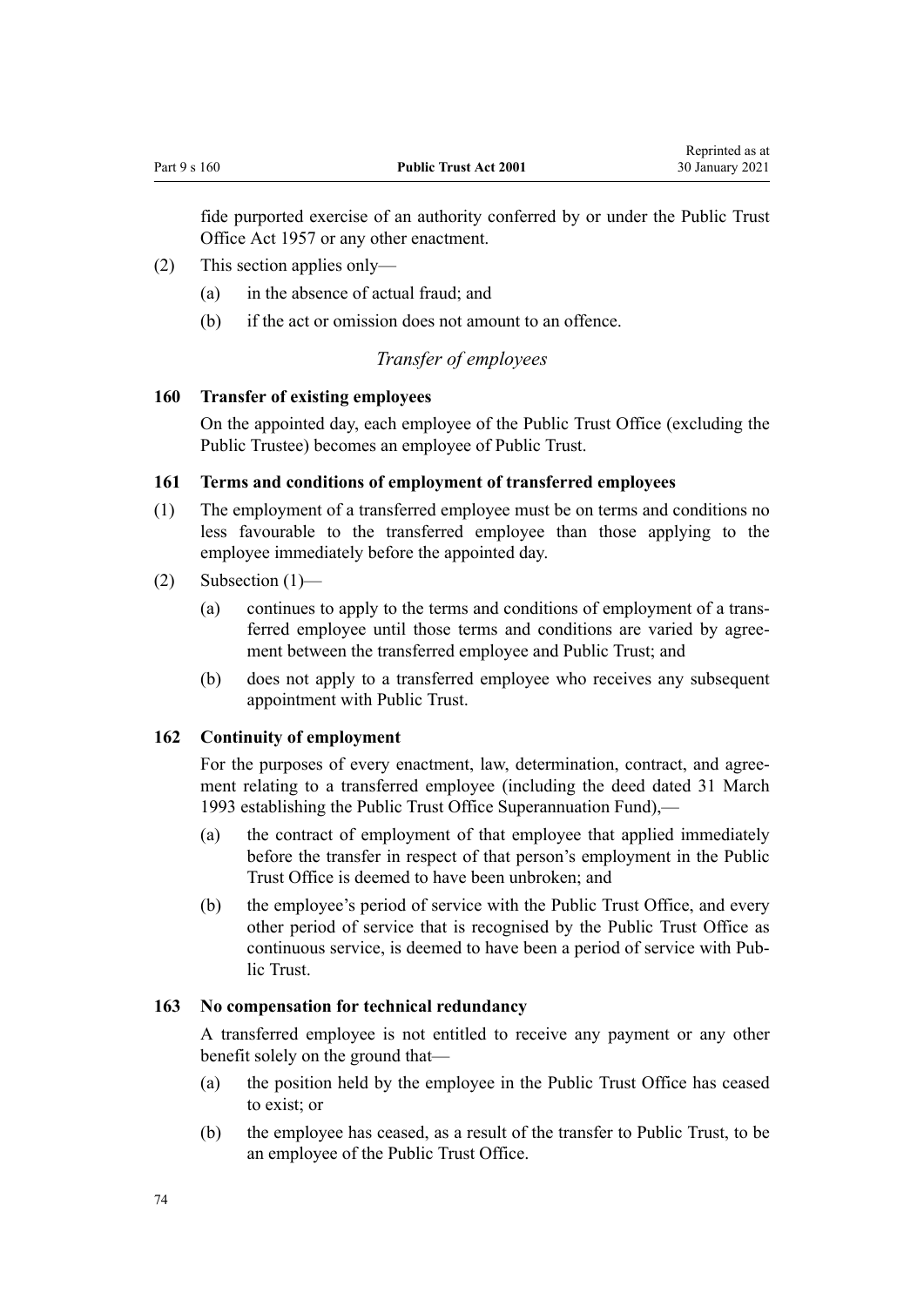fide purported exercise of an authority conferred by or under the Public Trust Office Act 1957 or any other enactment.

(2) This section applies only—

(a) in the absence of actual fraud; and

(b) if the act or omission does not amount to an offence.

*Transfer of employees*

### 160 Transfer of existing employees

On the appointed day, each employee of the Public Trust Office (excluding the Public Trustee) becomes an employee of Public Trust.

### 161 Terms and conditions of employment of transferred employees

(1) The employment of a transferred employee must be on terms and conditions no less favourable to the transferred employee than those applying to the employee immediately before the appointed day.

(2) Subsection (1)—

(a) continues to apply to the terms and conditions of employment of a transferred employee until those terms and conditions are varied by agreement between the transferred employee and Public Trust; and

(b) does not apply to a transferred employee who receives any subsequent appointment with Public Trust.

### 162 Continuity of employment

For the purposes of every enactment, law, determination, contract, and agreement relating to a transferred employee (including the deed dated 31 March 1993 establishing the Public Trust Office Superannuation Fund),—

(a) the contract of employment of that employee that applied immediately before the transfer in respect of that person's employment in the Public Trust Office is deemed to have been unbroken; and

(b) the employee's period of service with the Public Trust Office, and every other period of service that is recognised by the Public Trust Office as continuous service, is deemed to have been a period of service with Public Trust.

### 163 No compensation for technical redundancy

A transferred employee is not entitled to receive any payment or any other benefit solely on the ground that—

(a) the position held by the employee in the Public Trust Office has ceased to exist; or

(b) the employee has ceased, as a result of the transfer to Public Trust, to be an employee of the Public Trust Office.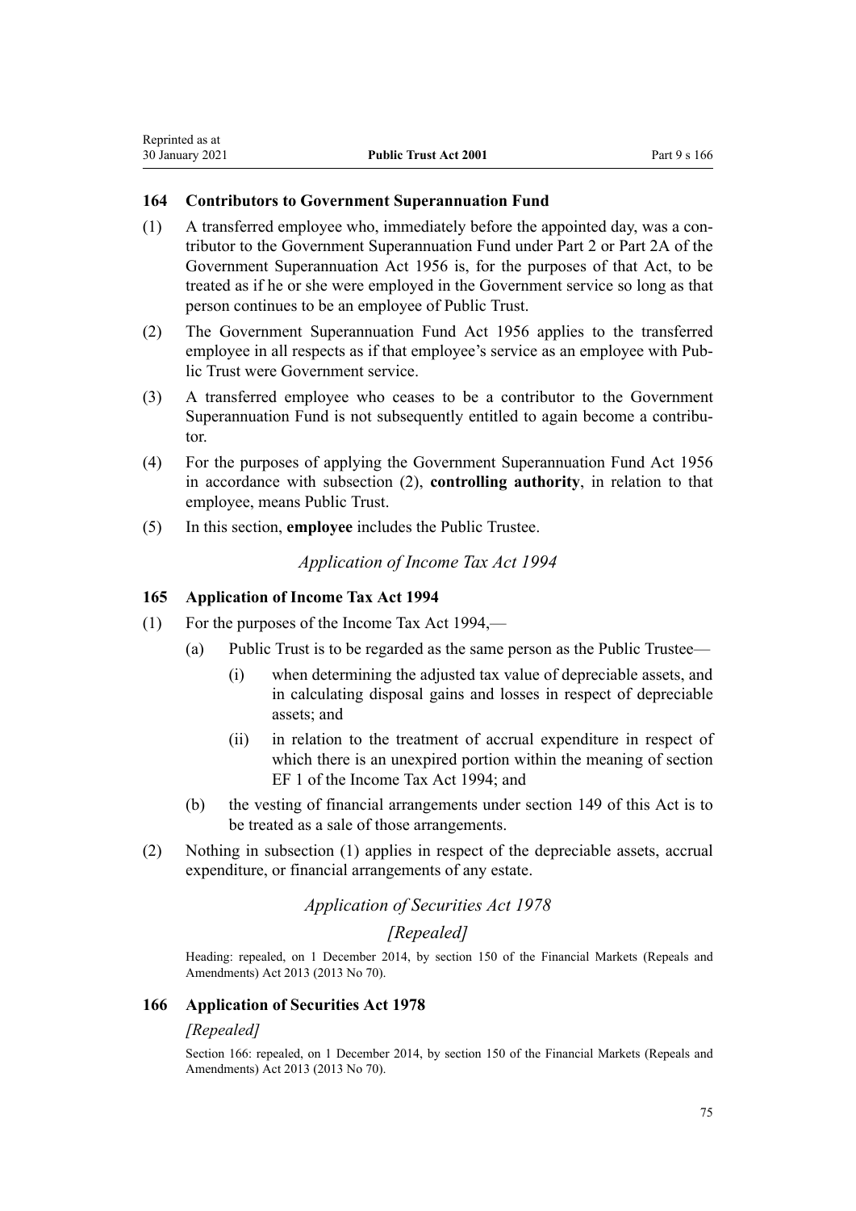### 164 Contributors to Government Superannuation Fund

(1) A transferred employee who, immediately before the appointed day, was a contributor to the Government Superannuation Fund under Part 2 or Part 2A of the Government Superannuation Act 1956 is, for the purposes of that Act, to be treated as if he or she were employed in the Government service so long as that person continues to be an employee of Public Trust.

(2) The Government Superannuation Fund Act 1956 applies to the transferred employee in all respects as if that employee's service as an employee with Public Trust were Government service.

(3) A transferred employee who ceases to be a contributor to the Government Superannuation Fund is not subsequently entitled to again become a contributor.

(4) For the purposes of applying the Government Superannuation Fund Act 1956 in accordance with subsection (2), **controlling authority**, in relation to that employee, means Public Trust.

(5) In this section, **employee** includes the Public Trustee.

*Application of Income Tax Act 1994*

### 165 Application of Income Tax Act 1994

(1) For the purposes of the Income Tax Act 1994,—

- (a) Public Trust is to be regarded as the same person as the Public Trustee—
  - (i) when determining the adjusted tax value of depreciable assets, and in calculating disposal gains and losses in respect of depreciable assets; and
  - (ii) in relation to the treatment of accrual expenditure in respect of which there is an unexpired portion within the meaning of section EF 1 of the Income Tax Act 1994; and
- (b) the vesting of financial arrangements under section 149 of this Act is to be treated as a sale of those arrangements.

(2) Nothing in subsection (1) applies in respect of the depreciable assets, accrual expenditure, or financial arrangements of any estate.

*Application of Securities Act 1978*

*[Repealed]*

Heading: repealed, on 1 December 2014, by section 150 of the Financial Markets (Repeals and Amendments) Act 2013 (2013 No 70).

### 166 Application of Securities Act 1978

*[Repealed]*

Section 166: repealed, on 1 December 2014, by section 150 of the Financial Markets (Repeals and Amendments) Act 2013 (2013 No 70).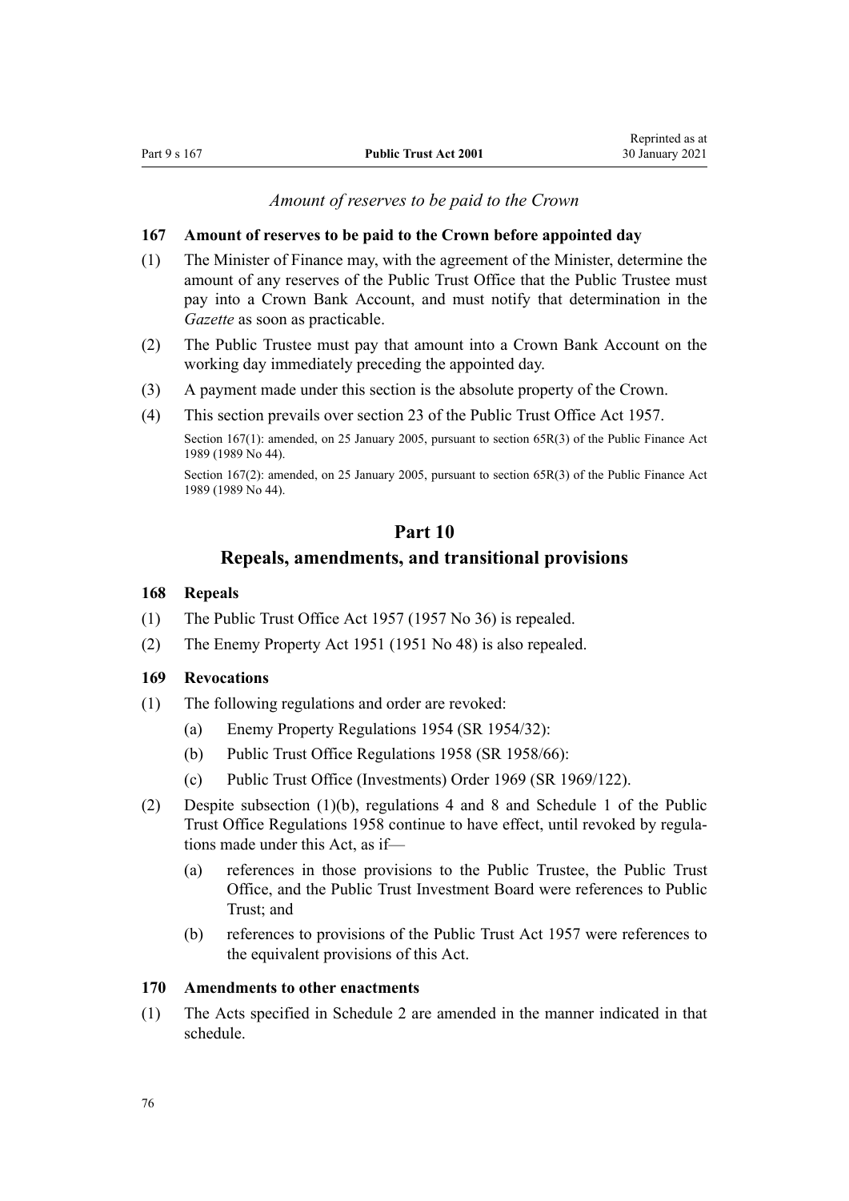*Amount of reserves to be paid to the Crown*

### 167 Amount of reserves to be paid to the Crown before appointed day

(1) The Minister of Finance may, with the agreement of the Minister, determine the amount of any reserves of the Public Trust Office that the Public Trustee must pay into a Crown Bank Account, and must notify that determination in the *Gazette* as soon as practicable.

(2) The Public Trustee must pay that amount into a Crown Bank Account on the working day immediately preceding the appointed day.

(3) A payment made under this section is the absolute property of the Crown.

(4) This section prevails over section 23 of the Public Trust Office Act 1957.

Section 167(1): amended, on 25 January 2005, pursuant to section 65R(3) of the Public Finance Act 1989 (1989 No 44).

Section 167(2): amended, on 25 January 2005, pursuant to section 65R(3) of the Public Finance Act 1989 (1989 No 44).

## Part 10
## Repeals, amendments, and transitional provisions

### 168 Repeals

(1) The Public Trust Office Act 1957 (1957 No 36) is repealed.

(2) The Enemy Property Act 1951 (1951 No 48) is also repealed.

### 169 Revocations

(1) The following regulations and order are revoked:

- (a) Enemy Property Regulations 1954 (SR 1954/32):
- (b) Public Trust Office Regulations 1958 (SR 1958/66):
- (c) Public Trust Office (Investments) Order 1969 (SR 1969/122).

(2) Despite subsection (1)(b), regulations 4 and 8 and Schedule 1 of the Public Trust Office Regulations 1958 continue to have effect, until revoked by regulations made under this Act, as if—

- (a) references in those provisions to the Public Trustee, the Public Trust Office, and the Public Trust Investment Board were references to Public Trust; and
- (b) references to provisions of the Public Trust Act 1957 were references to the equivalent provisions of this Act.

### 170 Amendments to other enactments

(1) The Acts specified in Schedule 2 are amended in the manner indicated in that schedule.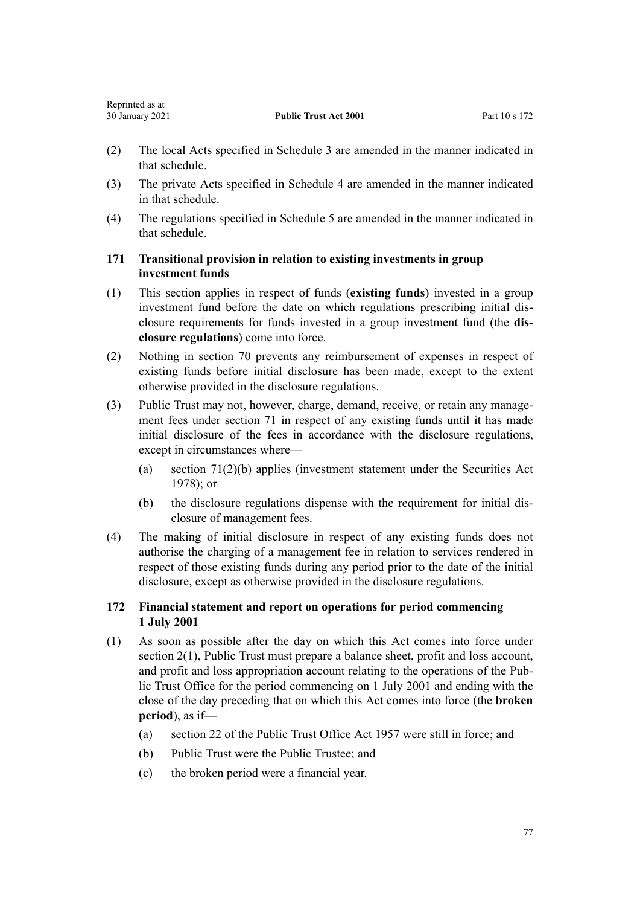(2) The local Acts specified in Schedule 3 are amended in the manner indicated in that schedule.

(3) The private Acts specified in Schedule 4 are amended in the manner indicated in that schedule.

(4) The regulations specified in Schedule 5 are amended in the manner indicated in that schedule.

### 171 Transitional provision in relation to existing investments in group investment funds

(1) This section applies in respect of funds (**existing funds**) invested in a group investment fund before the date on which regulations prescribing initial disclosure requirements for funds invested in a group investment fund (the **disclosure regulations**) come into force.

(2) Nothing in section 70 prevents any reimbursement of expenses in respect of existing funds before initial disclosure has been made, except to the extent otherwise provided in the disclosure regulations.

(3) Public Trust may not, however, charge, demand, receive, or retain any management fees under section 71 in respect of any existing funds until it has made initial disclosure of the fees in accordance with the disclosure regulations, except in circumstances where—

- (a) section 71(2)(b) applies (investment statement under the Securities Act 1978); or
- (b) the disclosure regulations dispense with the requirement for initial disclosure of management fees.

(4) The making of initial disclosure in respect of any existing funds does not authorise the charging of a management fee in relation to services rendered in respect of those existing funds during any period prior to the date of the initial disclosure, except as otherwise provided in the disclosure regulations.

### 172 Financial statement and report on operations for period commencing 1 July 2001

(1) As soon as possible after the day on which this Act comes into force under section 2(1), Public Trust must prepare a balance sheet, profit and loss account, and profit and loss appropriation account relating to the operations of the Public Trust Office for the period commencing on 1 July 2001 and ending with the close of the day preceding that on which this Act comes into force (the **broken period**), as if—

- (a) section 22 of the Public Trust Office Act 1957 were still in force; and
- (b) Public Trust were the Public Trustee; and
- (c) the broken period were a financial year.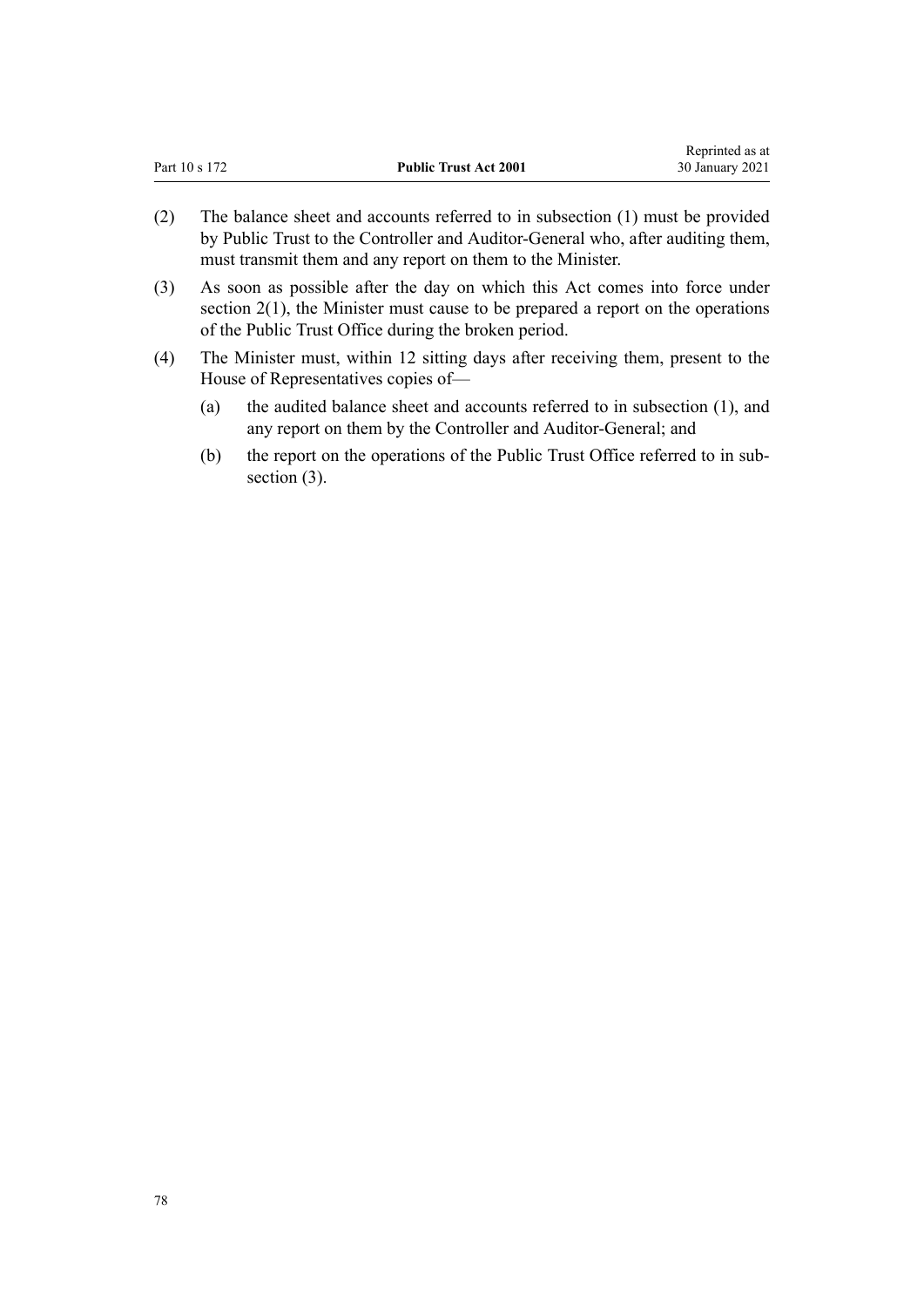(2) The balance sheet and accounts referred to in subsection (1) must be provided by Public Trust to the Controller and Auditor-General who, after auditing them, must transmit them and any report on them to the Minister.

(3) As soon as possible after the day on which this Act comes into force under section 2(1), the Minister must cause to be prepared a report on the operations of the Public Trust Office during the broken period.

(4) The Minister must, within 12 sitting days after receiving them, present to the House of Representatives copies of—

  (a) the audited balance sheet and accounts referred to in subsection (1), and any report on them by the Controller and Auditor-General; and

  (b) the report on the operations of the Public Trust Office referred to in subsection (3).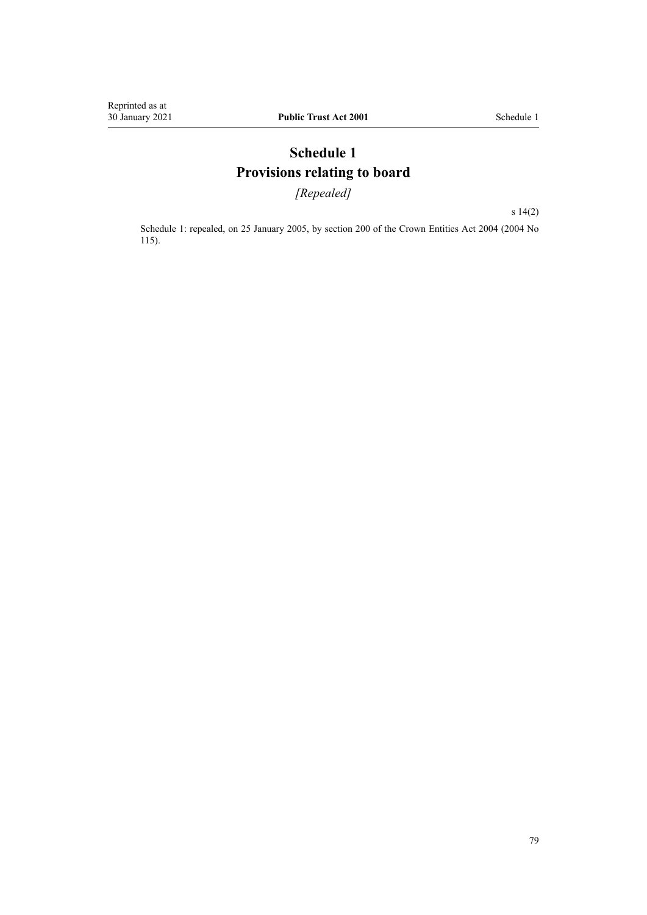# Schedule 1
# Provisions relating to board

*[Repealed]*

s 14(2)

Schedule 1: repealed, on 25 January 2005, by section 200 of the Crown Entities Act 2004 (2004 No 115).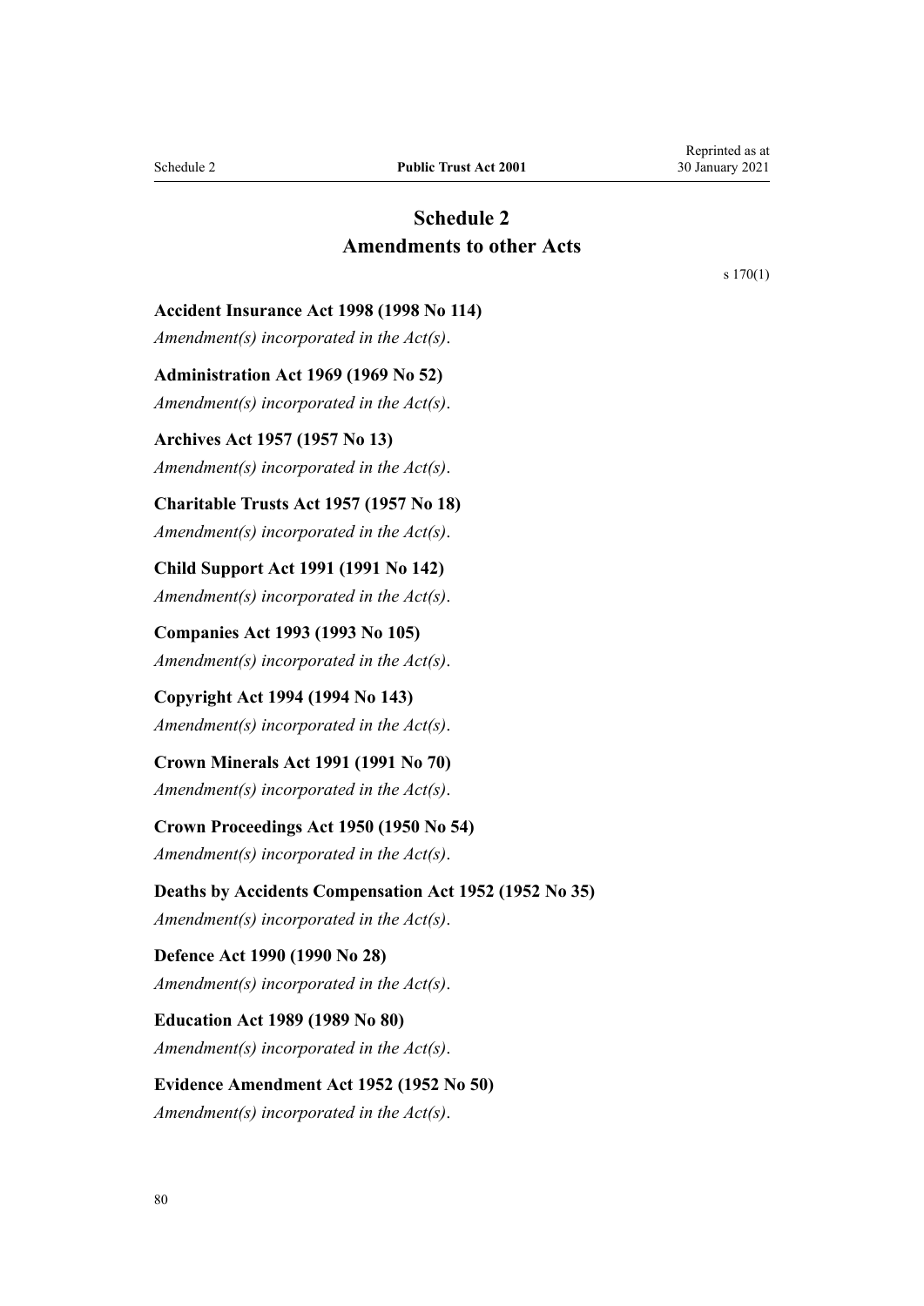# Schedule 2
## Amendments to other Acts

s 170(1)

**Accident Insurance Act 1998 (1998 No 114)**

*Amendment(s) incorporated in the Act(s).*

**Administration Act 1969 (1969 No 52)**

*Amendment(s) incorporated in the Act(s).*

**Archives Act 1957 (1957 No 13)**

*Amendment(s) incorporated in the Act(s).*

**Charitable Trusts Act 1957 (1957 No 18)**

*Amendment(s) incorporated in the Act(s).*

**Child Support Act 1991 (1991 No 142)**

*Amendment(s) incorporated in the Act(s).*

**Companies Act 1993 (1993 No 105)**

*Amendment(s) incorporated in the Act(s).*

**Copyright Act 1994 (1994 No 143)**

*Amendment(s) incorporated in the Act(s).*

**Crown Minerals Act 1991 (1991 No 70)**

*Amendment(s) incorporated in the Act(s).*

**Crown Proceedings Act 1950 (1950 No 54)**

*Amendment(s) incorporated in the Act(s).*

**Deaths by Accidents Compensation Act 1952 (1952 No 35)**

*Amendment(s) incorporated in the Act(s).*

**Defence Act 1990 (1990 No 28)**

*Amendment(s) incorporated in the Act(s).*

**Education Act 1989 (1989 No 80)**

*Amendment(s) incorporated in the Act(s).*

**Evidence Amendment Act 1952 (1952 No 50)**

*Amendment(s) incorporated in the Act(s).*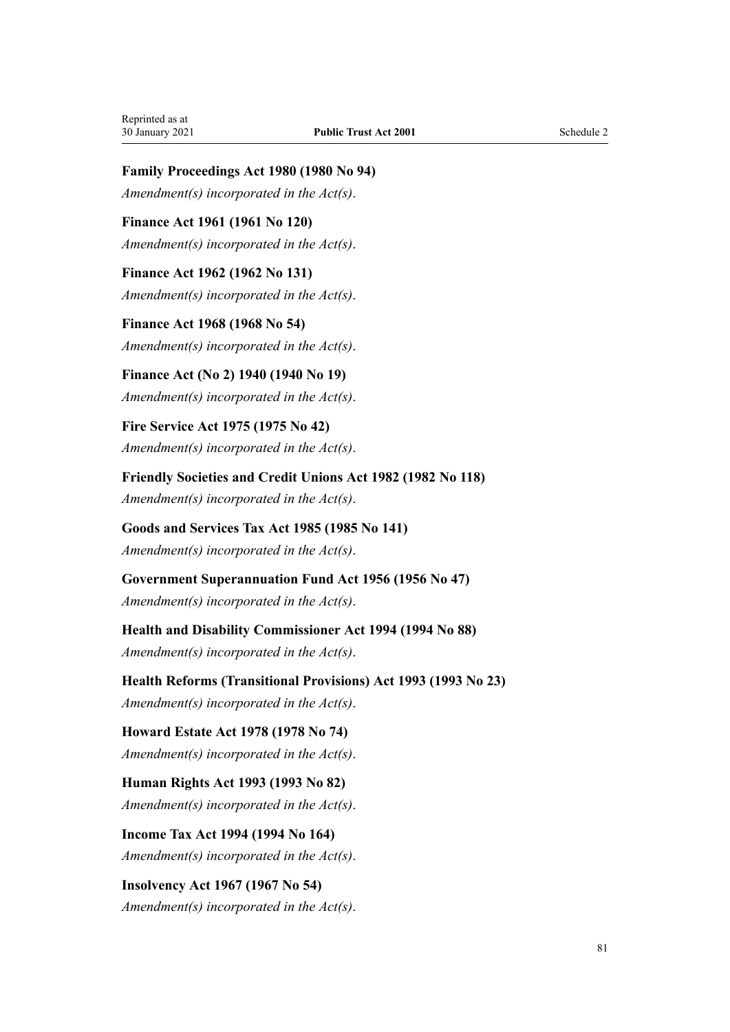**Family Proceedings Act 1980 (1980 No 94)**

*Amendment(s) incorporated in the Act(s).*

**Finance Act 1961 (1961 No 120)**

*Amendment(s) incorporated in the Act(s).*

**Finance Act 1962 (1962 No 131)**

*Amendment(s) incorporated in the Act(s).*

**Finance Act 1968 (1968 No 54)**

*Amendment(s) incorporated in the Act(s).*

**Finance Act (No 2) 1940 (1940 No 19)**

*Amendment(s) incorporated in the Act(s).*

**Fire Service Act 1975 (1975 No 42)**

*Amendment(s) incorporated in the Act(s).*

**Friendly Societies and Credit Unions Act 1982 (1982 No 118)**

*Amendment(s) incorporated in the Act(s).*

**Goods and Services Tax Act 1985 (1985 No 141)**

*Amendment(s) incorporated in the Act(s).*

**Government Superannuation Fund Act 1956 (1956 No 47)**

*Amendment(s) incorporated in the Act(s).*

**Health and Disability Commissioner Act 1994 (1994 No 88)**

*Amendment(s) incorporated in the Act(s).*

**Health Reforms (Transitional Provisions) Act 1993 (1993 No 23)**

*Amendment(s) incorporated in the Act(s).*

**Howard Estate Act 1978 (1978 No 74)**

*Amendment(s) incorporated in the Act(s).*

**Human Rights Act 1993 (1993 No 82)**

*Amendment(s) incorporated in the Act(s).*

**Income Tax Act 1994 (1994 No 164)**

*Amendment(s) incorporated in the Act(s).*

**Insolvency Act 1967 (1967 No 54)**

*Amendment(s) incorporated in the Act(s).*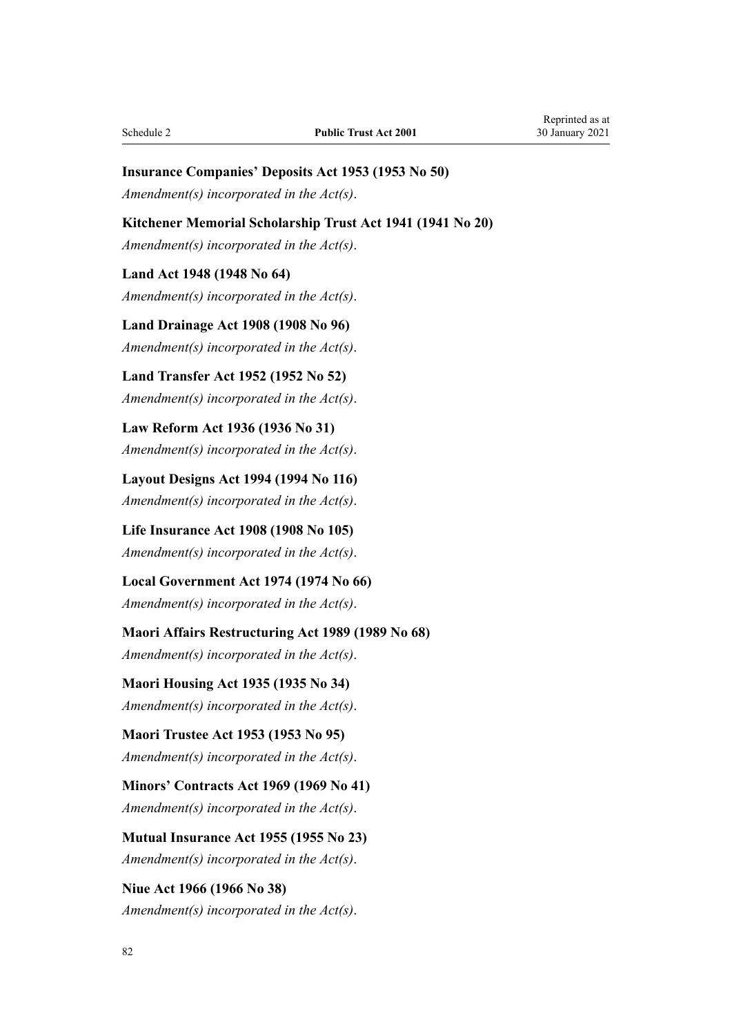**Insurance Companies' Deposits Act 1953 (1953 No 50)**

*Amendment(s) incorporated in the Act(s).*

**Kitchener Memorial Scholarship Trust Act 1941 (1941 No 20)**

*Amendment(s) incorporated in the Act(s).*

**Land Act 1948 (1948 No 64)**

*Amendment(s) incorporated in the Act(s).*

**Land Drainage Act 1908 (1908 No 96)**

*Amendment(s) incorporated in the Act(s).*

**Land Transfer Act 1952 (1952 No 52)**

*Amendment(s) incorporated in the Act(s).*

**Law Reform Act 1936 (1936 No 31)**

*Amendment(s) incorporated in the Act(s).*

**Layout Designs Act 1994 (1994 No 116)**

*Amendment(s) incorporated in the Act(s).*

**Life Insurance Act 1908 (1908 No 105)**

*Amendment(s) incorporated in the Act(s).*

**Local Government Act 1974 (1974 No 66)**

*Amendment(s) incorporated in the Act(s).*

**Maori Affairs Restructuring Act 1989 (1989 No 68)**

*Amendment(s) incorporated in the Act(s).*

**Maori Housing Act 1935 (1935 No 34)**

*Amendment(s) incorporated in the Act(s).*

**Maori Trustee Act 1953 (1953 No 95)**

*Amendment(s) incorporated in the Act(s).*

**Minors' Contracts Act 1969 (1969 No 41)**

*Amendment(s) incorporated in the Act(s).*

**Mutual Insurance Act 1955 (1955 No 23)**

*Amendment(s) incorporated in the Act(s).*

**Niue Act 1966 (1966 No 38)**

*Amendment(s) incorporated in the Act(s).*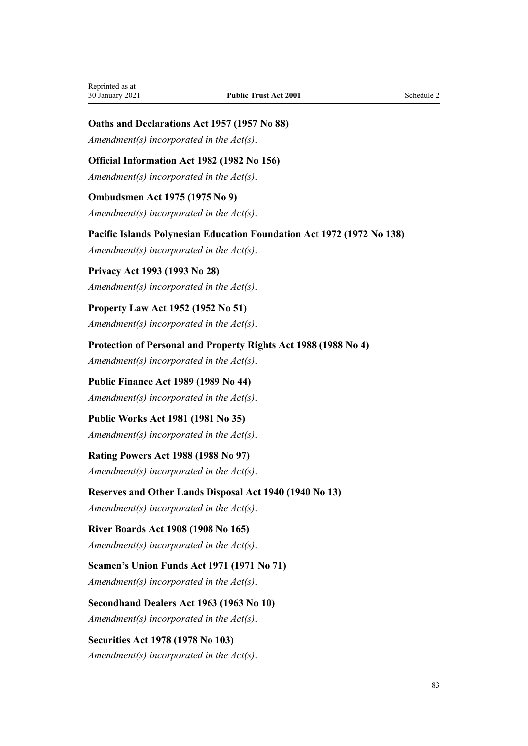**Oaths and Declarations Act 1957 (1957 No 88)**

*Amendment(s) incorporated in the Act(s).*

**Official Information Act 1982 (1982 No 156)**

*Amendment(s) incorporated in the Act(s).*

**Ombudsmen Act 1975 (1975 No 9)**

*Amendment(s) incorporated in the Act(s).*

**Pacific Islands Polynesian Education Foundation Act 1972 (1972 No 138)**

*Amendment(s) incorporated in the Act(s).*

**Privacy Act 1993 (1993 No 28)**

*Amendment(s) incorporated in the Act(s).*

**Property Law Act 1952 (1952 No 51)**

*Amendment(s) incorporated in the Act(s).*

**Protection of Personal and Property Rights Act 1988 (1988 No 4)**

*Amendment(s) incorporated in the Act(s).*

**Public Finance Act 1989 (1989 No 44)**

*Amendment(s) incorporated in the Act(s).*

**Public Works Act 1981 (1981 No 35)**

*Amendment(s) incorporated in the Act(s).*

**Rating Powers Act 1988 (1988 No 97)**

*Amendment(s) incorporated in the Act(s).*

**Reserves and Other Lands Disposal Act 1940 (1940 No 13)**

*Amendment(s) incorporated in the Act(s).*

**River Boards Act 1908 (1908 No 165)**

*Amendment(s) incorporated in the Act(s).*

**Seamen's Union Funds Act 1971 (1971 No 71)**

*Amendment(s) incorporated in the Act(s).*

**Secondhand Dealers Act 1963 (1963 No 10)**

*Amendment(s) incorporated in the Act(s).*

**Securities Act 1978 (1978 No 103)**

*Amendment(s) incorporated in the Act(s).*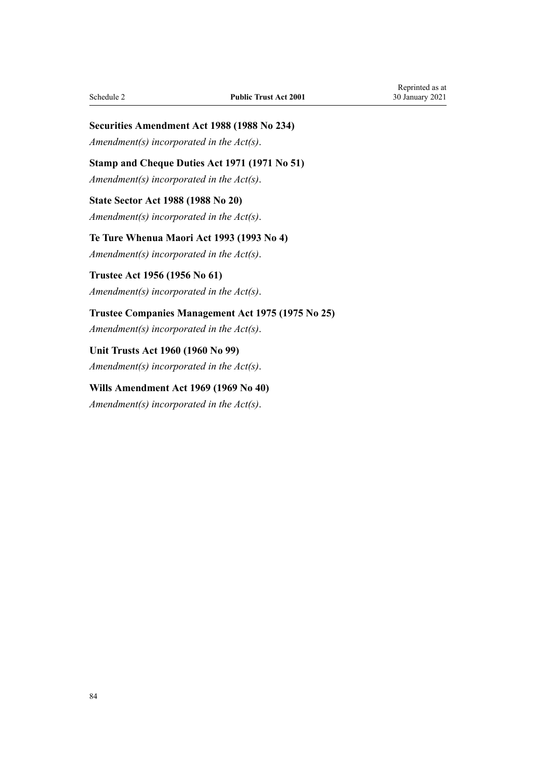**Securities Amendment Act 1988 (1988 No 234)**

*Amendment(s) incorporated in the Act(s).*

**Stamp and Cheque Duties Act 1971 (1971 No 51)**

*Amendment(s) incorporated in the Act(s).*

**State Sector Act 1988 (1988 No 20)**

*Amendment(s) incorporated in the Act(s).*

**Te Ture Whenua Maori Act 1993 (1993 No 4)**

*Amendment(s) incorporated in the Act(s).*

**Trustee Act 1956 (1956 No 61)**

*Amendment(s) incorporated in the Act(s).*

**Trustee Companies Management Act 1975 (1975 No 25)**

*Amendment(s) incorporated in the Act(s).*

**Unit Trusts Act 1960 (1960 No 99)**

*Amendment(s) incorporated in the Act(s).*

**Wills Amendment Act 1969 (1969 No 40)**

*Amendment(s) incorporated in the Act(s).*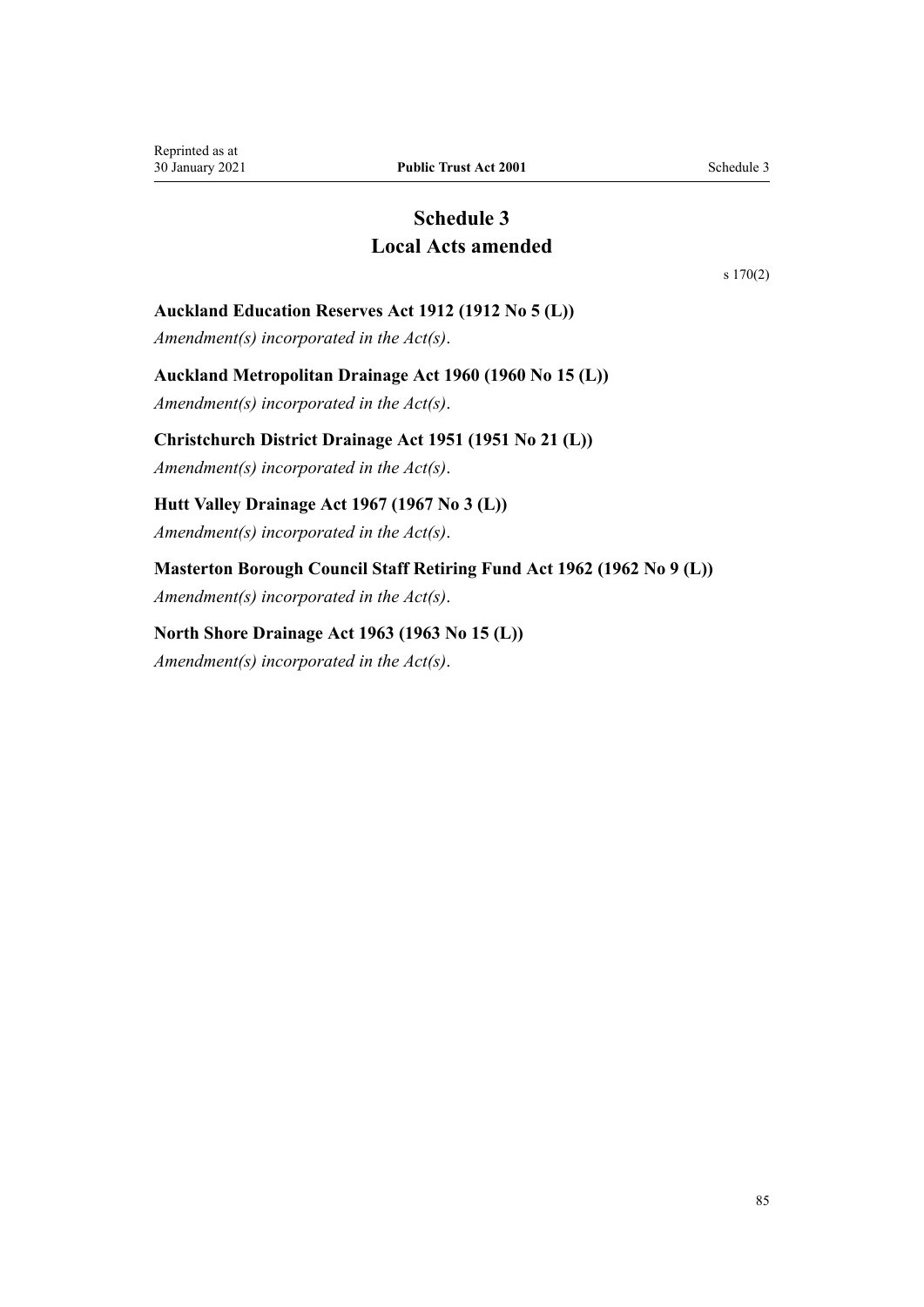# Schedule 3
# Local Acts amended

s 170(2)

### Auckland Education Reserves Act 1912 (1912 No 5 (L))

*Amendment(s) incorporated in the Act(s).*

### Auckland Metropolitan Drainage Act 1960 (1960 No 15 (L))

*Amendment(s) incorporated in the Act(s).*

### Christchurch District Drainage Act 1951 (1951 No 21 (L))

*Amendment(s) incorporated in the Act(s).*

### Hutt Valley Drainage Act 1967 (1967 No 3 (L))

*Amendment(s) incorporated in the Act(s).*

### Masterton Borough Council Staff Retiring Fund Act 1962 (1962 No 9 (L))

*Amendment(s) incorporated in the Act(s).*

### North Shore Drainage Act 1963 (1963 No 15 (L))

*Amendment(s) incorporated in the Act(s).*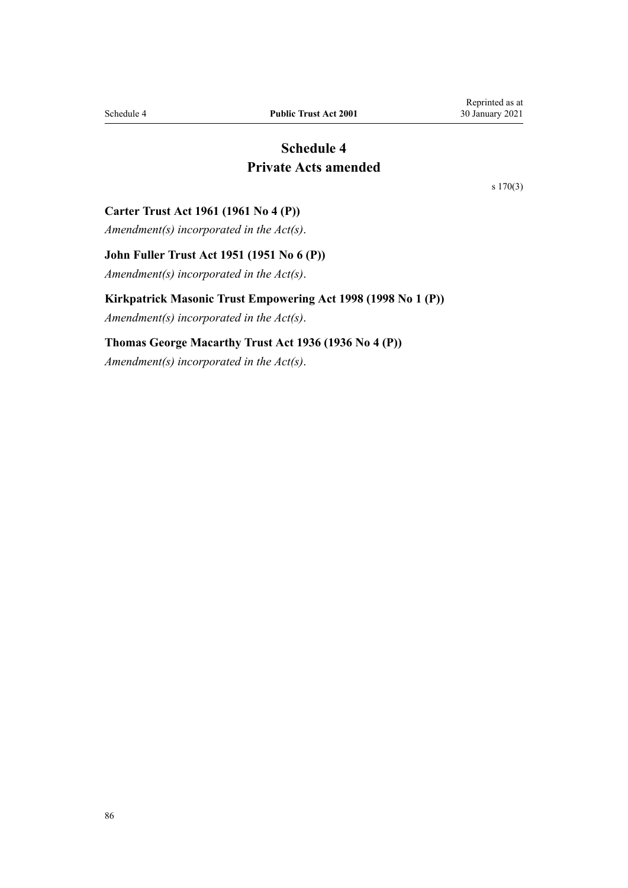# Schedule 4
# Private Acts amended

s 170(3)

### Carter Trust Act 1961 (1961 No 4 (P))

*Amendment(s) incorporated in the Act(s).*

### John Fuller Trust Act 1951 (1951 No 6 (P))

*Amendment(s) incorporated in the Act(s).*

### Kirkpatrick Masonic Trust Empowering Act 1998 (1998 No 1 (P))

*Amendment(s) incorporated in the Act(s).*

### Thomas George Macarthy Trust Act 1936 (1936 No 4 (P))

*Amendment(s) incorporated in the Act(s).*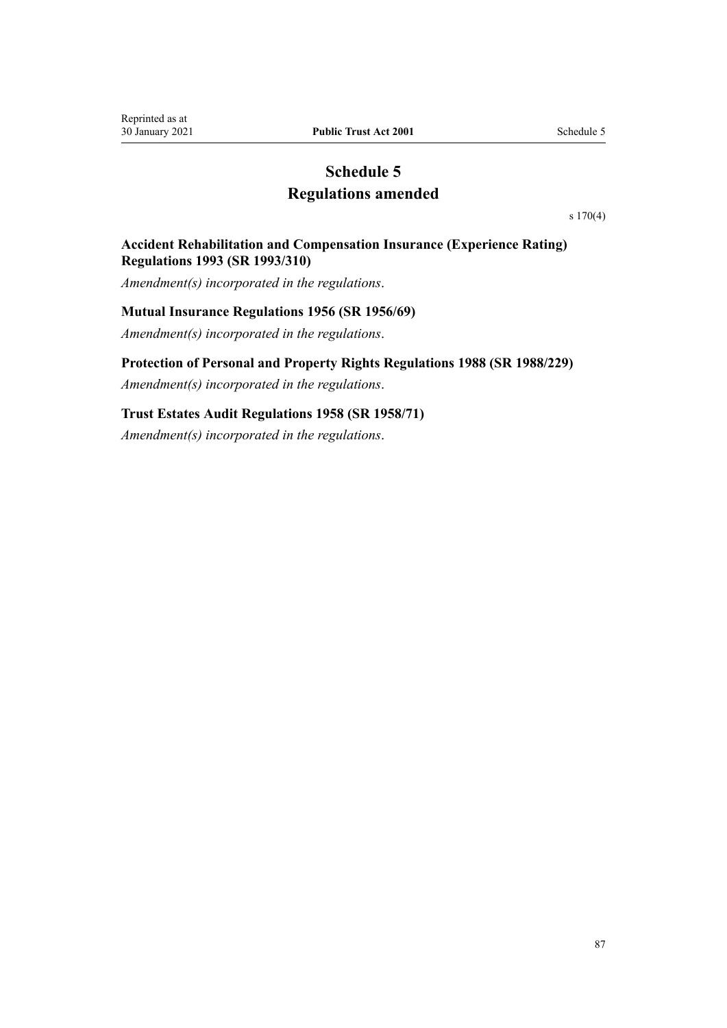# Schedule 5
# Regulations amended

s 170(4)

### Accident Rehabilitation and Compensation Insurance (Experience Rating) Regulations 1993 (SR 1993/310)

*Amendment(s) incorporated in the regulations*.

### Mutual Insurance Regulations 1956 (SR 1956/69)

*Amendment(s) incorporated in the regulations*.

### Protection of Personal and Property Rights Regulations 1988 (SR 1988/229)

*Amendment(s) incorporated in the regulations*.

### Trust Estates Audit Regulations 1958 (SR 1958/71)

*Amendment(s) incorporated in the regulations*.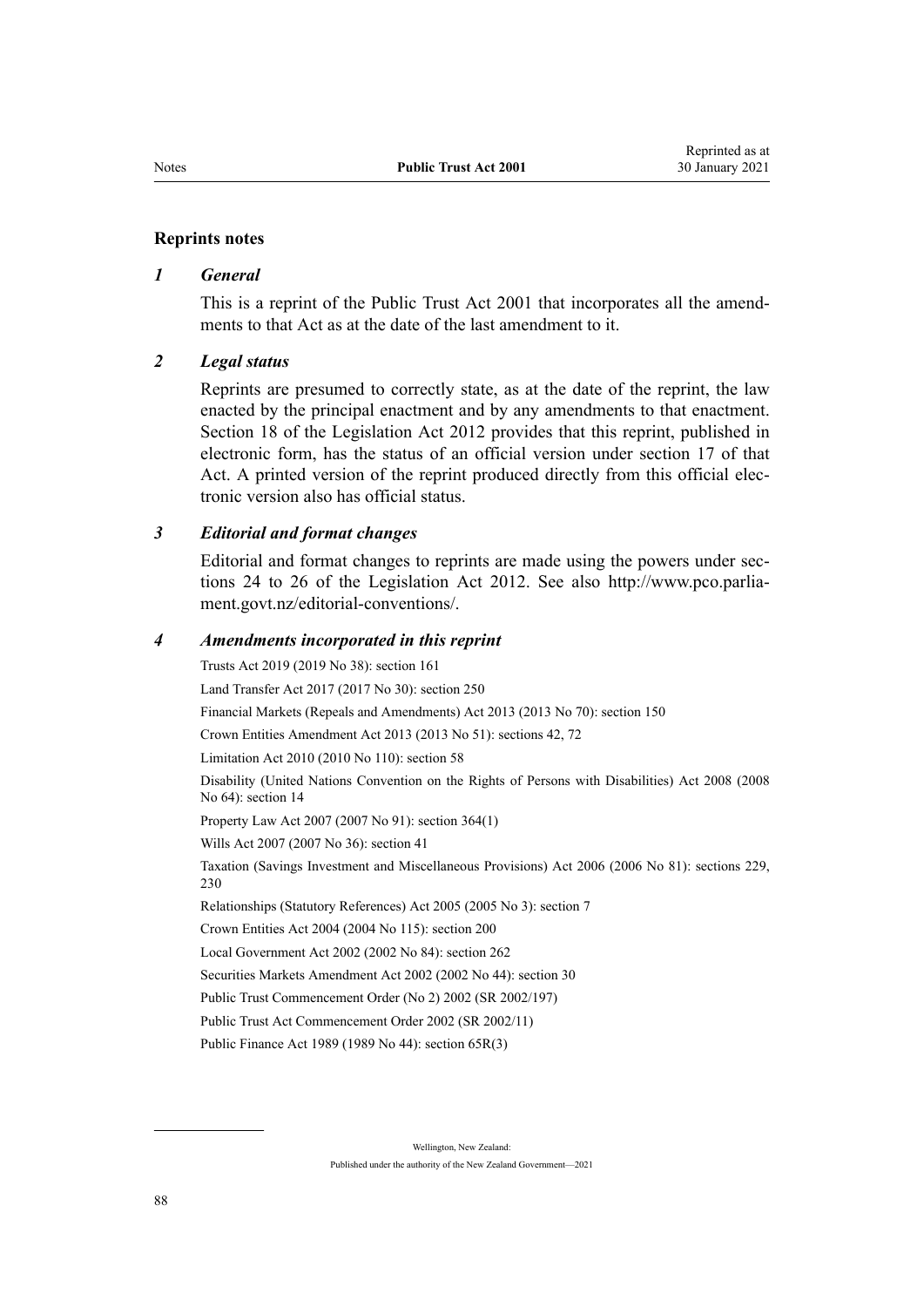## Reprints notes

### *1 General*

This is a reprint of the Public Trust Act 2001 that incorporates all the amendments to that Act as at the date of the last amendment to it.

### *2 Legal status*

Reprints are presumed to correctly state, as at the date of the reprint, the law enacted by the principal enactment and by any amendments to that enactment. Section 18 of the Legislation Act 2012 provides that this reprint, published in electronic form, has the status of an official version under section 17 of that Act. A printed version of the reprint produced directly from this official electronic version also has official status.

### *3 Editorial and format changes*

Editorial and format changes to reprints are made using the powers under sections 24 to 26 of the Legislation Act 2012. See also http://www.pco.parliament.govt.nz/editorial-conventions/.

### *4 Amendments incorporated in this reprint*

Trusts Act 2019 (2019 No 38): section 161

Land Transfer Act 2017 (2017 No 30): section 250

Financial Markets (Repeals and Amendments) Act 2013 (2013 No 70): section 150

Crown Entities Amendment Act 2013 (2013 No 51): sections 42, 72

Limitation Act 2010 (2010 No 110): section 58

Disability (United Nations Convention on the Rights of Persons with Disabilities) Act 2008 (2008 No 64): section 14

Property Law Act 2007 (2007 No 91): section 364(1)

Wills Act 2007 (2007 No 36): section 41

Taxation (Savings Investment and Miscellaneous Provisions) Act 2006 (2006 No 81): sections 229, 230

Relationships (Statutory References) Act 2005 (2005 No 3): section 7

Crown Entities Act 2004 (2004 No 115): section 200

Local Government Act 2002 (2002 No 84): section 262

Securities Markets Amendment Act 2002 (2002 No 44): section 30

Public Trust Commencement Order (No 2) 2002 (SR 2002/197)

Public Trust Act Commencement Order 2002 (SR 2002/11)

Public Finance Act 1989 (1989 No 44): section 65R(3)

Wellington, New Zealand:

Published under the authority of the New Zealand Government—2021